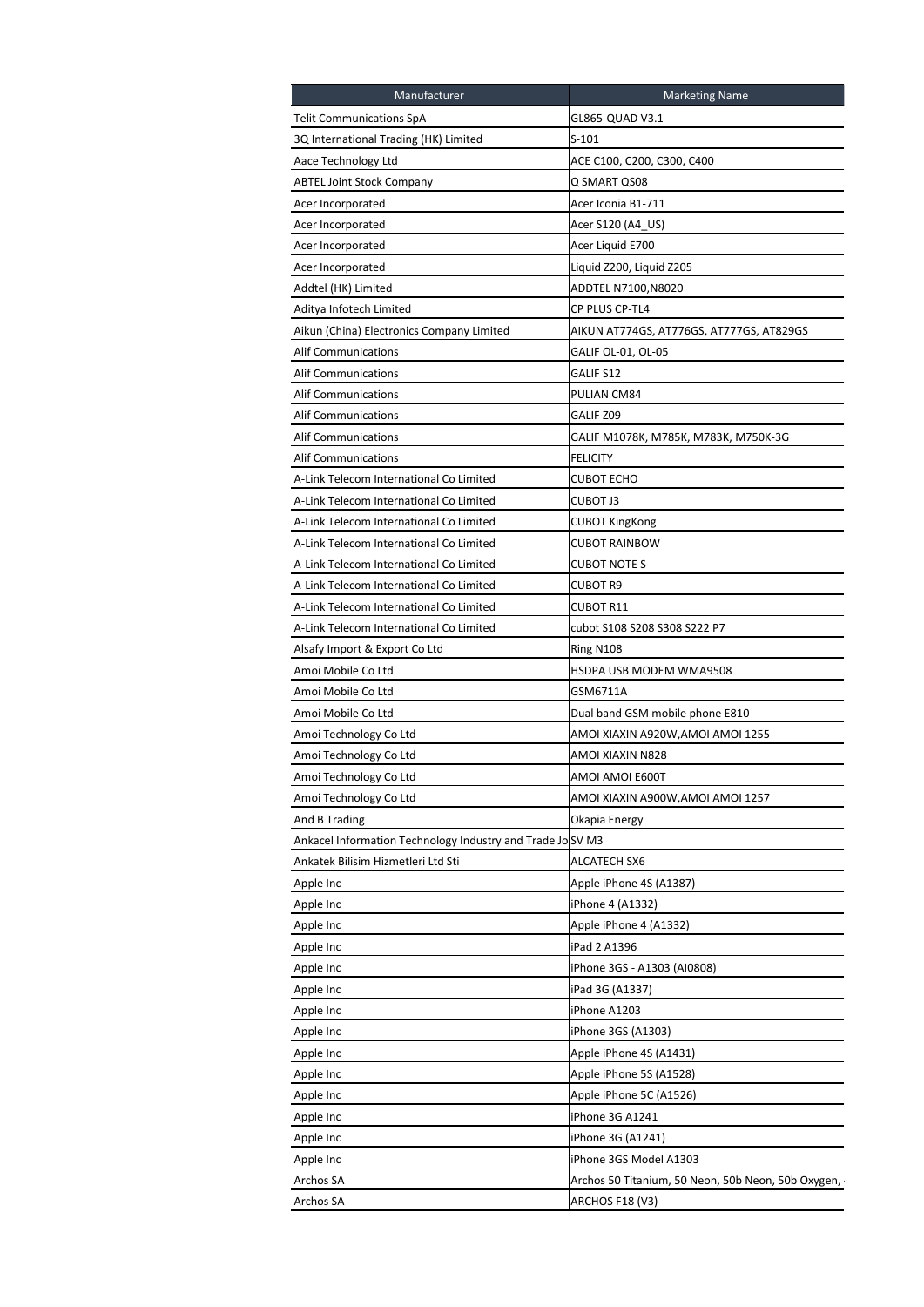| Manufacturer | Marketing Name |
| --- | --- |
| Telit Communications SpA | GL865-QUAD V3.1 |
| 3Q International Trading (HK) Limited | S-101 |
| Aace Technology Ltd | ACE C100, C200, C300, C400 |
| ABTEL Joint Stock Company | Q SMART QS08 |
| Acer Incorporated | Acer Iconia B1-711 |
| Acer Incorporated | Acer S120 (A4_US) |
| Acer Incorporated | Acer Liquid E700 |
| Acer Incorporated | Liquid Z200, Liquid Z205 |
| Addtel (HK) Limited | ADDTEL N7100,N8020 |
| Aditya Infotech Limited | CP PLUS CP-TL4 |
| Aikun (China) Electronics Company Limited | AIKUN AT774GS, AT776GS, AT777GS, AT829GS |
| Alif Communications | GALIF OL-01, OL-05 |
| Alif Communications | GALIF S12 |
| Alif Communications | PULIAN CM84 |
| Alif Communications | GALIF Z09 |
| Alif Communications | GALIF M1078K, M785K, M783K, M750K-3G |
| Alif Communications | FELICITY |
| A-Link Telecom International Co Limited | CUBOT ECHO |
| A-Link Telecom International Co Limited | CUBOT J3 |
| A-Link Telecom International Co Limited | CUBOT KingKong |
| A-Link Telecom International Co Limited | CUBOT RAINBOW |
| A-Link Telecom International Co Limited | CUBOT NOTE S |
| A-Link Telecom International Co Limited | CUBOT R9 |
| A-Link Telecom International Co Limited | CUBOT R11 |
| A-Link Telecom International Co Limited | cubot S108 S208 S308 S222 P7 |
| Alsafy Import & Export Co Ltd | Ring N108 |
| Amoi Mobile Co Ltd | HSDPA USB MODEM WMA9508 |
| Amoi Mobile Co Ltd | GSM6711A |
| Amoi Mobile Co Ltd | Dual band GSM mobile phone E810 |
| Amoi Technology Co Ltd | AMOI XIAXIN A920W,AMOI AMOI 1255 |
| Amoi Technology Co Ltd | AMOI XIAXIN N828 |
| Amoi Technology Co Ltd | AMOI AMOI E600T |
| Amoi Technology Co Ltd | AMOI XIAXIN A900W,AMOI AMOI 1257 |
| And B Trading | Okapia Energy |
| Ankacel Information Technology Industry and Trade Jo | SV M3 |
| Ankatek Bilisim Hizmetleri Ltd Sti | ALCATECH SX6 |
| Apple Inc | Apple iPhone 4S (A1387) |
| Apple Inc | iPhone 4 (A1332) |
| Apple Inc | Apple iPhone 4 (A1332) |
| Apple Inc | iPad 2 A1396 |
| Apple Inc | iPhone 3GS - A1303 (AI0808) |
| Apple Inc | iPad 3G (A1337) |
| Apple Inc | iPhone A1203 |
| Apple Inc | iPhone 3GS (A1303) |
| Apple Inc | Apple iPhone 4S (A1431) |
| Apple Inc | Apple iPhone 5S (A1528) |
| Apple Inc | Apple iPhone 5C (A1526) |
| Apple Inc | iPhone 3G A1241 |
| Apple Inc | iPhone 3G (A1241) |
| Apple Inc | iPhone 3GS Model A1303 |
| Archos SA | Archos 50 Titanium, 50 Neon, 50b Neon, 50b Oxygen, |
| Archos SA | ARCHOS F18 (V3) |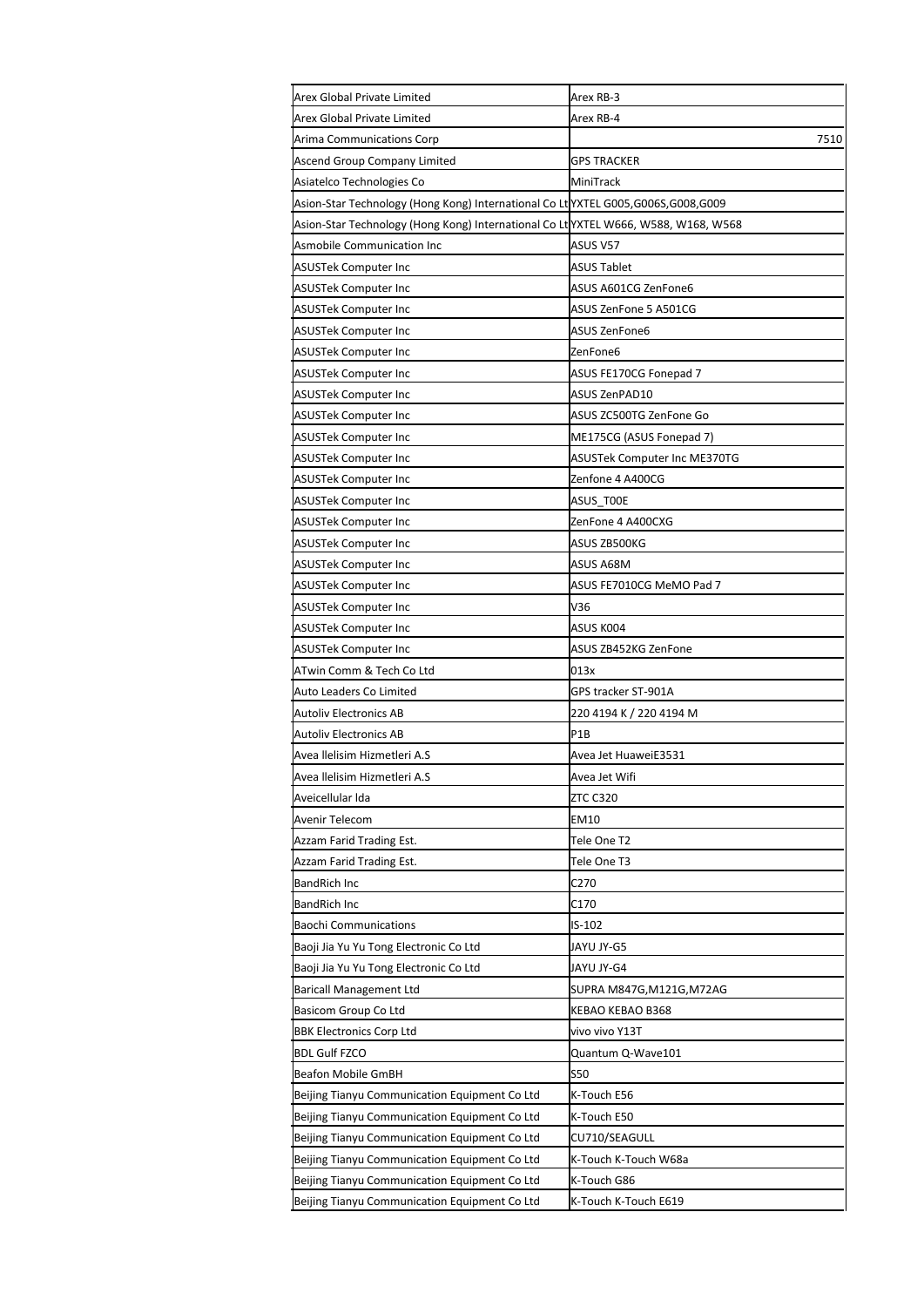| | |
|---|---|
| Arex Global Private Limited | Arex RB-3 |
| Arex Global Private Limited | Arex RB-4 |
| Arima Communications Corp | 7510 |
| Ascend Group Company Limited | GPS TRACKER |
| Asiatelco Technologies Co | MiniTrack |
| Asion-Star Technology (Hong Kong) International Co Lt | YXTEL G005,G006S,G008,G009 |
| Asion-Star Technology (Hong Kong) International Co Lt | YXTEL W666, W588, W168, W568 |
| Asmobile Communication Inc | ASUS V57 |
| ASUSTek Computer Inc | ASUS Tablet |
| ASUSTek Computer Inc | ASUS A601CG ZenFone6 |
| ASUSTek Computer Inc | ASUS ZenFone 5 A501CG |
| ASUSTek Computer Inc | ASUS ZenFone6 |
| ASUSTek Computer Inc | ZenFone6 |
| ASUSTek Computer Inc | ASUS FE170CG Fonepad 7 |
| ASUSTek Computer Inc | ASUS ZenPAD10 |
| ASUSTek Computer Inc | ASUS ZC500TG ZenFone Go |
| ASUSTek Computer Inc | ME175CG (ASUS Fonepad 7) |
| ASUSTek Computer Inc | ASUSTek Computer Inc ME370TG |
| ASUSTek Computer Inc | Zenfone 4 A400CG |
| ASUSTek Computer Inc | ASUS_T00E |
| ASUSTek Computer Inc | ZenFone 4 A400CXG |
| ASUSTek Computer Inc | ASUS ZB500KG |
| ASUSTek Computer Inc | ASUS A68M |
| ASUSTek Computer Inc | ASUS FE7010CG MeMO Pad 7 |
| ASUSTek Computer Inc | V36 |
| ASUSTek Computer Inc | ASUS K004 |
| ASUSTek Computer Inc | ASUS ZB452KG ZenFone |
| ATwin Comm & Tech Co Ltd | 013x |
| Auto Leaders Co Limited | GPS tracker ST-901A |
| Autoliv Electronics AB | 220 4194 K / 220 4194 M |
| Autoliv Electronics AB | P1B |
| Avea llelisim Hizmetleri A.S | Avea Jet HuaweiE3531 |
| Avea llelisim Hizmetleri A.S | Avea Jet Wifi |
| Aveicellular lda | ZTC C320 |
| Avenir Telecom | EM10 |
| Azzam Farid Trading Est. | Tele One T2 |
| Azzam Farid Trading Est. | Tele One T3 |
| BandRich Inc | C270 |
| BandRich Inc | C170 |
| Baochi Communications | IS-102 |
| Baoji Jia Yu Yu Tong Electronic Co Ltd | JAYU JY-G5 |
| Baoji Jia Yu Yu Tong Electronic Co Ltd | JAYU JY-G4 |
| Baricall Management Ltd | SUPRA M847G,M121G,M72AG |
| Basicom Group Co Ltd | KEBAO KEBAO B368 |
| BBK Electronics Corp Ltd | vivo vivo Y13T |
| BDL Gulf FZCO | Quantum Q-Wave101 |
| Beafon Mobile GmBH | S50 |
| Beijing Tianyu Communication Equipment Co Ltd | K-Touch E56 |
| Beijing Tianyu Communication Equipment Co Ltd | K-Touch E50 |
| Beijing Tianyu Communication Equipment Co Ltd | CU710/SEAGULL |
| Beijing Tianyu Communication Equipment Co Ltd | K-Touch K-Touch W68a |
| Beijing Tianyu Communication Equipment Co Ltd | K-Touch G86 |
| Beijing Tianyu Communication Equipment Co Ltd | K-Touch K-Touch E619 |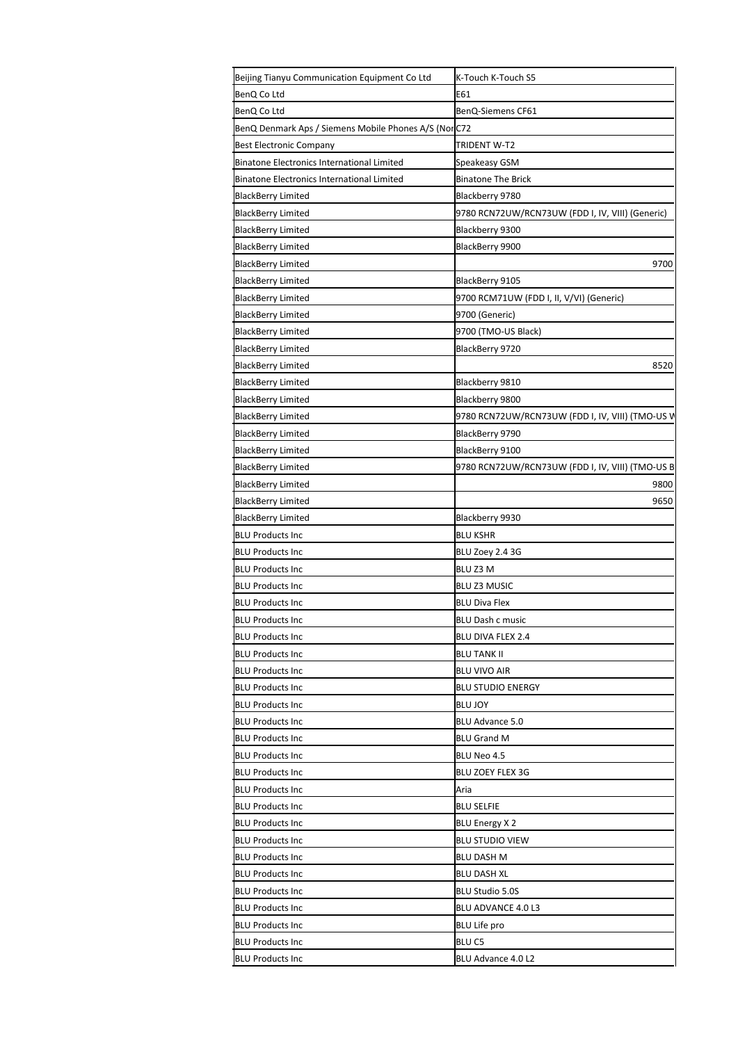| Beijing Tianyu Communication Equipment Co Ltd | K-Touch K-Touch S5 |
|---|---|
| BenQ Co Ltd | E61 |
| BenQ Co Ltd | BenQ-Siemens CF61 |
| BenQ Denmark Aps / Siemens Mobile Phones A/S (Nor | C72 |
| Best Electronic Company | TRIDENT W-T2 |
| Binatone Electronics International Limited | Speakeasy GSM |
| Binatone Electronics International Limited | Binatone The Brick |
| BlackBerry Limited | Blackberry 9780 |
| BlackBerry Limited | 9780 RCN72UW/RCN73UW (FDD I, IV, VIII) (Generic) |
| BlackBerry Limited | Blackberry 9300 |
| BlackBerry Limited | BlackBerry 9900 |
| BlackBerry Limited | 9700 |
| BlackBerry Limited | BlackBerry 9105 |
| BlackBerry Limited | 9700 RCM71UW (FDD I, II, V/VI) (Generic) |
| BlackBerry Limited | 9700 (Generic) |
| BlackBerry Limited | 9700 (TMO-US Black) |
| BlackBerry Limited | BlackBerry 9720 |
| BlackBerry Limited | 8520 |
| BlackBerry Limited | Blackberry 9810 |
| BlackBerry Limited | Blackberry 9800 |
| BlackBerry Limited | 9780 RCN72UW/RCN73UW (FDD I, IV, VIII) (TMO-US W |
| BlackBerry Limited | BlackBerry 9790 |
| BlackBerry Limited | BlackBerry 9100 |
| BlackBerry Limited | 9780 RCN72UW/RCN73UW (FDD I, IV, VIII) (TMO-US B |
| BlackBerry Limited | 9800 |
| BlackBerry Limited | 9650 |
| BlackBerry Limited | Blackberry 9930 |
| BLU Products Inc | BLU KSHR |
| BLU Products Inc | BLU Zoey 2.4 3G |
| BLU Products Inc | BLU Z3 M |
| BLU Products Inc | BLU Z3 MUSIC |
| BLU Products Inc | BLU Diva Flex |
| BLU Products Inc | BLU Dash c music |
| BLU Products Inc | BLU DIVA FLEX 2.4 |
| BLU Products Inc | BLU TANK II |
| BLU Products Inc | BLU VIVO AIR |
| BLU Products Inc | BLU STUDIO ENERGY |
| BLU Products Inc | BLU JOY |
| BLU Products Inc | BLU Advance 5.0 |
| BLU Products Inc | BLU Grand M |
| BLU Products Inc | BLU Neo 4.5 |
| BLU Products Inc | BLU ZOEY FLEX 3G |
| BLU Products Inc | Aria |
| BLU Products Inc | BLU SELFIE |
| BLU Products Inc | BLU Energy X 2 |
| BLU Products Inc | BLU STUDIO VIEW |
| BLU Products Inc | BLU DASH M |
| BLU Products Inc | BLU DASH XL |
| BLU Products Inc | BLU Studio 5.0S |
| BLU Products Inc | BLU ADVANCE 4.0 L3 |
| BLU Products Inc | BLU Life pro |
| BLU Products Inc | BLU C5 |
| BLU Products Inc | BLU Advance 4.0 L2 |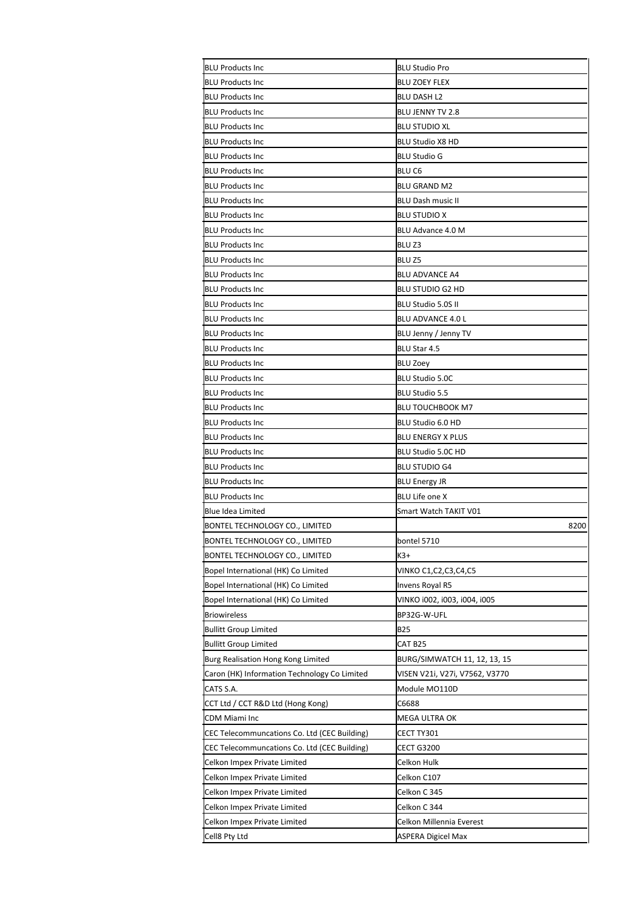| | |
|---|---|
| BLU Products Inc | BLU Studio Pro |
| BLU Products Inc | BLU ZOEY FLEX |
| BLU Products Inc | BLU DASH L2 |
| BLU Products Inc | BLU JENNY TV 2.8 |
| BLU Products Inc | BLU STUDIO XL |
| BLU Products Inc | BLU Studio X8 HD |
| BLU Products Inc | BLU Studio G |
| BLU Products Inc | BLU C6 |
| BLU Products Inc | BLU GRAND M2 |
| BLU Products Inc | BLU Dash music II |
| BLU Products Inc | BLU STUDIO X |
| BLU Products Inc | BLU Advance 4.0 M |
| BLU Products Inc | BLU Z3 |
| BLU Products Inc | BLU Z5 |
| BLU Products Inc | BLU ADVANCE A4 |
| BLU Products Inc | BLU STUDIO G2 HD |
| BLU Products Inc | BLU Studio 5.0S II |
| BLU Products Inc | BLU ADVANCE 4.0 L |
| BLU Products Inc | BLU Jenny / Jenny TV |
| BLU Products Inc | BLU Star 4.5 |
| BLU Products Inc | BLU Zoey |
| BLU Products Inc | BLU Studio 5.0C |
| BLU Products Inc | BLU Studio 5.5 |
| BLU Products Inc | BLU TOUCHBOOK M7 |
| BLU Products Inc | BLU Studio 6.0 HD |
| BLU Products Inc | BLU ENERGY X PLUS |
| BLU Products Inc | BLU Studio 5.0C HD |
| BLU Products Inc | BLU STUDIO G4 |
| BLU Products Inc | BLU Energy JR |
| BLU Products Inc | BLU Life one X |
| Blue Idea Limited | Smart Watch TAKIT V01 |
| BONTEL TECHNOLOGY CO., LIMITED | 8200 |
| BONTEL TECHNOLOGY CO., LIMITED | bontel 5710 |
| BONTEL TECHNOLOGY CO., LIMITED | K3+ |
| Bopel International (HK) Co Limited | VINKO C1,C2,C3,C4,C5 |
| Bopel International (HK) Co Limited | Invens Royal R5 |
| Bopel International (HK) Co Limited | VINKO i002, i003, i004, i005 |
| Briowireless | BP32G-W-UFL |
| Bullitt Group Limited | B25 |
| Bullitt Group Limited | CAT B25 |
| Burg Realisation Hong Kong Limited | BURG/SIMWATCH 11, 12, 13, 15 |
| Caron (HK) Information Technology Co Limited | VISEN V21i, V27i, V7562, V3770 |
| CATS S.A. | Module MO110D |
| CCT Ltd / CCT R&D Ltd (Hong Kong) | C6688 |
| CDM Miami Inc | MEGA ULTRA OK |
| CEC Telecommuncations Co. Ltd (CEC Building) | CECT TY301 |
| CEC Telecommuncations Co. Ltd (CEC Building) | CECT G3200 |
| Celkon Impex Private Limited | Celkon Hulk |
| Celkon Impex Private Limited | Celkon C107 |
| Celkon Impex Private Limited | Celkon C 345 |
| Celkon Impex Private Limited | Celkon C 344 |
| Celkon Impex Private Limited | Celkon Millennia Everest |
| Cell8 Pty Ltd | ASPERA Digicel Max |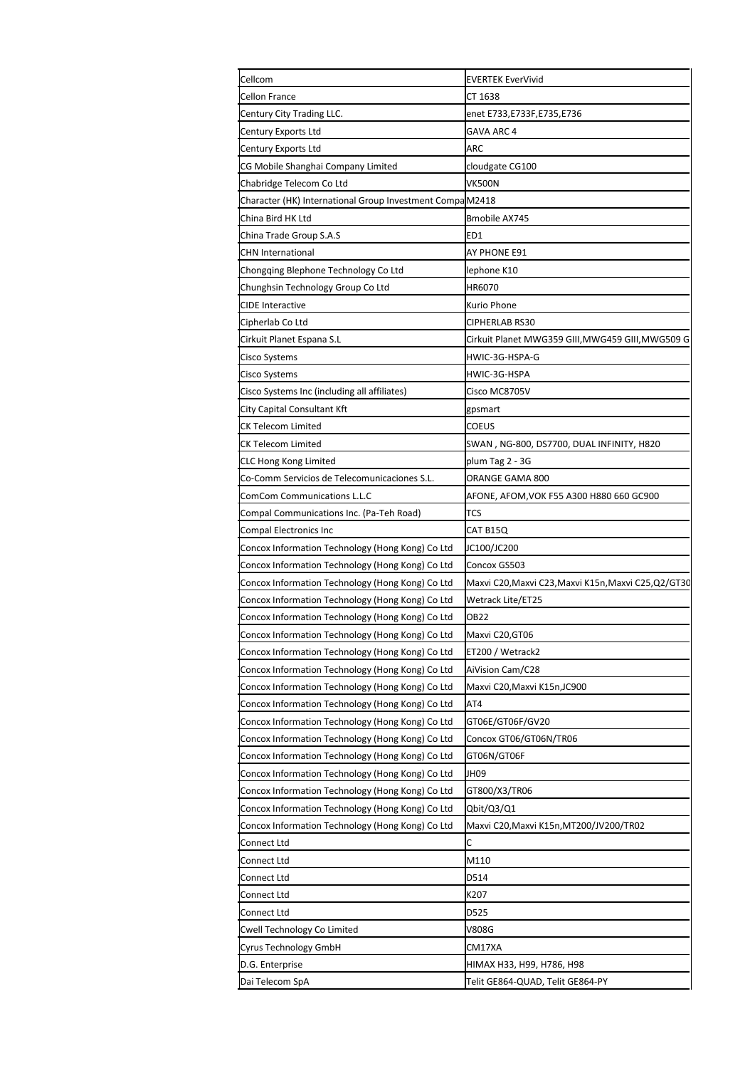| Cellcom | EVERTEK EverVivid |
|---|---|
| Cellon France | CT 1638 |
| Century City Trading LLC. | enet E733,E733F,E735,E736 |
| Century Exports Ltd | GAVA ARC 4 |
| Century Exports Ltd | ARC |
| CG Mobile Shanghai Company Limited | cloudgate CG100 |
| Chabridge Telecom Co Ltd | VK500N |
| Character (HK) International Group Investment Compa | M2418 |
| China Bird HK Ltd | Bmobile AX745 |
| China Trade Group S.A.S | ED1 |
| CHN International | AY PHONE E91 |
| Chongqing Blephone Technology Co Ltd | lephone K10 |
| Chunghsin Technology Group Co Ltd | HR6070 |
| CIDE Interactive | Kurio Phone |
| Cipherlab Co Ltd | CIPHERLAB RS30 |
| Cirkuit Planet Espana S.L | Cirkuit Planet MWG359 GIII,MWG459 GIII,MWG509 G |
| Cisco Systems | HWIC-3G-HSPA-G |
| Cisco Systems | HWIC-3G-HSPA |
| Cisco Systems Inc (including all affiliates) | Cisco MC8705V |
| City Capital Consultant Kft | gpsmart |
| CK Telecom Limited | COEUS |
| CK Telecom Limited | SWAN , NG-800, DS7700, DUAL INFINITY, H820 |
| CLC Hong Kong Limited | plum Tag 2 - 3G |
| Co-Comm Servicios de Telecomunicaciones S.L. | ORANGE GAMA 800 |
| ComCom Communications L.L.C | AFONE, AFOM,VOK F55 A300 H880 660 GC900 |
| Compal Communications Inc. (Pa-Teh Road) | TCS |
| Compal Electronics Inc | CAT B15Q |
| Concox Information Technology (Hong Kong) Co Ltd | JC100/JC200 |
| Concox Information Technology (Hong Kong) Co Ltd | Concox GS503 |
| Concox Information Technology (Hong Kong) Co Ltd | Maxvi C20,Maxvi C23,Maxvi K15n,Maxvi C25,Q2/GT30 |
| Concox Information Technology (Hong Kong) Co Ltd | Wetrack Lite/ET25 |
| Concox Information Technology (Hong Kong) Co Ltd | OB22 |
| Concox Information Technology (Hong Kong) Co Ltd | Maxvi C20,GT06 |
| Concox Information Technology (Hong Kong) Co Ltd | ET200 / Wetrack2 |
| Concox Information Technology (Hong Kong) Co Ltd | AiVision Cam/C28 |
| Concox Information Technology (Hong Kong) Co Ltd | Maxvi C20,Maxvi K15n,JC900 |
| Concox Information Technology (Hong Kong) Co Ltd | AT4 |
| Concox Information Technology (Hong Kong) Co Ltd | GT06E/GT06F/GV20 |
| Concox Information Technology (Hong Kong) Co Ltd | Concox GT06/GT06N/TR06 |
| Concox Information Technology (Hong Kong) Co Ltd | GT06N/GT06F |
| Concox Information Technology (Hong Kong) Co Ltd | JH09 |
| Concox Information Technology (Hong Kong) Co Ltd | GT800/X3/TR06 |
| Concox Information Technology (Hong Kong) Co Ltd | Qbit/Q3/Q1 |
| Concox Information Technology (Hong Kong) Co Ltd | Maxvi C20,Maxvi K15n,MT200/JV200/TR02 |
| Connect Ltd | C |
| Connect Ltd | M110 |
| Connect Ltd | D514 |
| Connect Ltd | K207 |
| Connect Ltd | D525 |
| Cwell Technology Co Limited | V808G |
| Cyrus Technology GmbH | CM17XA |
| D.G. Enterprise | HIMAX H33, H99, H786, H98 |
| Dai Telecom SpA | Telit GE864-QUAD, Telit GE864-PY |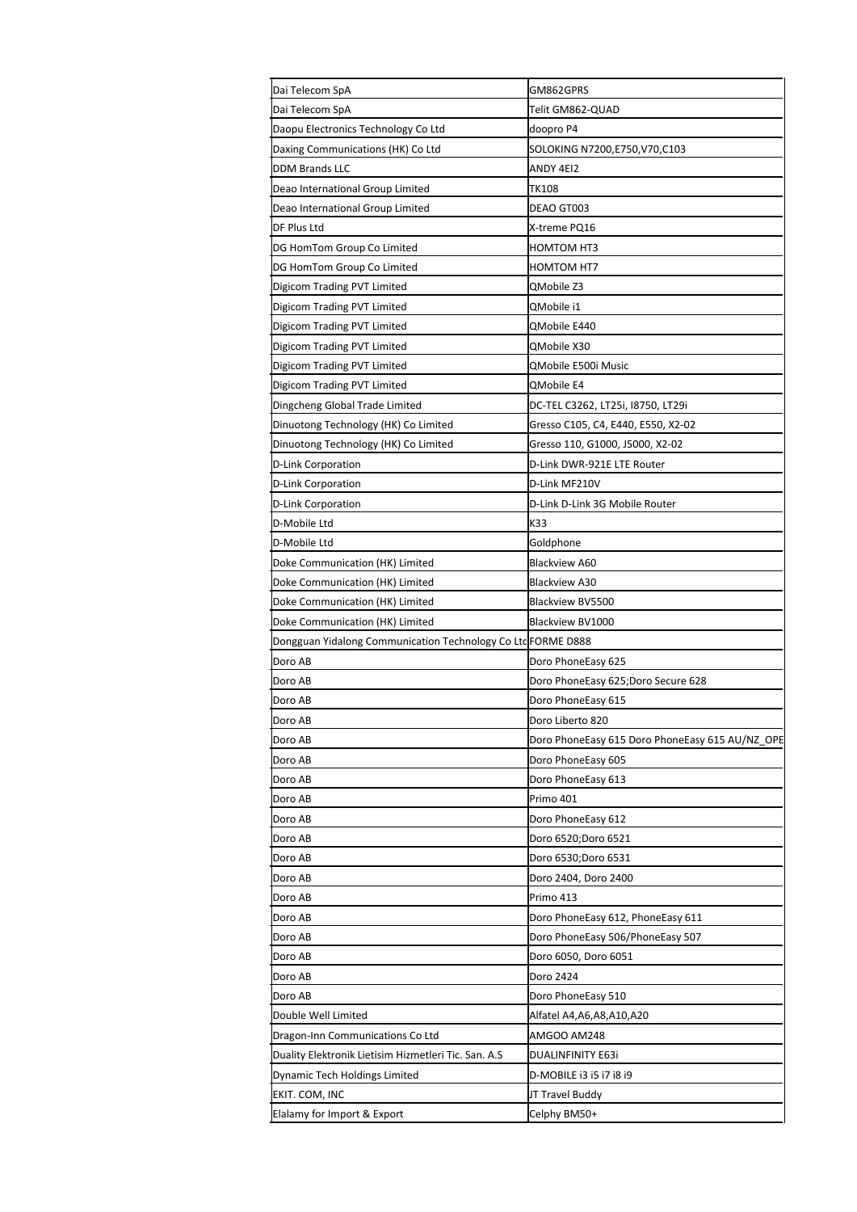| | |
|---|---|
| Dai Telecom SpA | GM862GPRS |
| Dai Telecom SpA | Telit GM862-QUAD |
| Daopu Electronics Technology Co Ltd | doopro P4 |
| Daxing Communications (HK) Co Ltd | SOLOKING N7200,E750,V70,C103 |
| DDM Brands LLC | ANDY 4EI2 |
| Deao International Group Limited | TK108 |
| Deao International Group Limited | DEAO GT003 |
| DF Plus Ltd | X-treme PQ16 |
| DG HomTom Group Co Limited | HOMTOM HT3 |
| DG HomTom Group Co Limited | HOMTOM HT7 |
| Digicom Trading PVT Limited | QMobile Z3 |
| Digicom Trading PVT Limited | QMobile i1 |
| Digicom Trading PVT Limited | QMobile E440 |
| Digicom Trading PVT Limited | QMobile X30 |
| Digicom Trading PVT Limited | QMobile E500i Music |
| Digicom Trading PVT Limited | QMobile E4 |
| Dingcheng Global Trade Limited | DC-TEL C3262, LT25i, I8750, LT29i |
| Dinuotong Technology (HK) Co Limited | Gresso C105, C4, E440, E550, X2-02 |
| Dinuotong Technology (HK) Co Limited | Gresso 110, G1000, J5000, X2-02 |
| D-Link Corporation | D-Link DWR-921E LTE Router |
| D-Link Corporation | D-Link MF210V |
| D-Link Corporation | D-Link D-Link 3G Mobile Router |
| D-Mobile Ltd | K33 |
| D-Mobile Ltd | Goldphone |
| Doke Communication (HK) Limited | Blackview A60 |
| Doke Communication (HK) Limited | Blackview A30 |
| Doke Communication (HK) Limited | Blackview BV5500 |
| Doke Communication (HK) Limited | Blackview BV1000 |
| Dongguan Yidalong Communication Technology Co Ltd | FORME D888 |
| Doro AB | Doro PhoneEasy 625 |
| Doro AB | Doro PhoneEasy 625;Doro Secure 628 |
| Doro AB | Doro PhoneEasy 615 |
| Doro AB | Doro Liberto 820 |
| Doro AB | Doro PhoneEasy 615 Doro PhoneEasy 615 AU/NZ_OPE |
| Doro AB | Doro PhoneEasy 605 |
| Doro AB | Doro PhoneEasy 613 |
| Doro AB | Primo 401 |
| Doro AB | Doro PhoneEasy 612 |
| Doro AB | Doro 6520;Doro 6521 |
| Doro AB | Doro 6530;Doro 6531 |
| Doro AB | Doro 2404, Doro 2400 |
| Doro AB | Primo 413 |
| Doro AB | Doro PhoneEasy 612, PhoneEasy 611 |
| Doro AB | Doro PhoneEasy 506/PhoneEasy 507 |
| Doro AB | Doro 6050, Doro 6051 |
| Doro AB | Doro 2424 |
| Doro AB | Doro PhoneEasy 510 |
| Double Well Limited | Alfatel A4,A6,A8,A10,A20 |
| Dragon-Inn Communications Co Ltd | AMGOO AM248 |
| Duality Elektronik Lietisim Hizmetleri Tic. San. A.S | DUALINFINITY E63i |
| Dynamic Tech Holdings Limited | D-MOBILE i3 i5 i7 i8 i9 |
| EKIT. COM, INC | JT Travel Buddy |
| Elalamy for Import & Export | Celphy BM50+ |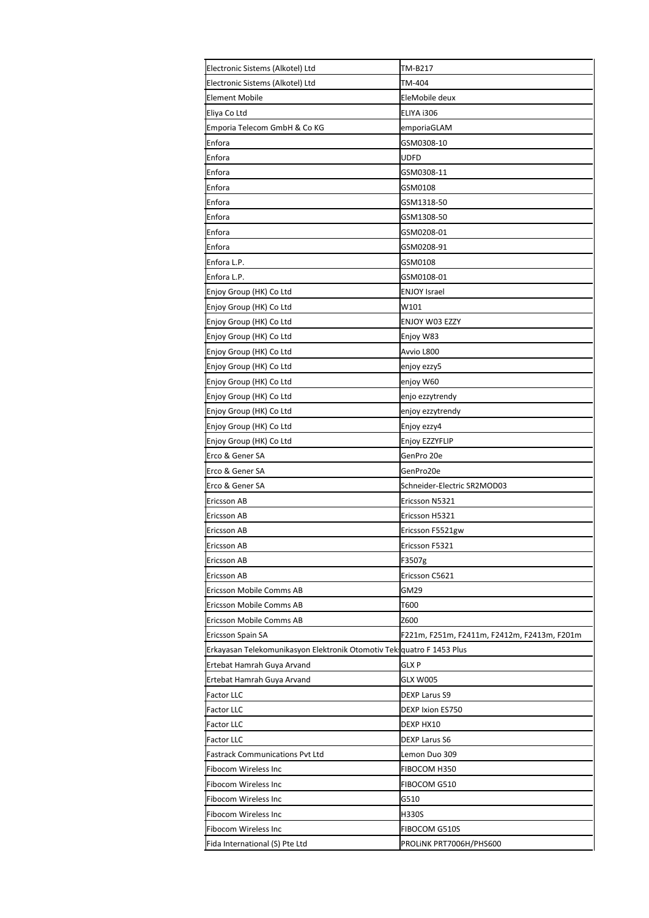| Electronic Sistems (Alkotel) Ltd | TM-B217 |
|---|---|
| Electronic Sistems (Alkotel) Ltd | TM-404 |
| Element Mobile | EleMobile deux |
| Eliya Co Ltd | ELIYA i306 |
| Emporia Telecom GmbH & Co KG | emporiaGLAM |
| Enfora | GSM0308-10 |
| Enfora | UDFD |
| Enfora | GSM0308-11 |
| Enfora | GSM0108 |
| Enfora | GSM1318-50 |
| Enfora | GSM1308-50 |
| Enfora | GSM0208-01 |
| Enfora | GSM0208-91 |
| Enfora L.P. | GSM0108 |
| Enfora L.P. | GSM0108-01 |
| Enjoy Group (HK) Co Ltd | ENJOY Israel |
| Enjoy Group (HK) Co Ltd | W101 |
| Enjoy Group (HK) Co Ltd | ENJOY W03 EZZY |
| Enjoy Group (HK) Co Ltd | Enjoy W83 |
| Enjoy Group (HK) Co Ltd | Avvio L800 |
| Enjoy Group (HK) Co Ltd | enjoy ezzy5 |
| Enjoy Group (HK) Co Ltd | enjoy W60 |
| Enjoy Group (HK) Co Ltd | enjo ezzytrendy |
| Enjoy Group (HK) Co Ltd | enjoy ezzytrendy |
| Enjoy Group (HK) Co Ltd | Enjoy ezzy4 |
| Enjoy Group (HK) Co Ltd | Enjoy EZZYFLIP |
| Erco & Gener SA | GenPro 20e |
| Erco & Gener SA | GenPro20e |
| Erco & Gener SA | Schneider-Electric SR2MOD03 |
| Ericsson AB | Ericsson N5321 |
| Ericsson AB | Ericsson H5321 |
| Ericsson AB | Ericsson F5521gw |
| Ericsson AB | Ericsson F5321 |
| Ericsson AB | F3507g |
| Ericsson AB | Ericsson C5621 |
| Ericsson Mobile Comms AB | GM29 |
| Ericsson Mobile Comms AB | T600 |
| Ericsson Mobile Comms AB | Z600 |
| Ericsson Spain SA | F221m, F251m, F2411m, F2412m, F2413m, F201m |
| Erkayasan Telekomunikasyon Elektronik Otomotiv Tek | quatro F 1453 Plus |
| Ertebat Hamrah Guya Arvand | GLX P |
| Ertebat Hamrah Guya Arvand | GLX W005 |
| Factor LLC | DEXP Larus S9 |
| Factor LLC | DEXP Ixion ES750 |
| Factor LLC | DEXP HX10 |
| Factor LLC | DEXP Larus S6 |
| Fastrack Communications Pvt Ltd | Lemon Duo 309 |
| Fibocom Wireless Inc | FIBOCOM H350 |
| Fibocom Wireless Inc | FIBOCOM G510 |
| Fibocom Wireless Inc | G510 |
| Fibocom Wireless Inc | H330S |
| Fibocom Wireless Inc | FIBOCOM G510S |
| Fida International (S) Pte Ltd | PROLiNK PRT7006H/PHS600 |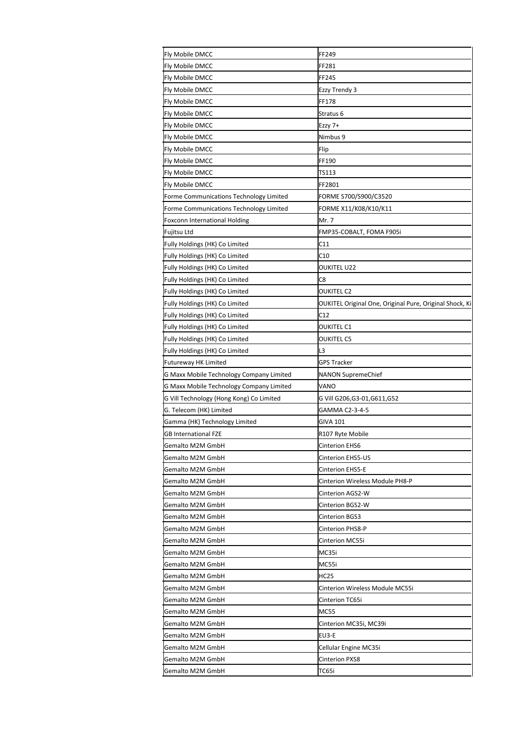| | |
|---|---|
| Fly Mobile DMCC | FF249 |
| Fly Mobile DMCC | FF281 |
| Fly Mobile DMCC | FF245 |
| Fly Mobile DMCC | Ezzy Trendy 3 |
| Fly Mobile DMCC | FF178 |
| Fly Mobile DMCC | Stratus 6 |
| Fly Mobile DMCC | Ezzy 7+ |
| Fly Mobile DMCC | Nimbus 9 |
| Fly Mobile DMCC | Flip |
| Fly Mobile DMCC | FF190 |
| Fly Mobile DMCC | TS113 |
| Fly Mobile DMCC | FF2801 |
| Forme Communications Technology Limited | FORME S700/S900/C3520 |
| Forme Communications Technology Limited | FORME X11/K08/K10/K11 |
| Foxconn International Holding | Mr. 7 |
| Fujitsu Ltd | FMP35-COBALT, FOMA F905i |
| Fully Holdings (HK) Co Limited | C11 |
| Fully Holdings (HK) Co Limited | C10 |
| Fully Holdings (HK) Co Limited | OUKITEL U22 |
| Fully Holdings (HK) Co Limited | C8 |
| Fully Holdings (HK) Co Limited | OUKITEL C2 |
| Fully Holdings (HK) Co Limited | OUKITEL Original One, Original Pure, Original Shock, Ki |
| Fully Holdings (HK) Co Limited | C12 |
| Fully Holdings (HK) Co Limited | OUKITEL C1 |
| Fully Holdings (HK) Co Limited | OUKITEL C5 |
| Fully Holdings (HK) Co Limited | L3 |
| Futureway HK Limited | GPS Tracker |
| G Maxx Mobile Technology Company Limited | NANON SupremeChief |
| G Maxx Mobile Technology Company Limited | VANO |
| G Vill Technology (Hong Kong) Co Limited | G Vill G206,G3-01,G611,G52 |
| G. Telecom (HK) Limited | GAMMA C2-3-4-5 |
| Gamma (HK) Technology Limited | GIVA 101 |
| GB International FZE | R107 Ryte Mobile |
| Gemalto M2M GmbH | Cinterion EHS6 |
| Gemalto M2M GmbH | Cinterion EHS5-US |
| Gemalto M2M GmbH | Cinterion EHS5-E |
| Gemalto M2M GmbH | Cinterion Wireless Module PH8-P |
| Gemalto M2M GmbH | Cinterion AGS2-W |
| Gemalto M2M GmbH | Cinterion BGS2-W |
| Gemalto M2M GmbH | Cinterion BGS3 |
| Gemalto M2M GmbH | Cinterion PHS8-P |
| Gemalto M2M GmbH | Cinterion MC55i |
| Gemalto M2M GmbH | MC35i |
| Gemalto M2M GmbH | MC55i |
| Gemalto M2M GmbH | HC25 |
| Gemalto M2M GmbH | Cinterion Wireless Module MC55i |
| Gemalto M2M GmbH | Cinterion TC65i |
| Gemalto M2M GmbH | MC55 |
| Gemalto M2M GmbH | Cinterion MC35i, MC39i |
| Gemalto M2M GmbH | EU3-E |
| Gemalto M2M GmbH | Cellular Engine MC35i |
| Gemalto M2M GmbH | Cinterion PXS8 |
| Gemalto M2M GmbH | TC65i |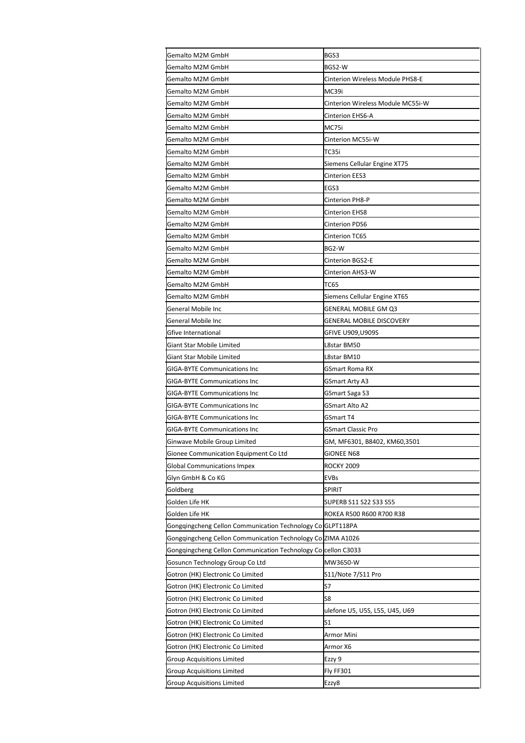| | |
|---|---|
| Gemalto M2M GmbH | BGS3 |
| Gemalto M2M GmbH | BGS2-W |
| Gemalto M2M GmbH | Cinterion Wireless Module PHS8-E |
| Gemalto M2M GmbH | MC39i |
| Gemalto M2M GmbH | Cinterion Wireless Module MC55i-W |
| Gemalto M2M GmbH | Cinterion EHS6-A |
| Gemalto M2M GmbH | MC75i |
| Gemalto M2M GmbH | Cinterion MC55i-W |
| Gemalto M2M GmbH | TC35i |
| Gemalto M2M GmbH | Siemens Cellular Engine XT75 |
| Gemalto M2M GmbH | Cinterion EES3 |
| Gemalto M2M GmbH | EGS3 |
| Gemalto M2M GmbH | Cinterion PH8-P |
| Gemalto M2M GmbH | Cinterion EHS8 |
| Gemalto M2M GmbH | Cinterion PDS6 |
| Gemalto M2M GmbH | Cinterion TC65 |
| Gemalto M2M GmbH | BG2-W |
| Gemalto M2M GmbH | Cinterion BGS2-E |
| Gemalto M2M GmbH | Cinterion AHS3-W |
| Gemalto M2M GmbH | TC65 |
| Gemalto M2M GmbH | Siemens Cellular Engine XT65 |
| General Mobile Inc | GENERAL MOBILE GM Q3 |
| General Mobile Inc | GENERAL MOBILE DISCOVERY |
| Gfive International | GFIVE U909,U909S |
| Giant Star Mobile Limited | L8star BM50 |
| Giant Star Mobile Limited | L8star BM10 |
| GIGA-BYTE Communications Inc | GSmart Roma RX |
| GIGA-BYTE Communications Inc | GSmart Arty A3 |
| GIGA-BYTE Communications Inc | GSmart Saga S3 |
| GIGA-BYTE Communications Inc | GSmart Alto A2 |
| GIGA-BYTE Communications Inc | GSmart T4 |
| GIGA-BYTE Communications Inc | GSmart Classic Pro |
| Ginwave Mobile Group Limited | GM, MF6301, B8402, KM60,3501 |
| Gionee Communication Equipment Co Ltd | GiONEE N68 |
| Global Communications Impex | ROCKY 2009 |
| Glyn GmbH & Co KG | EVBs |
| Goldberg | SPIRIT |
| Golden Life HK | SUPERB S11 S22 S33 S55 |
| Golden Life HK | ROKEA R500 R600 R700 R38 |
| Gongqingcheng Cellon Communication Technology Co | GLPT118PA |
| Gongqingcheng Cellon Communication Technology Co | ZIMA A1026 |
| Gongqingcheng Cellon Communication Technology Co | cellon C3033 |
| Gosuncn Technology Group Co Ltd | MW3650-W |
| Gotron (HK) Electronic Co Limited | S11/Note 7/S11 Pro |
| Gotron (HK) Electronic Co Limited | S7 |
| Gotron (HK) Electronic Co Limited | S8 |
| Gotron (HK) Electronic Co Limited | ulefone U5, U5S, L55, U45, U69 |
| Gotron (HK) Electronic Co Limited | S1 |
| Gotron (HK) Electronic Co Limited | Armor Mini |
| Gotron (HK) Electronic Co Limited | Armor X6 |
| Group Acquisitions Limited | Ezzy 9 |
| Group Acquisitions Limited | Fly FF301 |
| Group Acquisitions Limited | Ezzy8 |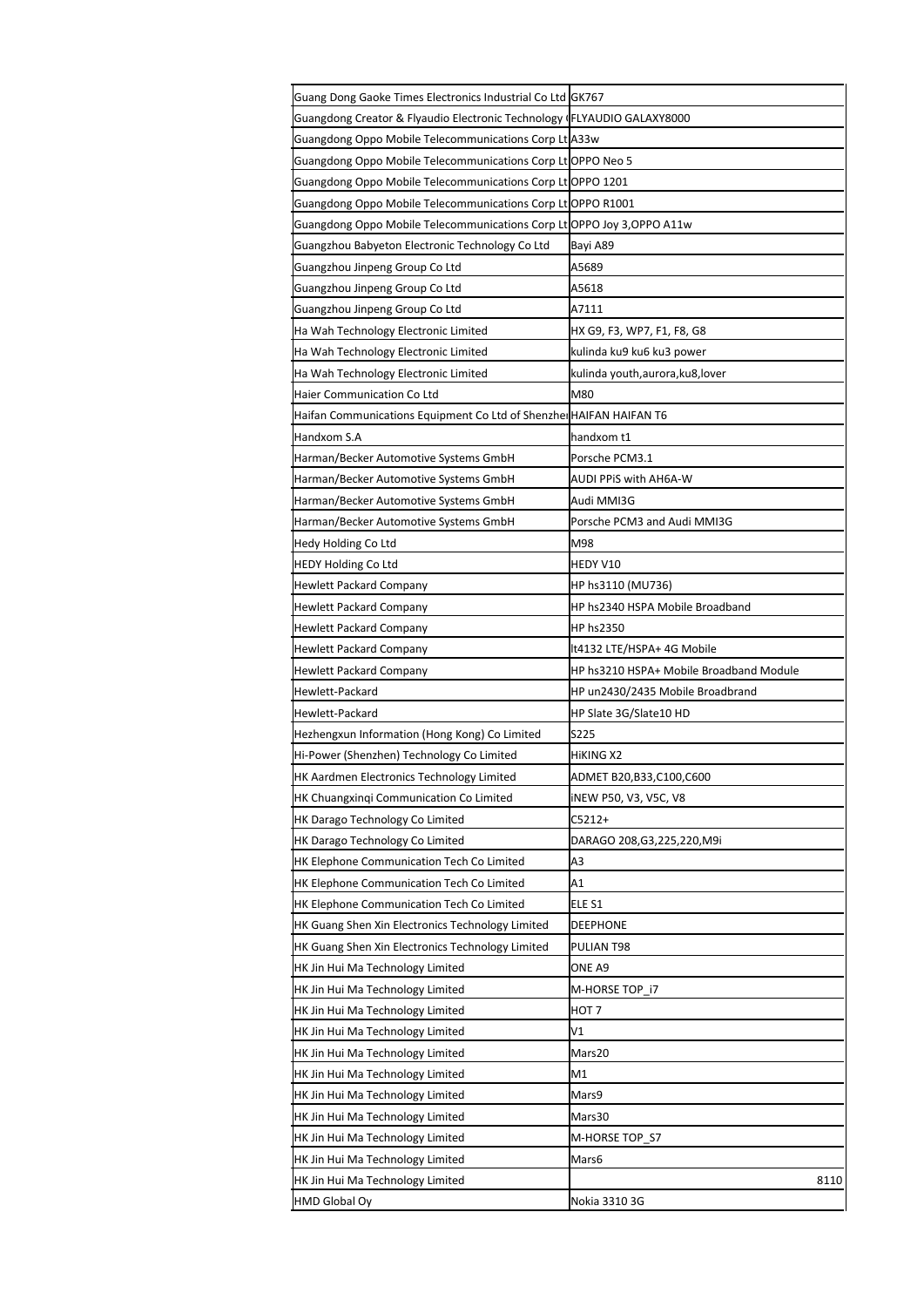| | |
|---|---|
| Guang Dong Gaoke Times Electronics Industrial Co Ltd | GK767 |
| Guangdong Creator & Flyaudio Electronic Technology ( | FLYAUDIO GALAXY8000 |
| Guangdong Oppo Mobile Telecommunications Corp Lt | A33w |
| Guangdong Oppo Mobile Telecommunications Corp Lt | OPPO Neo 5 |
| Guangdong Oppo Mobile Telecommunications Corp Lt | OPPO 1201 |
| Guangdong Oppo Mobile Telecommunications Corp Lt | OPPO R1001 |
| Guangdong Oppo Mobile Telecommunications Corp Lt | OPPO Joy 3,OPPO A11w |
| Guangzhou Babyeton Electronic Technology Co Ltd | Bayi A89 |
| Guangzhou Jinpeng Group Co Ltd | A5689 |
| Guangzhou Jinpeng Group Co Ltd | A5618 |
| Guangzhou Jinpeng Group Co Ltd | A7111 |
| Ha Wah Technology Electronic Limited | HX G9, F3, WP7, F1, F8, G8 |
| Ha Wah Technology Electronic Limited | kulinda ku9 ku6 ku3 power |
| Ha Wah Technology Electronic Limited | kulinda youth,aurora,ku8,lover |
| Haier Communication Co Ltd | M80 |
| Haifan Communications Equipment Co Ltd of Shenzhe | HAIFAN HAIFAN T6 |
| Handxom S.A | handxom t1 |
| Harman/Becker Automotive Systems GmbH | Porsche PCM3.1 |
| Harman/Becker Automotive Systems GmbH | AUDI PPiS with AH6A-W |
| Harman/Becker Automotive Systems GmbH | Audi MMI3G |
| Harman/Becker Automotive Systems GmbH | Porsche PCM3 and Audi MMI3G |
| Hedy Holding Co Ltd | M98 |
| HEDY Holding Co Ltd | HEDY V10 |
| Hewlett Packard Company | HP hs3110 (MU736) |
| Hewlett Packard Company | HP hs2340 HSPA Mobile Broadband |
| Hewlett Packard Company | HP hs2350 |
| Hewlett Packard Company | lt4132 LTE/HSPA+ 4G Mobile |
| Hewlett Packard Company | HP hs3210 HSPA+ Mobile Broadband Module |
| Hewlett-Packard | HP un2430/2435 Mobile Broadbrand |
| Hewlett-Packard | HP Slate 3G/Slate10 HD |
| Hezhengxun Information (Hong Kong) Co Limited | S225 |
| Hi-Power (Shenzhen) Technology Co Limited | HiKING X2 |
| HK Aardmen Electronics Technology Limited | ADMET B20,B33,C100,C600 |
| HK Chuangxinqi Communication Co Limited | iNEW P50, V3, V5C, V8 |
| HK Darago Technology Co Limited | C5212+ |
| HK Darago Technology Co Limited | DARAGO 208,G3,225,220,M9i |
| HK Elephone Communication Tech Co Limited | A3 |
| HK Elephone Communication Tech Co Limited | A1 |
| HK Elephone Communication Tech Co Limited | ELE S1 |
| HK Guang Shen Xin Electronics Technology Limited | DEEPHONE |
| HK Guang Shen Xin Electronics Technology Limited | PULIAN T98 |
| HK Jin Hui Ma Technology Limited | ONE A9 |
| HK Jin Hui Ma Technology Limited | M-HORSE TOP_i7 |
| HK Jin Hui Ma Technology Limited | HOT 7 |
| HK Jin Hui Ma Technology Limited | V1 |
| HK Jin Hui Ma Technology Limited | Mars20 |
| HK Jin Hui Ma Technology Limited | M1 |
| HK Jin Hui Ma Technology Limited | Mars9 |
| HK Jin Hui Ma Technology Limited | Mars30 |
| HK Jin Hui Ma Technology Limited | M-HORSE TOP_S7 |
| HK Jin Hui Ma Technology Limited | Mars6 |
| HK Jin Hui Ma Technology Limited | 8110 |
| HMD Global Oy | Nokia 3310 3G |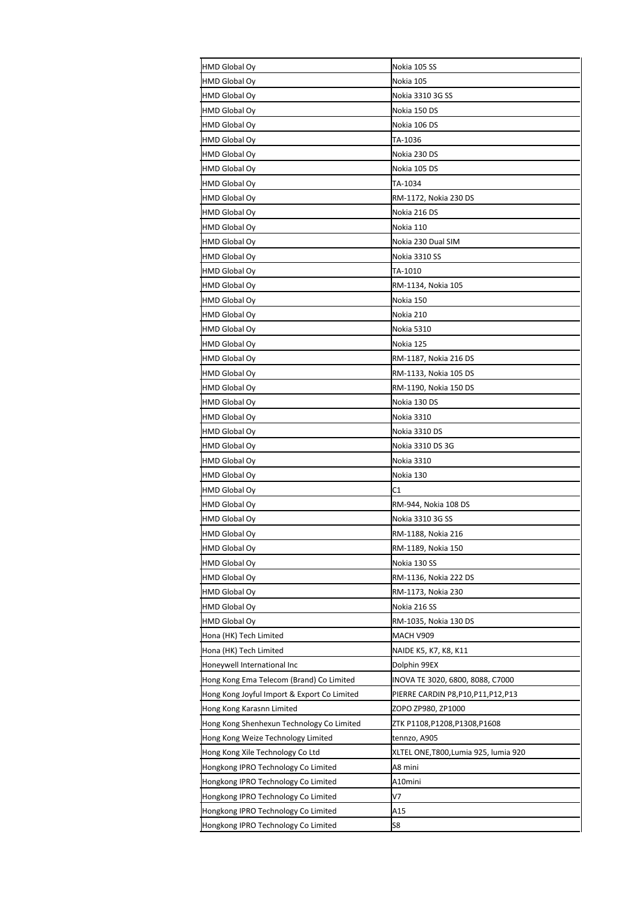| | |
|---|---|
| HMD Global Oy | Nokia 105 SS |
| HMD Global Oy | Nokia 105 |
| HMD Global Oy | Nokia 3310 3G SS |
| HMD Global Oy | Nokia 150 DS |
| HMD Global Oy | Nokia 106 DS |
| HMD Global Oy | TA-1036 |
| HMD Global Oy | Nokia 230 DS |
| HMD Global Oy | Nokia 105 DS |
| HMD Global Oy | TA-1034 |
| HMD Global Oy | RM-1172, Nokia 230 DS |
| HMD Global Oy | Nokia 216 DS |
| HMD Global Oy | Nokia 110 |
| HMD Global Oy | Nokia 230 Dual SIM |
| HMD Global Oy | Nokia 3310 SS |
| HMD Global Oy | TA-1010 |
| HMD Global Oy | RM-1134, Nokia 105 |
| HMD Global Oy | Nokia 150 |
| HMD Global Oy | Nokia 210 |
| HMD Global Oy | Nokia 5310 |
| HMD Global Oy | Nokia 125 |
| HMD Global Oy | RM-1187, Nokia 216 DS |
| HMD Global Oy | RM-1133, Nokia 105 DS |
| HMD Global Oy | RM-1190, Nokia 150 DS |
| HMD Global Oy | Nokia 130 DS |
| HMD Global Oy | Nokia 3310 |
| HMD Global Oy | Nokia 3310 DS |
| HMD Global Oy | Nokia 3310 DS 3G |
| HMD Global Oy | Nokia 3310 |
| HMD Global Oy | Nokia 130 |
| HMD Global Oy | C1 |
| HMD Global Oy | RM-944, Nokia 108 DS |
| HMD Global Oy | Nokia 3310 3G SS |
| HMD Global Oy | RM-1188, Nokia 216 |
| HMD Global Oy | RM-1189, Nokia 150 |
| HMD Global Oy | Nokia 130 SS |
| HMD Global Oy | RM-1136, Nokia 222 DS |
| HMD Global Oy | RM-1173, Nokia 230 |
| HMD Global Oy | Nokia 216 SS |
| HMD Global Oy | RM-1035, Nokia 130 DS |
| Hona (HK) Tech Limited | MACH V909 |
| Hona (HK) Tech Limited | NAIDE K5, K7, K8, K11 |
| Honeywell International Inc | Dolphin 99EX |
| Hong Kong Ema Telecom (Brand) Co Limited | INOVA TE 3020, 6800, 8088, C7000 |
| Hong Kong Joyful Import & Export Co Limited | PIERRE CARDIN P8,P10,P11,P12,P13 |
| Hong Kong Karasnn Limited | ZOPO ZP980, ZP1000 |
| Hong Kong Shenhexun Technology Co Limited | ZTK P1108,P1208,P1308,P1608 |
| Hong Kong Weize Technology Limited | tennzo, A905 |
| Hong Kong Xile Technology Co Ltd | XLTEL ONE,T800,Lumia 925, lumia 920 |
| Hongkong IPRO Technology Co Limited | A8 mini |
| Hongkong IPRO Technology Co Limited | A10mini |
| Hongkong IPRO Technology Co Limited | V7 |
| Hongkong IPRO Technology Co Limited | A15 |
| Hongkong IPRO Technology Co Limited | S8 |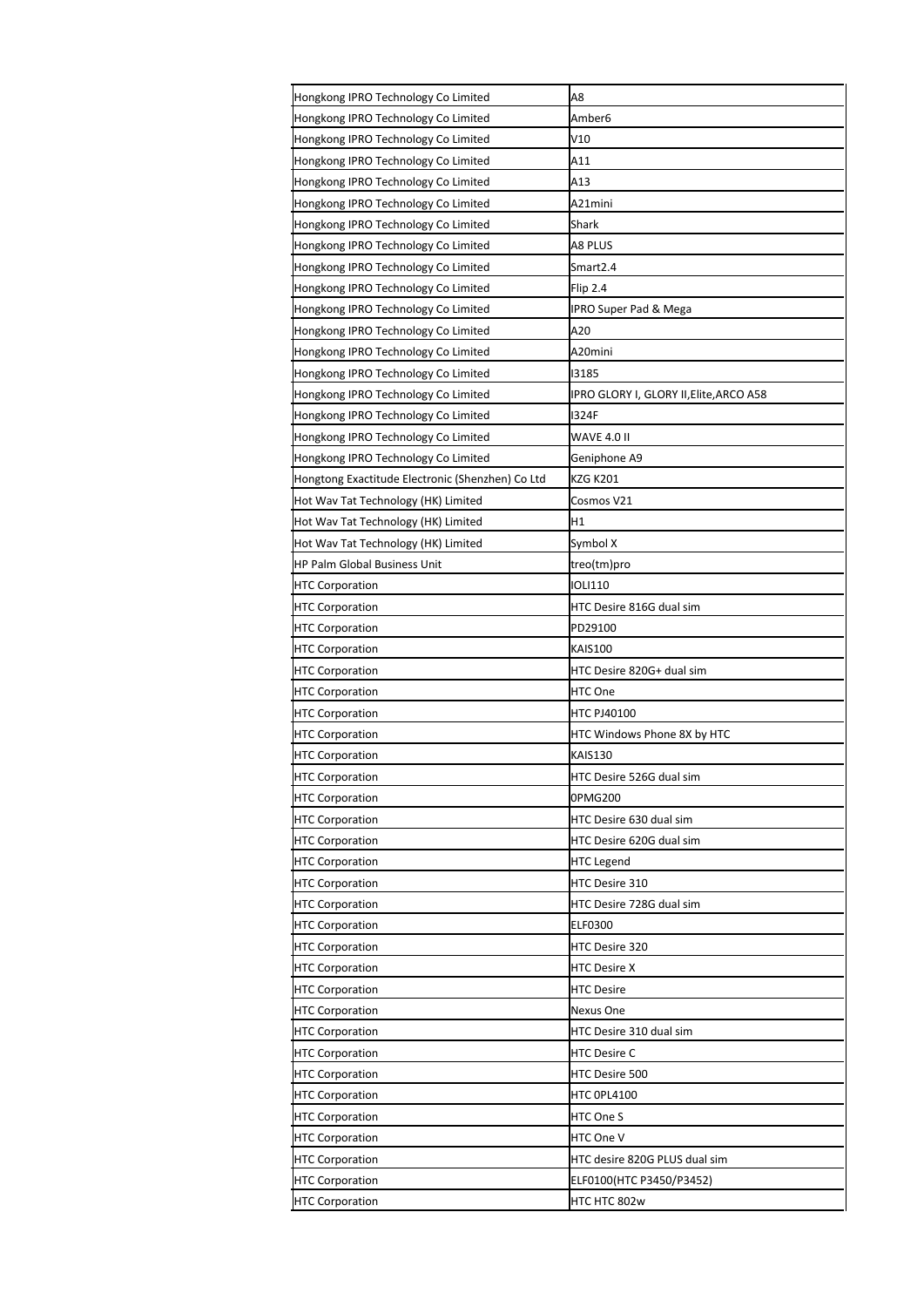| | |
|---|---|
| Hongkong IPRO Technology Co Limited | A8 |
| Hongkong IPRO Technology Co Limited | Amber6 |
| Hongkong IPRO Technology Co Limited | V10 |
| Hongkong IPRO Technology Co Limited | A11 |
| Hongkong IPRO Technology Co Limited | A13 |
| Hongkong IPRO Technology Co Limited | A21mini |
| Hongkong IPRO Technology Co Limited | Shark |
| Hongkong IPRO Technology Co Limited | A8 PLUS |
| Hongkong IPRO Technology Co Limited | Smart2.4 |
| Hongkong IPRO Technology Co Limited | Flip 2.4 |
| Hongkong IPRO Technology Co Limited | IPRO Super Pad & Mega |
| Hongkong IPRO Technology Co Limited | A20 |
| Hongkong IPRO Technology Co Limited | A20mini |
| Hongkong IPRO Technology Co Limited | I3185 |
| Hongkong IPRO Technology Co Limited | IPRO GLORY I, GLORY II,Elite,ARCO A58 |
| Hongkong IPRO Technology Co Limited | I324F |
| Hongkong IPRO Technology Co Limited | WAVE 4.0 II |
| Hongkong IPRO Technology Co Limited | Geniphone A9 |
| Hongtong Exactitude Electronic (Shenzhen) Co Ltd | KZG K201 |
| Hot Wav Tat Technology (HK) Limited | Cosmos V21 |
| Hot Wav Tat Technology (HK) Limited | H1 |
| Hot Wav Tat Technology (HK) Limited | Symbol X |
| HP Palm Global Business Unit | treo(tm)pro |
| HTC Corporation | IOLI110 |
| HTC Corporation | HTC Desire 816G dual sim |
| HTC Corporation | PD29100 |
| HTC Corporation | KAIS100 |
| HTC Corporation | HTC Desire 820G+ dual sim |
| HTC Corporation | HTC One |
| HTC Corporation | HTC PJ40100 |
| HTC Corporation | HTC Windows Phone 8X by HTC |
| HTC Corporation | KAIS130 |
| HTC Corporation | HTC Desire 526G dual sim |
| HTC Corporation | 0PMG200 |
| HTC Corporation | HTC Desire 630 dual sim |
| HTC Corporation | HTC Desire 620G dual sim |
| HTC Corporation | HTC Legend |
| HTC Corporation | HTC Desire 310 |
| HTC Corporation | HTC Desire 728G dual sim |
| HTC Corporation | ELF0300 |
| HTC Corporation | HTC Desire 320 |
| HTC Corporation | HTC Desire X |
| HTC Corporation | HTC Desire |
| HTC Corporation | Nexus One |
| HTC Corporation | HTC Desire 310 dual sim |
| HTC Corporation | HTC Desire C |
| HTC Corporation | HTC Desire 500 |
| HTC Corporation | HTC 0PL4100 |
| HTC Corporation | HTC One S |
| HTC Corporation | HTC One V |
| HTC Corporation | HTC desire 820G PLUS dual sim |
| HTC Corporation | ELF0100(HTC P3450/P3452) |
| HTC Corporation | HTC HTC 802w |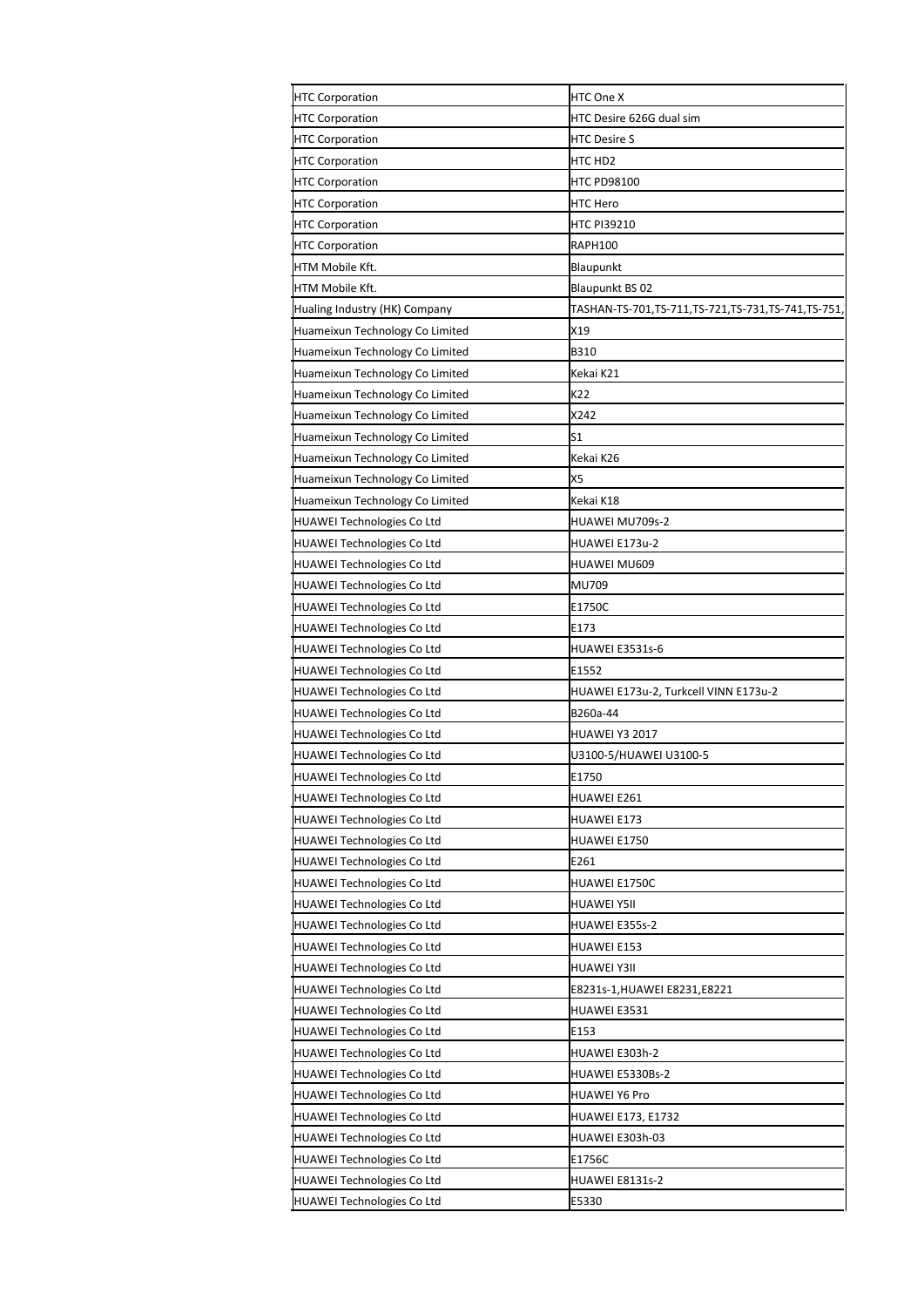| | |
|---|---|
| HTC Corporation | HTC One X |
| HTC Corporation | HTC Desire 626G dual sim |
| HTC Corporation | HTC Desire S |
| HTC Corporation | HTC HD2 |
| HTC Corporation | HTC PD98100 |
| HTC Corporation | HTC Hero |
| HTC Corporation | HTC PI39210 |
| HTC Corporation | RAPH100 |
| HTM Mobile Kft. | Blaupunkt |
| HTM Mobile Kft. | Blaupunkt BS 02 |
| Hualing Industry (HK) Company | TASHAN-TS-701,TS-711,TS-721,TS-731,TS-741,TS-751, |
| Huameixun Technology Co Limited | X19 |
| Huameixun Technology Co Limited | B310 |
| Huameixun Technology Co Limited | Kekai K21 |
| Huameixun Technology Co Limited | K22 |
| Huameixun Technology Co Limited | X242 |
| Huameixun Technology Co Limited | S1 |
| Huameixun Technology Co Limited | Kekai K26 |
| Huameixun Technology Co Limited | X5 |
| Huameixun Technology Co Limited | Kekai K18 |
| HUAWEI Technologies Co Ltd | HUAWEI MU709s-2 |
| HUAWEI Technologies Co Ltd | HUAWEI E173u-2 |
| HUAWEI Technologies Co Ltd | HUAWEI MU609 |
| HUAWEI Technologies Co Ltd | MU709 |
| HUAWEI Technologies Co Ltd | E1750C |
| HUAWEI Technologies Co Ltd | E173 |
| HUAWEI Technologies Co Ltd | HUAWEI E3531s-6 |
| HUAWEI Technologies Co Ltd | E1552 |
| HUAWEI Technologies Co Ltd | HUAWEI E173u-2, Turkcell VINN E173u-2 |
| HUAWEI Technologies Co Ltd | B260a-44 |
| HUAWEI Technologies Co Ltd | HUAWEI Y3 2017 |
| HUAWEI Technologies Co Ltd | U3100-5/HUAWEI U3100-5 |
| HUAWEI Technologies Co Ltd | E1750 |
| HUAWEI Technologies Co Ltd | HUAWEI E261 |
| HUAWEI Technologies Co Ltd | HUAWEI E173 |
| HUAWEI Technologies Co Ltd | HUAWEI E1750 |
| HUAWEI Technologies Co Ltd | E261 |
| HUAWEI Technologies Co Ltd | HUAWEI E1750C |
| HUAWEI Technologies Co Ltd | HUAWEI Y5II |
| HUAWEI Technologies Co Ltd | HUAWEI E355s-2 |
| HUAWEI Technologies Co Ltd | HUAWEI E153 |
| HUAWEI Technologies Co Ltd | HUAWEI Y3II |
| HUAWEI Technologies Co Ltd | E8231s-1,HUAWEI E8231,E8221 |
| HUAWEI Technologies Co Ltd | HUAWEI E3531 |
| HUAWEI Technologies Co Ltd | E153 |
| HUAWEI Technologies Co Ltd | HUAWEI E303h-2 |
| HUAWEI Technologies Co Ltd | HUAWEI E5330Bs-2 |
| HUAWEI Technologies Co Ltd | HUAWEI Y6 Pro |
| HUAWEI Technologies Co Ltd | HUAWEI E173, E1732 |
| HUAWEI Technologies Co Ltd | HUAWEI E303h-03 |
| HUAWEI Technologies Co Ltd | E1756C |
| HUAWEI Technologies Co Ltd | HUAWEI E8131s-2 |
| HUAWEI Technologies Co Ltd | E5330 |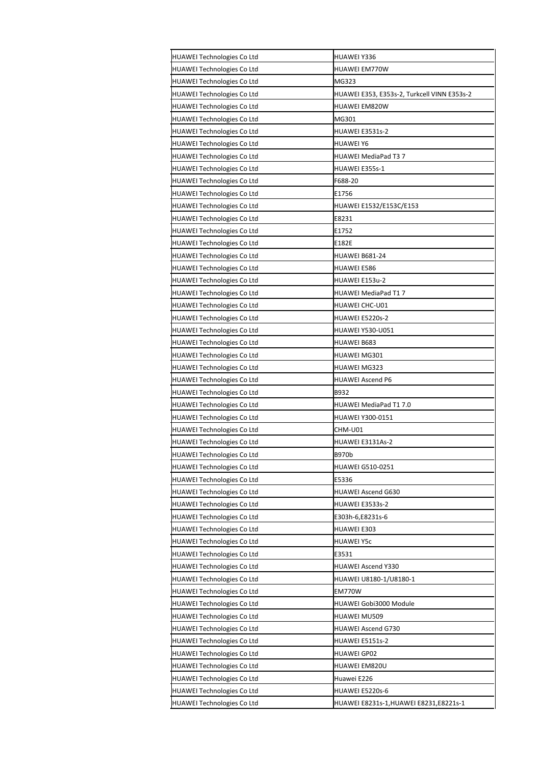| | |
|---|---|
| HUAWEI Technologies Co Ltd | HUAWEI Y336 |
| HUAWEI Technologies Co Ltd | HUAWEI EM770W |
| HUAWEI Technologies Co Ltd | MG323 |
| HUAWEI Technologies Co Ltd | HUAWEI E353, E353s-2, Turkcell VINN E353s-2 |
| HUAWEI Technologies Co Ltd | HUAWEI EM820W |
| HUAWEI Technologies Co Ltd | MG301 |
| HUAWEI Technologies Co Ltd | HUAWEI E3531s-2 |
| HUAWEI Technologies Co Ltd | HUAWEI Y6 |
| HUAWEI Technologies Co Ltd | HUAWEI MediaPad T3 7 |
| HUAWEI Technologies Co Ltd | HUAWEI E355s-1 |
| HUAWEI Technologies Co Ltd | F688-20 |
| HUAWEI Technologies Co Ltd | E1756 |
| HUAWEI Technologies Co Ltd | HUAWEI E1532/E153C/E153 |
| HUAWEI Technologies Co Ltd | E8231 |
| HUAWEI Technologies Co Ltd | E1752 |
| HUAWEI Technologies Co Ltd | E182E |
| HUAWEI Technologies Co Ltd | HUAWEI B681-24 |
| HUAWEI Technologies Co Ltd | HUAWEI E586 |
| HUAWEI Technologies Co Ltd | HUAWEI E153u-2 |
| HUAWEI Technologies Co Ltd | HUAWEI MediaPad T1 7 |
| HUAWEI Technologies Co Ltd | HUAWEI CHC-U01 |
| HUAWEI Technologies Co Ltd | HUAWEI E5220s-2 |
| HUAWEI Technologies Co Ltd | HUAWEI Y530-U051 |
| HUAWEI Technologies Co Ltd | HUAWEI B683 |
| HUAWEI Technologies Co Ltd | HUAWEI MG301 |
| HUAWEI Technologies Co Ltd | HUAWEI MG323 |
| HUAWEI Technologies Co Ltd | HUAWEI Ascend P6 |
| HUAWEI Technologies Co Ltd | B932 |
| HUAWEI Technologies Co Ltd | HUAWEI MediaPad T1 7.0 |
| HUAWEI Technologies Co Ltd | HUAWEI Y300-0151 |
| HUAWEI Technologies Co Ltd | CHM-U01 |
| HUAWEI Technologies Co Ltd | HUAWEI E3131As-2 |
| HUAWEI Technologies Co Ltd | B970b |
| HUAWEI Technologies Co Ltd | HUAWEI G510-0251 |
| HUAWEI Technologies Co Ltd | E5336 |
| HUAWEI Technologies Co Ltd | HUAWEI Ascend G630 |
| HUAWEI Technologies Co Ltd | HUAWEI E3533s-2 |
| HUAWEI Technologies Co Ltd | E303h-6,E8231s-6 |
| HUAWEI Technologies Co Ltd | HUAWEI E303 |
| HUAWEI Technologies Co Ltd | HUAWEI Y5c |
| HUAWEI Technologies Co Ltd | E3531 |
| HUAWEI Technologies Co Ltd | HUAWEI Ascend Y330 |
| HUAWEI Technologies Co Ltd | HUAWEI U8180-1/U8180-1 |
| HUAWEI Technologies Co Ltd | EM770W |
| HUAWEI Technologies Co Ltd | HUAWEI Gobi3000 Module |
| HUAWEI Technologies Co Ltd | HUAWEI MU509 |
| HUAWEI Technologies Co Ltd | HUAWEI Ascend G730 |
| HUAWEI Technologies Co Ltd | HUAWEI E5151s-2 |
| HUAWEI Technologies Co Ltd | HUAWEI GP02 |
| HUAWEI Technologies Co Ltd | HUAWEI EM820U |
| HUAWEI Technologies Co Ltd | Huawei E226 |
| HUAWEI Technologies Co Ltd | HUAWEI E5220s-6 |
| HUAWEI Technologies Co Ltd | HUAWEI E8231s-1,HUAWEI E8231,E8221s-1 |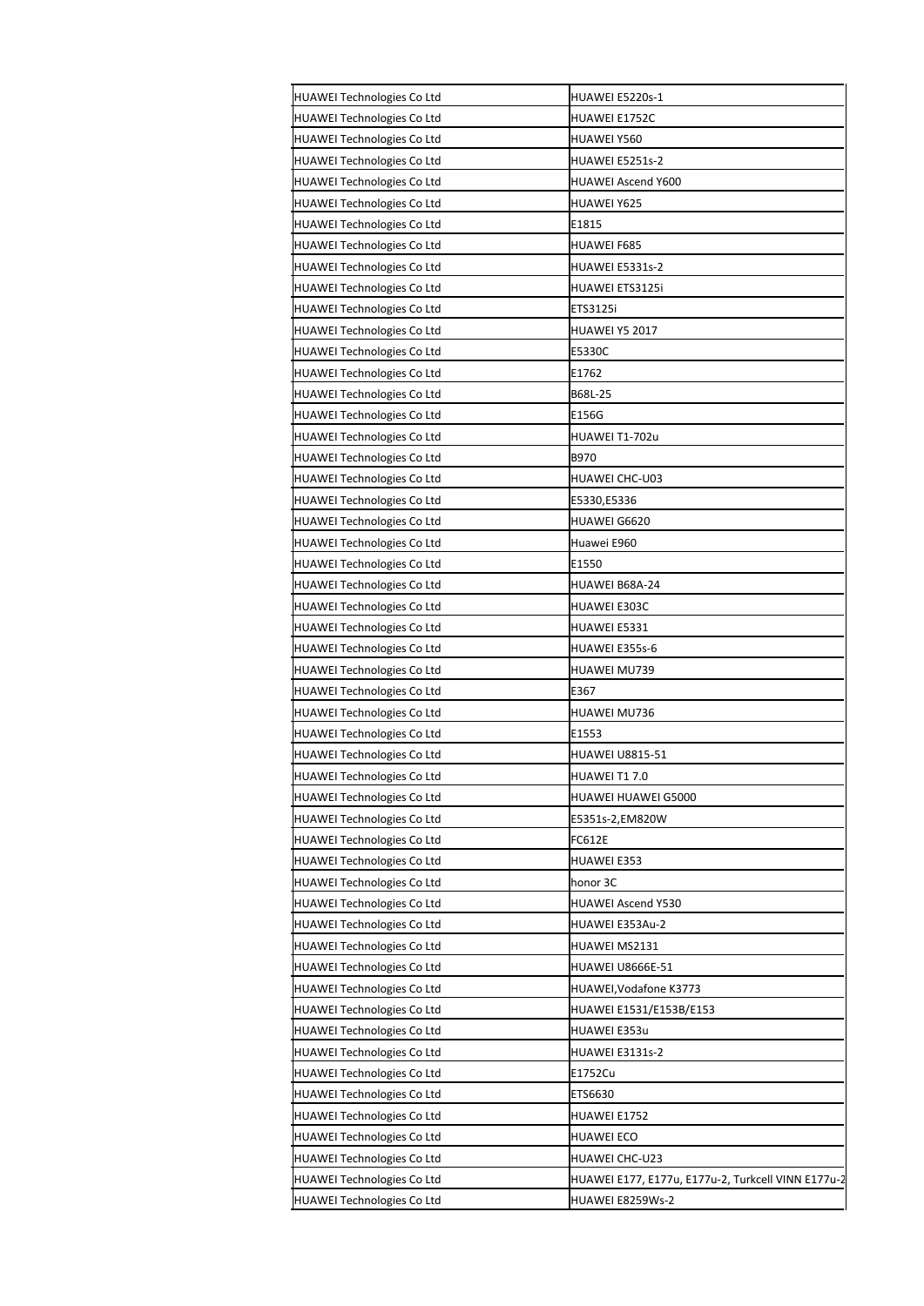| HUAWEI Technologies Co Ltd | HUAWEI E5220s-1 |
|---|---|
| HUAWEI Technologies Co Ltd | HUAWEI E1752C |
| HUAWEI Technologies Co Ltd | HUAWEI Y560 |
| HUAWEI Technologies Co Ltd | HUAWEI E5251s-2 |
| HUAWEI Technologies Co Ltd | HUAWEI Ascend Y600 |
| HUAWEI Technologies Co Ltd | HUAWEI Y625 |
| HUAWEI Technologies Co Ltd | E1815 |
| HUAWEI Technologies Co Ltd | HUAWEI F685 |
| HUAWEI Technologies Co Ltd | HUAWEI E5331s-2 |
| HUAWEI Technologies Co Ltd | HUAWEI ETS3125i |
| HUAWEI Technologies Co Ltd | ETS3125i |
| HUAWEI Technologies Co Ltd | HUAWEI Y5 2017 |
| HUAWEI Technologies Co Ltd | E5330C |
| HUAWEI Technologies Co Ltd | E1762 |
| HUAWEI Technologies Co Ltd | B68L-25 |
| HUAWEI Technologies Co Ltd | E156G |
| HUAWEI Technologies Co Ltd | HUAWEI T1-702u |
| HUAWEI Technologies Co Ltd | B970 |
| HUAWEI Technologies Co Ltd | HUAWEI CHC-U03 |
| HUAWEI Technologies Co Ltd | E5330,E5336 |
| HUAWEI Technologies Co Ltd | HUAWEI G6620 |
| HUAWEI Technologies Co Ltd | Huawei E960 |
| HUAWEI Technologies Co Ltd | E1550 |
| HUAWEI Technologies Co Ltd | HUAWEI B68A-24 |
| HUAWEI Technologies Co Ltd | HUAWEI E303C |
| HUAWEI Technologies Co Ltd | HUAWEI E5331 |
| HUAWEI Technologies Co Ltd | HUAWEI E355s-6 |
| HUAWEI Technologies Co Ltd | HUAWEI MU739 |
| HUAWEI Technologies Co Ltd | E367 |
| HUAWEI Technologies Co Ltd | HUAWEI MU736 |
| HUAWEI Technologies Co Ltd | E1553 |
| HUAWEI Technologies Co Ltd | HUAWEI U8815-51 |
| HUAWEI Technologies Co Ltd | HUAWEI T1 7.0 |
| HUAWEI Technologies Co Ltd | HUAWEI HUAWEI G5000 |
| HUAWEI Technologies Co Ltd | E5351s-2,EM820W |
| HUAWEI Technologies Co Ltd | FC612E |
| HUAWEI Technologies Co Ltd | HUAWEI E353 |
| HUAWEI Technologies Co Ltd | honor 3C |
| HUAWEI Technologies Co Ltd | HUAWEI Ascend Y530 |
| HUAWEI Technologies Co Ltd | HUAWEI E353Au-2 |
| HUAWEI Technologies Co Ltd | HUAWEI MS2131 |
| HUAWEI Technologies Co Ltd | HUAWEI U8666E-51 |
| HUAWEI Technologies Co Ltd | HUAWEI,Vodafone K3773 |
| HUAWEI Technologies Co Ltd | HUAWEI E1531/E153B/E153 |
| HUAWEI Technologies Co Ltd | HUAWEI E353u |
| HUAWEI Technologies Co Ltd | HUAWEI E3131s-2 |
| HUAWEI Technologies Co Ltd | E1752Cu |
| HUAWEI Technologies Co Ltd | ETS6630 |
| HUAWEI Technologies Co Ltd | HUAWEI E1752 |
| HUAWEI Technologies Co Ltd | HUAWEI ECO |
| HUAWEI Technologies Co Ltd | HUAWEI CHC-U23 |
| HUAWEI Technologies Co Ltd | HUAWEI E177, E177u, E177u-2, Turkcell VINN E177u-2 |
| HUAWEI Technologies Co Ltd | HUAWEI E8259Ws-2 |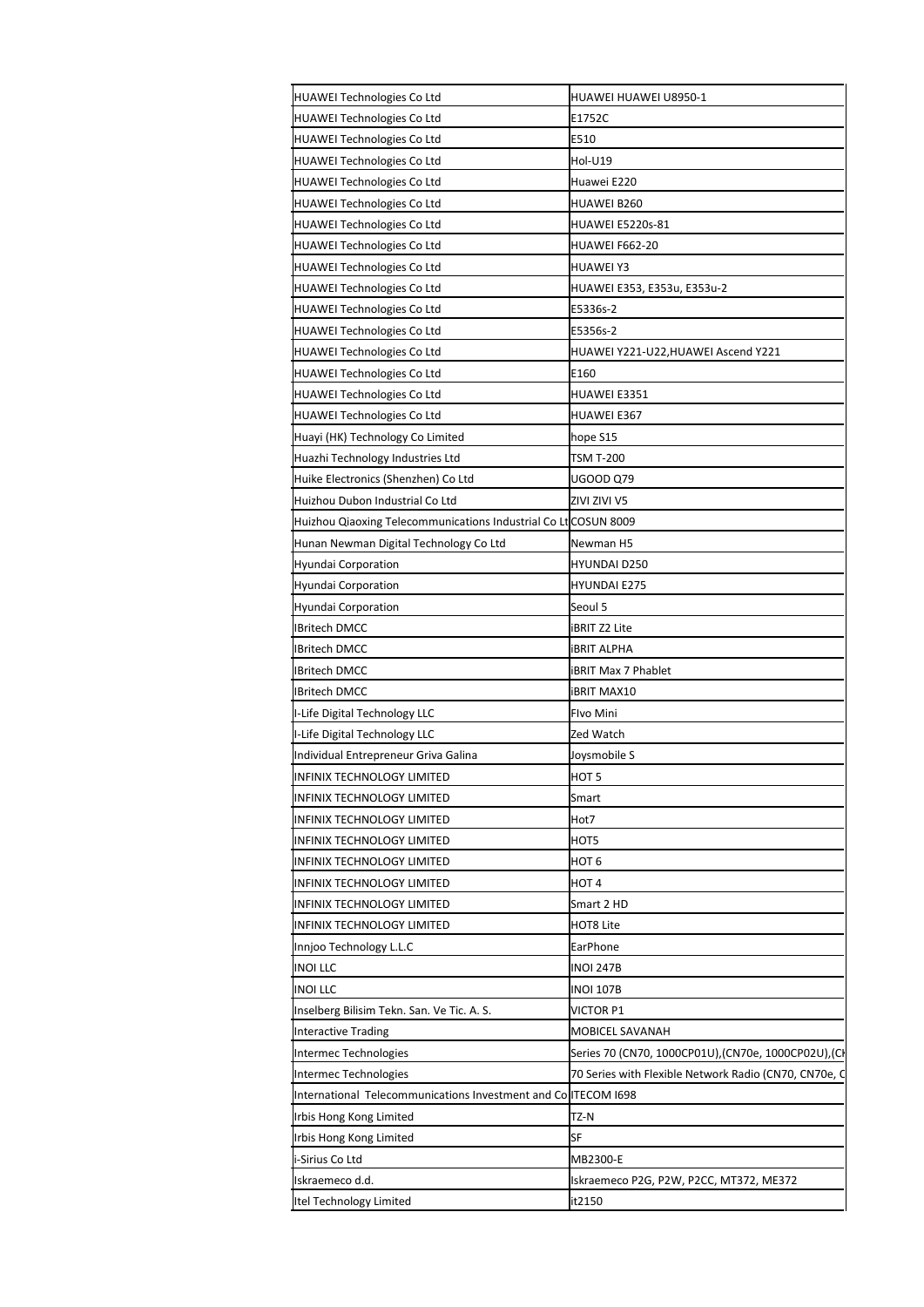| | |
|---|---|
| HUAWEI Technologies Co Ltd | HUAWEI HUAWEI U8950-1 |
| HUAWEI Technologies Co Ltd | E1752C |
| HUAWEI Technologies Co Ltd | E510 |
| HUAWEI Technologies Co Ltd | Hol-U19 |
| HUAWEI Technologies Co Ltd | Huawei E220 |
| HUAWEI Technologies Co Ltd | HUAWEI B260 |
| HUAWEI Technologies Co Ltd | HUAWEI E5220s-81 |
| HUAWEI Technologies Co Ltd | HUAWEI F662-20 |
| HUAWEI Technologies Co Ltd | HUAWEI Y3 |
| HUAWEI Technologies Co Ltd | HUAWEI E353, E353u, E353u-2 |
| HUAWEI Technologies Co Ltd | E5336s-2 |
| HUAWEI Technologies Co Ltd | E5356s-2 |
| HUAWEI Technologies Co Ltd | HUAWEI Y221-U22,HUAWEI Ascend Y221 |
| HUAWEI Technologies Co Ltd | E160 |
| HUAWEI Technologies Co Ltd | HUAWEI E3351 |
| HUAWEI Technologies Co Ltd | HUAWEI E367 |
| Huayi (HK) Technology Co Limited | hope S15 |
| Huazhi Technology Industries Ltd | TSM T-200 |
| Huike Electronics (Shenzhen) Co Ltd | UGOOD Q79 |
| Huizhou Dubon Industrial Co Ltd | ZIVI ZIVI V5 |
| Huizhou Qiaoxing Telecommunications Industrial Co Lt | COSUN 8009 |
| Hunan Newman Digital Technology Co Ltd | Newman H5 |
| Hyundai Corporation | HYUNDAI D250 |
| Hyundai Corporation | HYUNDAI E275 |
| Hyundai Corporation | Seoul 5 |
| IBritech DMCC | iBRIT Z2 Lite |
| IBritech DMCC | iBRIT ALPHA |
| IBritech DMCC | iBRIT Max 7 Phablet |
| IBritech DMCC | iBRIT MAX10 |
| I-Life Digital Technology LLC | FIvo Mini |
| I-Life Digital Technology LLC | Zed Watch |
| Individual Entrepreneur Griva Galina | Joysmobile S |
| INFINIX TECHNOLOGY LIMITED | HOT 5 |
| INFINIX TECHNOLOGY LIMITED | Smart |
| INFINIX TECHNOLOGY LIMITED | Hot7 |
| INFINIX TECHNOLOGY LIMITED | HOT5 |
| INFINIX TECHNOLOGY LIMITED | HOT 6 |
| INFINIX TECHNOLOGY LIMITED | HOT 4 |
| INFINIX TECHNOLOGY LIMITED | Smart 2 HD |
| INFINIX TECHNOLOGY LIMITED | HOT8 Lite |
| Innjoo Technology L.L.C | EarPhone |
| INOI LLC | INOI 247B |
| INOI LLC | INOI 107B |
| Inselberg Bilisim Tekn. San. Ve Tic. A. S. | VICTOR P1 |
| Interactive Trading | MOBICEL SAVANAH |
| Intermec Technologies | Series 70 (CN70, 1000CP01U),(CN70e, 1000CP02U),(C |
| Intermec Technologies | 70 Series with Flexible Network Radio (CN70, CN70e, C |
| International Telecommunications Investment and Co | ITECOM I698 |
| Irbis Hong Kong Limited | TZ-N |
| Irbis Hong Kong Limited | SF |
| i-Sirius Co Ltd | MB2300-E |
| Iskraemeco d.d. | Iskraemeco P2G, P2W, P2CC, MT372, ME372 |
| Itel Technology Limited | it2150 |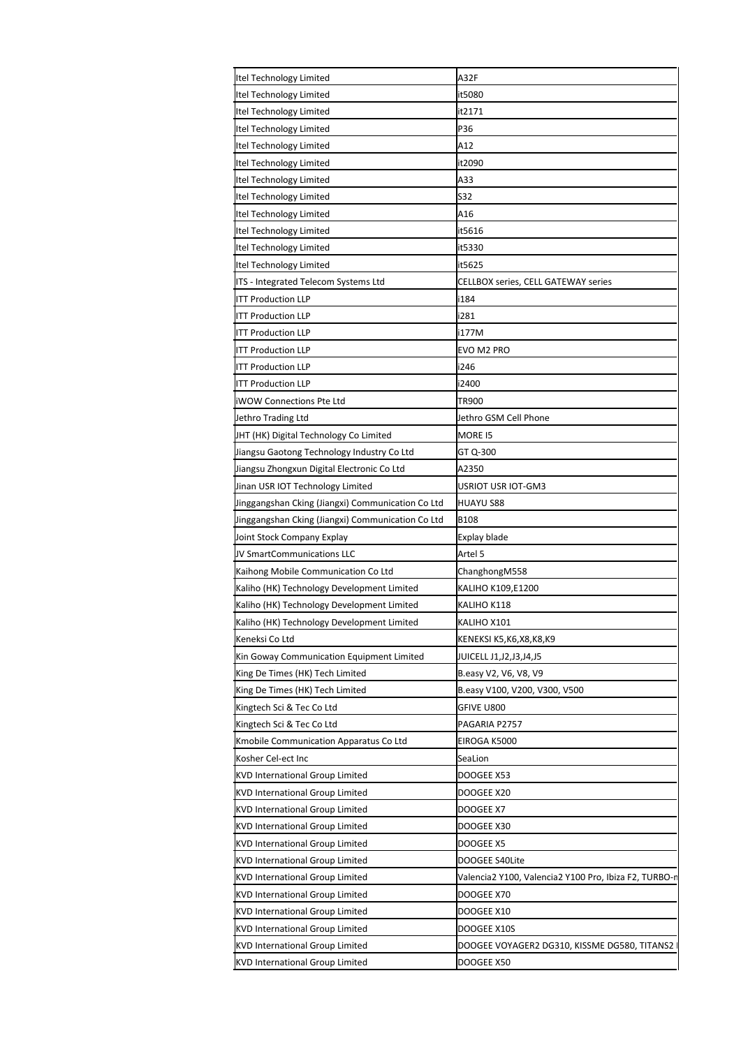| Itel Technology Limited | A32F |
|---|---|
| Itel Technology Limited | it5080 |
| Itel Technology Limited | it2171 |
| Itel Technology Limited | P36 |
| Itel Technology Limited | A12 |
| Itel Technology Limited | it2090 |
| Itel Technology Limited | A33 |
| Itel Technology Limited | S32 |
| Itel Technology Limited | A16 |
| Itel Technology Limited | it5616 |
| Itel Technology Limited | it5330 |
| Itel Technology Limited | it5625 |
| ITS - Integrated Telecom Systems Ltd | CELLBOX series, CELL GATEWAY series |
| ITT Production LLP | i184 |
| ITT Production LLP | i281 |
| ITT Production LLP | i177M |
| ITT Production LLP | EVO M2 PRO |
| ITT Production LLP | i246 |
| ITT Production LLP | i2400 |
| iWOW Connections Pte Ltd | TR900 |
| Jethro Trading Ltd | Jethro GSM Cell Phone |
| JHT (HK) Digital Technology Co Limited | MORE I5 |
| Jiangsu Gaotong Technology Industry Co Ltd | GT Q-300 |
| Jiangsu Zhongxun Digital Electronic Co Ltd | A2350 |
| Jinan USR IOT Technology Limited | USRIOT USR IOT-GM3 |
| Jinggangshan Cking (Jiangxi) Communication Co Ltd | HUAYU S88 |
| Jinggangshan Cking (Jiangxi) Communication Co Ltd | B108 |
| Joint Stock Company Explay | Explay blade |
| JV SmartCommunications LLC | Artel 5 |
| Kaihong Mobile Communication Co Ltd | ChanghongM558 |
| Kaliho (HK) Technology Development Limited | KALIHO K109,E1200 |
| Kaliho (HK) Technology Development Limited | KALIHO K118 |
| Kaliho (HK) Technology Development Limited | KALIHO X101 |
| Keneksi Co Ltd | KENEKSI K5,K6,X8,K8,K9 |
| Kin Goway Communication Equipment Limited | JUICELL J1,J2,J3,J4,J5 |
| King De Times (HK) Tech Limited | B.easy V2, V6, V8, V9 |
| King De Times (HK) Tech Limited | B.easy V100, V200, V300, V500 |
| Kingtech Sci & Tec Co Ltd | GFIVE U800 |
| Kingtech Sci & Tec Co Ltd | PAGARIA P2757 |
| Kmobile Communication Apparatus Co Ltd | EIROGA K5000 |
| Kosher Cel-ect Inc | SeaLion |
| KVD International Group Limited | DOOGEE X53 |
| KVD International Group Limited | DOOGEE X20 |
| KVD International Group Limited | DOOGEE X7 |
| KVD International Group Limited | DOOGEE X30 |
| KVD International Group Limited | DOOGEE X5 |
| KVD International Group Limited | DOOGEE S40Lite |
| KVD International Group Limited | Valencia2 Y100, Valencia2 Y100 Pro, Ibiza F2, TURBO-m |
| KVD International Group Limited | DOOGEE X70 |
| KVD International Group Limited | DOOGEE X10 |
| KVD International Group Limited | DOOGEE X10S |
| KVD International Group Limited | DOOGEE VOYAGER2 DG310, KISSME DG580, TITANS2 |
| KVD International Group Limited | DOOGEE X50 |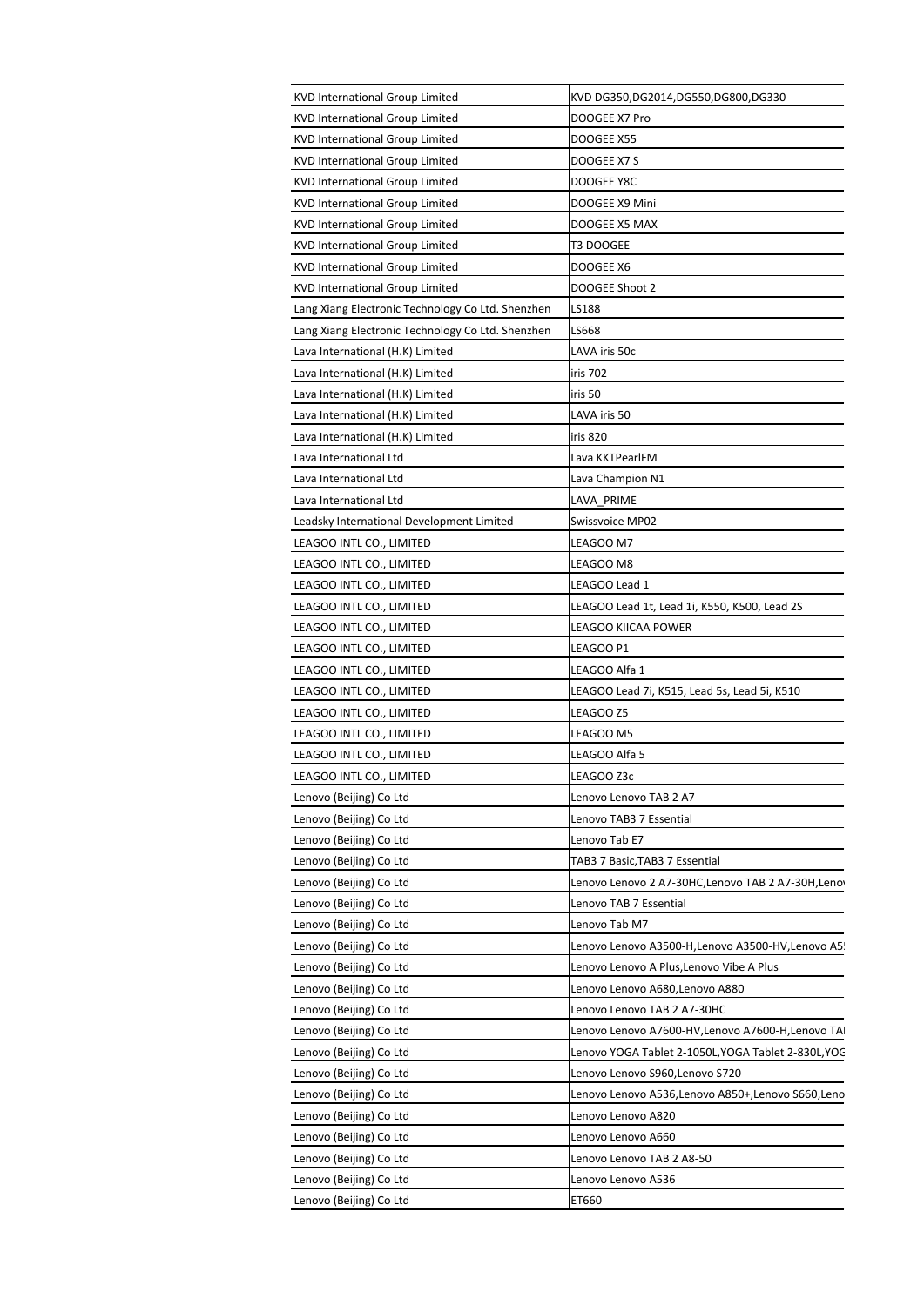| | |
|---|---|
| KVD International Group Limited | KVD DG350,DG2014,DG550,DG800,DG330 |
| KVD International Group Limited | DOOGEE X7 Pro |
| KVD International Group Limited | DOOGEE X55 |
| KVD International Group Limited | DOOGEE X7 S |
| KVD International Group Limited | DOOGEE Y8C |
| KVD International Group Limited | DOOGEE X9 Mini |
| KVD International Group Limited | DOOGEE X5 MAX |
| KVD International Group Limited | T3 DOOGEE |
| KVD International Group Limited | DOOGEE X6 |
| KVD International Group Limited | DOOGEE Shoot 2 |
| Lang Xiang Electronic Technology Co Ltd. Shenzhen | LS188 |
| Lang Xiang Electronic Technology Co Ltd. Shenzhen | LS668 |
| Lava International (H.K) Limited | LAVA iris 50c |
| Lava International (H.K) Limited | iris 702 |
| Lava International (H.K) Limited | iris 50 |
| Lava International (H.K) Limited | LAVA iris 50 |
| Lava International (H.K) Limited | iris 820 |
| Lava International Ltd | Lava KKTPearlFM |
| Lava International Ltd | Lava Champion N1 |
| Lava International Ltd | LAVA_PRIME |
| Leadsky International Development Limited | Swissvoice MP02 |
| LEAGOO INTL CO., LIMITED | LEAGOO M7 |
| LEAGOO INTL CO., LIMITED | LEAGOO M8 |
| LEAGOO INTL CO., LIMITED | LEAGOO Lead 1 |
| LEAGOO INTL CO., LIMITED | LEAGOO Lead 1t, Lead 1i, K550, K500, Lead 2S |
| LEAGOO INTL CO., LIMITED | LEAGOO KIICAA POWER |
| LEAGOO INTL CO., LIMITED | LEAGOO P1 |
| LEAGOO INTL CO., LIMITED | LEAGOO Alfa 1 |
| LEAGOO INTL CO., LIMITED | LEAGOO Lead 7i, K515, Lead 5s, Lead 5i, K510 |
| LEAGOO INTL CO., LIMITED | LEAGOO Z5 |
| LEAGOO INTL CO., LIMITED | LEAGOO M5 |
| LEAGOO INTL CO., LIMITED | LEAGOO Alfa 5 |
| LEAGOO INTL CO., LIMITED | LEAGOO Z3c |
| Lenovo (Beijing) Co Ltd | Lenovo Lenovo TAB 2 A7 |
| Lenovo (Beijing) Co Ltd | Lenovo TAB3 7 Essential |
| Lenovo (Beijing) Co Ltd | Lenovo Tab E7 |
| Lenovo (Beijing) Co Ltd | TAB3 7 Basic,TAB3 7 Essential |
| Lenovo (Beijing) Co Ltd | Lenovo Lenovo 2 A7-30HC,Lenovo TAB 2 A7-30H,Lenov |
| Lenovo (Beijing) Co Ltd | Lenovo TAB 7 Essential |
| Lenovo (Beijing) Co Ltd | Lenovo Tab M7 |
| Lenovo (Beijing) Co Ltd | Lenovo Lenovo A3500-H,Lenovo A3500-HV,Lenovo A5 |
| Lenovo (Beijing) Co Ltd | Lenovo Lenovo A Plus,Lenovo Vibe A Plus |
| Lenovo (Beijing) Co Ltd | Lenovo Lenovo A680,Lenovo A880 |
| Lenovo (Beijing) Co Ltd | Lenovo Lenovo TAB 2 A7-30HC |
| Lenovo (Beijing) Co Ltd | Lenovo Lenovo A7600-HV,Lenovo A7600-H,Lenovo TA |
| Lenovo (Beijing) Co Ltd | Lenovo YOGA Tablet 2-1050L,YOGA Tablet 2-830L,YOG |
| Lenovo (Beijing) Co Ltd | Lenovo Lenovo S960,Lenovo S720 |
| Lenovo (Beijing) Co Ltd | Lenovo Lenovo A536,Lenovo A850+,Lenovo S660,Leno |
| Lenovo (Beijing) Co Ltd | Lenovo Lenovo A820 |
| Lenovo (Beijing) Co Ltd | Lenovo Lenovo A660 |
| Lenovo (Beijing) Co Ltd | Lenovo Lenovo TAB 2 A8-50 |
| Lenovo (Beijing) Co Ltd | Lenovo Lenovo A536 |
| Lenovo (Beijing) Co Ltd | ET660 |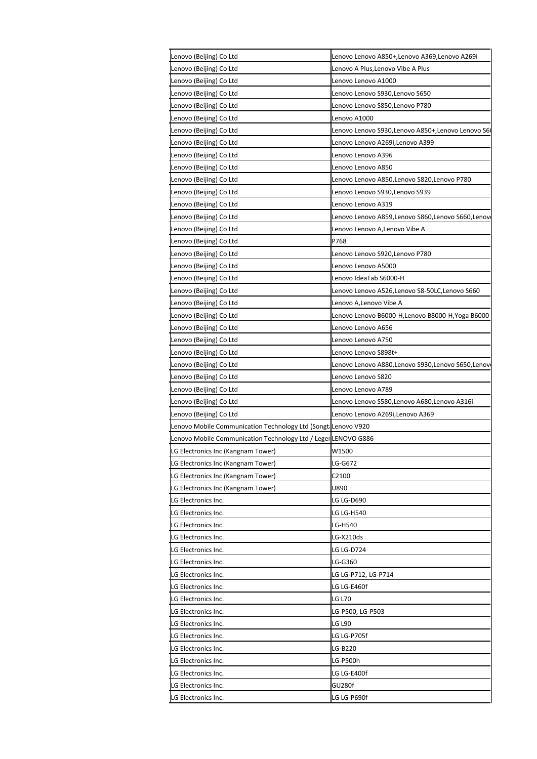| | |
|---|---|
| Lenovo (Beijing) Co Ltd | Lenovo Lenovo A850+,Lenovo A369,Lenovo A269i |
| Lenovo (Beijing) Co Ltd | Lenovo A Plus,Lenovo Vibe A Plus |
| Lenovo (Beijing) Co Ltd | Lenovo Lenovo A1000 |
| Lenovo (Beijing) Co Ltd | Lenovo Lenovo S930,Lenovo S650 |
| Lenovo (Beijing) Co Ltd | Lenovo Lenovo S850,Lenovo P780 |
| Lenovo (Beijing) Co Ltd | Lenovo A1000 |
| Lenovo (Beijing) Co Ltd | Lenovo Lenovo S930,Lenovo A850+,Lenovo Lenovo S6 |
| Lenovo (Beijing) Co Ltd | Lenovo Lenovo A269i,Lenovo A399 |
| Lenovo (Beijing) Co Ltd | Lenovo Lenovo A396 |
| Lenovo (Beijing) Co Ltd | Lenovo Lenovo A850 |
| Lenovo (Beijing) Co Ltd | Lenovo Lenovo A850,Lenovo S820,Lenovo P780 |
| Lenovo (Beijing) Co Ltd | Lenovo Lenovo S930,Lenovo S939 |
| Lenovo (Beijing) Co Ltd | Lenovo Lenovo A319 |
| Lenovo (Beijing) Co Ltd | Lenovo Lenovo A859,Lenovo S860,Lenovo S660,Lenov |
| Lenovo (Beijing) Co Ltd | Lenovo Lenovo A,Lenovo Vibe A |
| Lenovo (Beijing) Co Ltd | P768 |
| Lenovo (Beijing) Co Ltd | Lenovo Lenovo S920,Lenovo P780 |
| Lenovo (Beijing) Co Ltd | Lenovo Lenovo A5000 |
| Lenovo (Beijing) Co Ltd | Lenovo IdeaTab S6000-H |
| Lenovo (Beijing) Co Ltd | Lenovo Lenovo A526,Lenovo S8-50LC,Lenovo S660 |
| Lenovo (Beijing) Co Ltd | Lenovo A,Lenovo Vibe A |
| Lenovo (Beijing) Co Ltd | Lenovo Lenovo B6000-H,Lenovo B8000-H,Yoga B6000- |
| Lenovo (Beijing) Co Ltd | Lenovo Lenovo A656 |
| Lenovo (Beijing) Co Ltd | Lenovo Lenovo A750 |
| Lenovo (Beijing) Co Ltd | Lenovo Lenovo S898t+ |
| Lenovo (Beijing) Co Ltd | Lenovo Lenovo A880,Lenovo S930,Lenovo S650,Lenov |
| Lenovo (Beijing) Co Ltd | Lenovo Lenovo S820 |
| Lenovo (Beijing) Co Ltd | Lenovo Lenovo A789 |
| Lenovo (Beijing) Co Ltd | Lenovo Lenovo S580,Lenovo A680,Lenovo A316i |
| Lenovo (Beijing) Co Ltd | Lenovo Lenovo A269i,Lenovo A369 |
| Lenovo Mobile Communication Technology Ltd (Songt | Lenovo V920 |
| Lenovo Mobile Communication Technology Ltd / Leger | LENOVO G886 |
| LG Electronics Inc (Kangnam Tower) | W1500 |
| LG Electronics Inc (Kangnam Tower) | LG-G672 |
| LG Electronics Inc (Kangnam Tower) | C2100 |
| LG Electronics Inc (Kangnam Tower) | U890 |
| LG Electronics Inc. | LG LG-D690 |
| LG Electronics Inc. | LG LG-H540 |
| LG Electronics Inc. | LG-H540 |
| LG Electronics Inc. | LG-X210ds |
| LG Electronics Inc. | LG LG-D724 |
| LG Electronics Inc. | LG-G360 |
| LG Electronics Inc. | LG LG-P712, LG-P714 |
| LG Electronics Inc. | LG LG-E460f |
| LG Electronics Inc. | LG L70 |
| LG Electronics Inc. | LG-P500, LG-P503 |
| LG Electronics Inc. | LG L90 |
| LG Electronics Inc. | LG LG-P705f |
| LG Electronics Inc. | LG-B220 |
| LG Electronics Inc. | LG-P500h |
| LG Electronics Inc. | LG LG-E400f |
| LG Electronics Inc. | GU280f |
| LG Electronics Inc. | LG LG-P690f |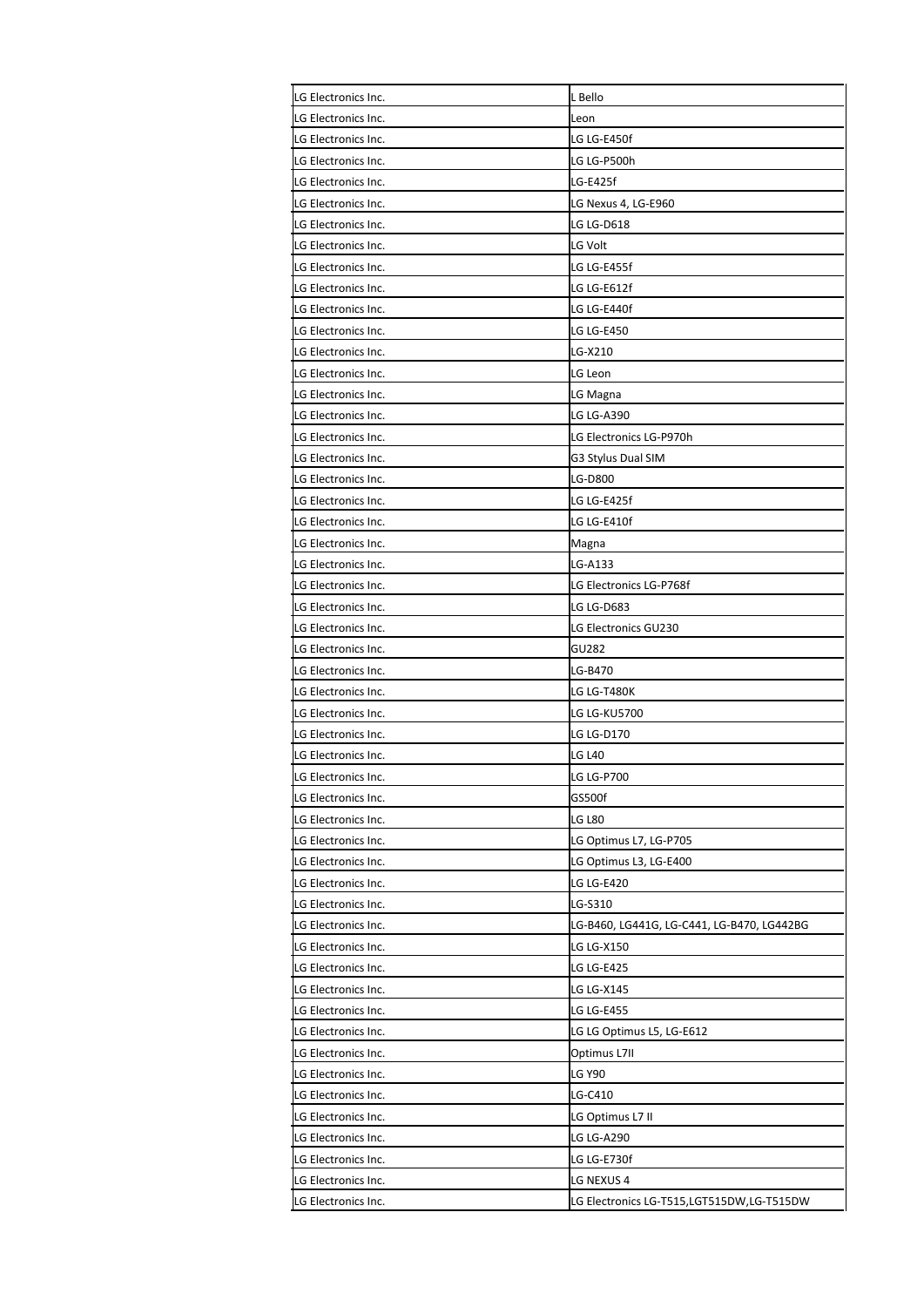| | |
|---|---|
| LG Electronics Inc. | L Bello |
| LG Electronics Inc. | Leon |
| LG Electronics Inc. | LG LG-E450f |
| LG Electronics Inc. | LG LG-P500h |
| LG Electronics Inc. | LG-E425f |
| LG Electronics Inc. | LG Nexus 4, LG-E960 |
| LG Electronics Inc. | LG LG-D618 |
| LG Electronics Inc. | LG Volt |
| LG Electronics Inc. | LG LG-E455f |
| LG Electronics Inc. | LG LG-E612f |
| LG Electronics Inc. | LG LG-E440f |
| LG Electronics Inc. | LG LG-E450 |
| LG Electronics Inc. | LG-X210 |
| LG Electronics Inc. | LG Leon |
| LG Electronics Inc. | LG Magna |
| LG Electronics Inc. | LG LG-A390 |
| LG Electronics Inc. | LG Electronics LG-P970h |
| LG Electronics Inc. | G3 Stylus Dual SIM |
| LG Electronics Inc. | LG-D800 |
| LG Electronics Inc. | LG LG-E425f |
| LG Electronics Inc. | LG LG-E410f |
| LG Electronics Inc. | Magna |
| LG Electronics Inc. | LG-A133 |
| LG Electronics Inc. | LG Electronics LG-P768f |
| LG Electronics Inc. | LG LG-D683 |
| LG Electronics Inc. | LG Electronics GU230 |
| LG Electronics Inc. | GU282 |
| LG Electronics Inc. | LG-B470 |
| LG Electronics Inc. | LG LG-T480K |
| LG Electronics Inc. | LG LG-KU5700 |
| LG Electronics Inc. | LG LG-D170 |
| LG Electronics Inc. | LG L40 |
| LG Electronics Inc. | LG LG-P700 |
| LG Electronics Inc. | GS500f |
| LG Electronics Inc. | LG L80 |
| LG Electronics Inc. | LG Optimus L7, LG-P705 |
| LG Electronics Inc. | LG Optimus L3, LG-E400 |
| LG Electronics Inc. | LG LG-E420 |
| LG Electronics Inc. | LG-S310 |
| LG Electronics Inc. | LG-B460, LG441G, LG-C441, LG-B470, LG442BG |
| LG Electronics Inc. | LG LG-X150 |
| LG Electronics Inc. | LG LG-E425 |
| LG Electronics Inc. | LG LG-X145 |
| LG Electronics Inc. | LG LG-E455 |
| LG Electronics Inc. | LG LG Optimus L5, LG-E612 |
| LG Electronics Inc. | Optimus L7II |
| LG Electronics Inc. | LG Y90 |
| LG Electronics Inc. | LG-C410 |
| LG Electronics Inc. | LG Optimus L7 II |
| LG Electronics Inc. | LG LG-A290 |
| LG Electronics Inc. | LG LG-E730f |
| LG Electronics Inc. | LG NEXUS 4 |
| LG Electronics Inc. | LG Electronics LG-T515,LGT515DW,LG-T515DW |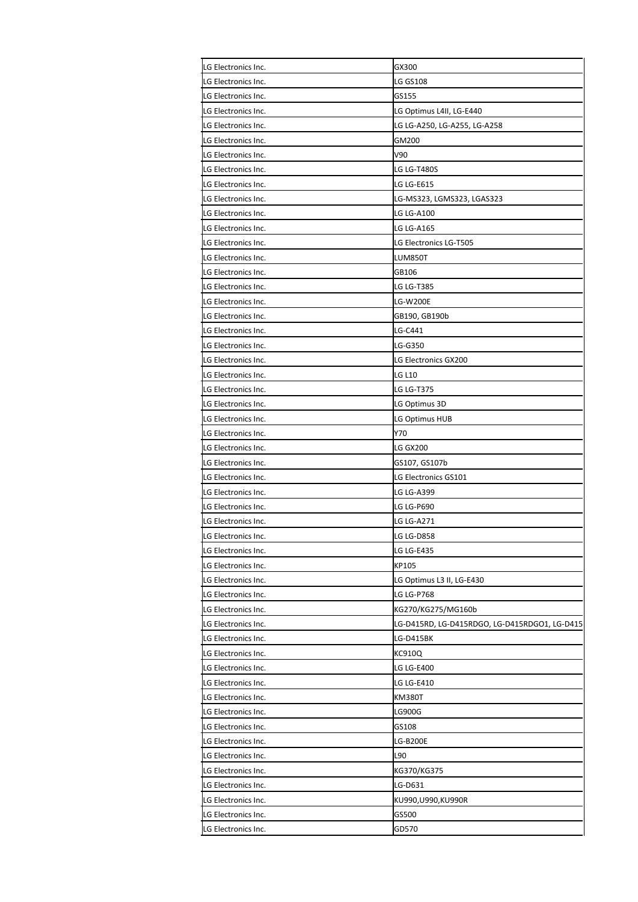| LG Electronics Inc. | GX300 |
|---|---|
| LG Electronics Inc. | LG GS108 |
| LG Electronics Inc. | GS155 |
| LG Electronics Inc. | LG Optimus L4II, LG-E440 |
| LG Electronics Inc. | LG LG-A250, LG-A255, LG-A258 |
| LG Electronics Inc. | GM200 |
| LG Electronics Inc. | V90 |
| LG Electronics Inc. | LG LG-T480S |
| LG Electronics Inc. | LG LG-E615 |
| LG Electronics Inc. | LG-MS323, LGMS323, LGAS323 |
| LG Electronics Inc. | LG LG-A100 |
| LG Electronics Inc. | LG LG-A165 |
| LG Electronics Inc. | LG Electronics LG-T505 |
| LG Electronics Inc. | LUM850T |
| LG Electronics Inc. | GB106 |
| LG Electronics Inc. | LG LG-T385 |
| LG Electronics Inc. | LG-W200E |
| LG Electronics Inc. | GB190, GB190b |
| LG Electronics Inc. | LG-C441 |
| LG Electronics Inc. | LG-G350 |
| LG Electronics Inc. | LG Electronics GX200 |
| LG Electronics Inc. | LG L10 |
| LG Electronics Inc. | LG LG-T375 |
| LG Electronics Inc. | LG Optimus 3D |
| LG Electronics Inc. | LG Optimus HUB |
| LG Electronics Inc. | Y70 |
| LG Electronics Inc. | LG GX200 |
| LG Electronics Inc. | GS107, GS107b |
| LG Electronics Inc. | LG Electronics GS101 |
| LG Electronics Inc. | LG LG-A399 |
| LG Electronics Inc. | LG LG-P690 |
| LG Electronics Inc. | LG LG-A271 |
| LG Electronics Inc. | LG LG-D858 |
| LG Electronics Inc. | LG LG-E435 |
| LG Electronics Inc. | KP105 |
| LG Electronics Inc. | LG Optimus L3 II, LG-E430 |
| LG Electronics Inc. | LG LG-P768 |
| LG Electronics Inc. | KG270/KG275/MG160b |
| LG Electronics Inc. | LG-D415RD, LG-D415RDGO, LG-D415RDGO1, LG-D415 |
| LG Electronics Inc. | LG-D415BK |
| LG Electronics Inc. | KC910Q |
| LG Electronics Inc. | LG LG-E400 |
| LG Electronics Inc. | LG LG-E410 |
| LG Electronics Inc. | KM380T |
| LG Electronics Inc. | LG900G |
| LG Electronics Inc. | GS108 |
| LG Electronics Inc. | LG-B200E |
| LG Electronics Inc. | L90 |
| LG Electronics Inc. | KG370/KG375 |
| LG Electronics Inc. | LG-D631 |
| LG Electronics Inc. | KU990,U990,KU990R |
| LG Electronics Inc. | GS500 |
| LG Electronics Inc. | GD570 |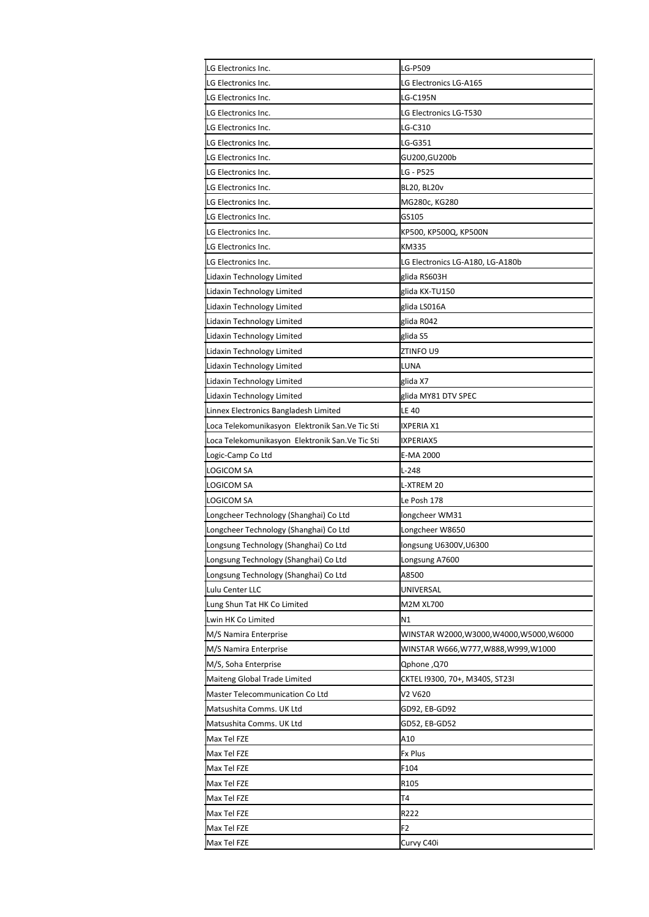| | |
|---|---|
| LG Electronics Inc. | LG-P509 |
| LG Electronics Inc. | LG Electronics LG-A165 |
| LG Electronics Inc. | LG-C195N |
| LG Electronics Inc. | LG Electronics LG-T530 |
| LG Electronics Inc. | LG-C310 |
| LG Electronics Inc. | LG-G351 |
| LG Electronics Inc. | GU200,GU200b |
| LG Electronics Inc. | LG - P525 |
| LG Electronics Inc. | BL20, BL20v |
| LG Electronics Inc. | MG280c, KG280 |
| LG Electronics Inc. | GS105 |
| LG Electronics Inc. | KP500, KP500Q, KP500N |
| LG Electronics Inc. | KM335 |
| LG Electronics Inc. | LG Electronics LG-A180, LG-A180b |
| Lidaxin Technology Limited | glida RS603H |
| Lidaxin Technology Limited | glida KX-TU150 |
| Lidaxin Technology Limited | glida LS016A |
| Lidaxin Technology Limited | glida R042 |
| Lidaxin Technology Limited | glida S5 |
| Lidaxin Technology Limited | ZTINFO U9 |
| Lidaxin Technology Limited | LUNA |
| Lidaxin Technology Limited | glida X7 |
| Lidaxin Technology Limited | glida MY81 DTV SPEC |
| Linnex Electronics Bangladesh Limited | LE 40 |
| Loca Telekomunikasyon Elektronik San.Ve Tic Sti | IXPERIA X1 |
| Loca Telekomunikasyon Elektronik San.Ve Tic Sti | IXPERIAX5 |
| Logic-Camp Co Ltd | E-MA 2000 |
| LOGICOM SA | L-248 |
| LOGICOM SA | L-XTREM 20 |
| LOGICOM SA | Le Posh 178 |
| Longcheer Technology (Shanghai) Co Ltd | longcheer WM31 |
| Longcheer Technology (Shanghai) Co Ltd | Longcheer W8650 |
| Longsung Technology (Shanghai) Co Ltd | longsung U6300V,U6300 |
| Longsung Technology (Shanghai) Co Ltd | Longsung A7600 |
| Longsung Technology (Shanghai) Co Ltd | A8500 |
| Lulu Center LLC | UNIVERSAL |
| Lung Shun Tat HK Co Limited | M2M XL700 |
| Lwin HK Co Limited | N1 |
| M/S Namira Enterprise | WINSTAR W2000,W3000,W4000,W5000,W6000 |
| M/S Namira Enterprise | WINSTAR W666,W777,W888,W999,W1000 |
| M/S, Soha Enterprise | Qphone ,Q70 |
| Maiteng Global Trade Limited | CKTEL I9300, 70+, M340S, ST23I |
| Master Telecommunication Co Ltd | V2 V620 |
| Matsushita Comms. UK Ltd | GD92, EB-GD92 |
| Matsushita Comms. UK Ltd | GD52, EB-GD52 |
| Max Tel FZE | A10 |
| Max Tel FZE | Fx Plus |
| Max Tel FZE | F104 |
| Max Tel FZE | R105 |
| Max Tel FZE | T4 |
| Max Tel FZE | R222 |
| Max Tel FZE | F2 |
| Max Tel FZE | Curvy C40i |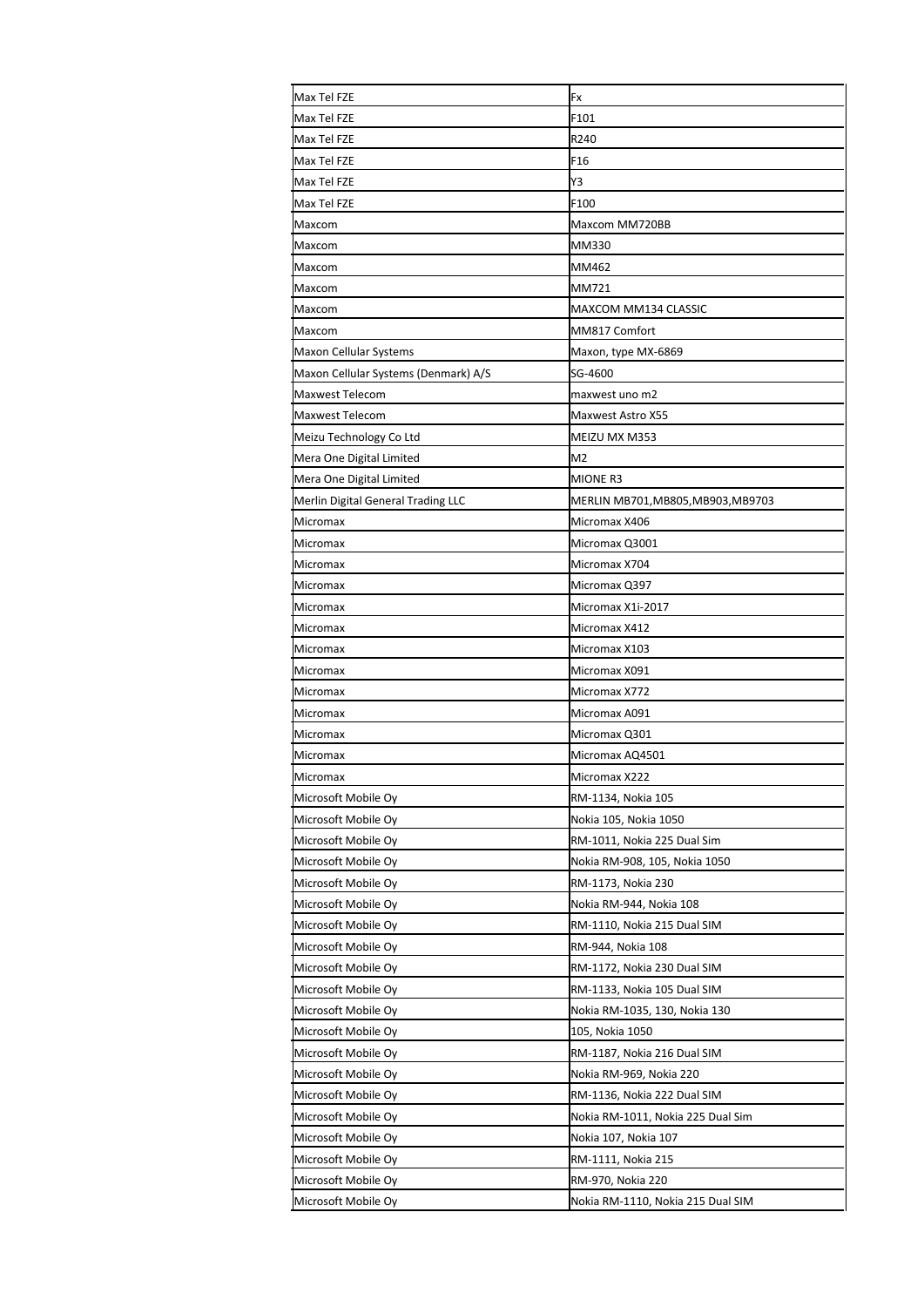| | |
|---|---|
| Max Tel FZE | Fx |
| Max Tel FZE | F101 |
| Max Tel FZE | R240 |
| Max Tel FZE | F16 |
| Max Tel FZE | Y3 |
| Max Tel FZE | F100 |
| Maxcom | Maxcom MM720BB |
| Maxcom | MM330 |
| Maxcom | MM462 |
| Maxcom | MM721 |
| Maxcom | MAXCOM MM134 CLASSIC |
| Maxcom | MM817 Comfort |
| Maxon Cellular Systems | Maxon, type MX-6869 |
| Maxon Cellular Systems (Denmark) A/S | SG-4600 |
| Maxwest Telecom | maxwest uno m2 |
| Maxwest Telecom | Maxwest Astro X55 |
| Meizu Technology Co Ltd | MEIZU MX M353 |
| Mera One Digital Limited | M2 |
| Mera One Digital Limited | MIONE R3 |
| Merlin Digital General Trading LLC | MERLIN MB701,MB805,MB903,MB9703 |
| Micromax | Micromax X406 |
| Micromax | Micromax Q3001 |
| Micromax | Micromax X704 |
| Micromax | Micromax Q397 |
| Micromax | Micromax X1i-2017 |
| Micromax | Micromax X412 |
| Micromax | Micromax X103 |
| Micromax | Micromax X091 |
| Micromax | Micromax X772 |
| Micromax | Micromax A091 |
| Micromax | Micromax Q301 |
| Micromax | Micromax AQ4501 |
| Micromax | Micromax X222 |
| Microsoft Mobile Oy | RM-1134, Nokia 105 |
| Microsoft Mobile Oy | Nokia 105, Nokia 1050 |
| Microsoft Mobile Oy | RM-1011, Nokia 225 Dual Sim |
| Microsoft Mobile Oy | Nokia RM-908, 105, Nokia 1050 |
| Microsoft Mobile Oy | RM-1173, Nokia 230 |
| Microsoft Mobile Oy | Nokia RM-944, Nokia 108 |
| Microsoft Mobile Oy | RM-1110, Nokia 215 Dual SIM |
| Microsoft Mobile Oy | RM-944, Nokia 108 |
| Microsoft Mobile Oy | RM-1172, Nokia 230 Dual SIM |
| Microsoft Mobile Oy | RM-1133, Nokia 105 Dual SIM |
| Microsoft Mobile Oy | Nokia RM-1035, 130, Nokia 130 |
| Microsoft Mobile Oy | 105, Nokia 1050 |
| Microsoft Mobile Oy | RM-1187, Nokia 216 Dual SIM |
| Microsoft Mobile Oy | Nokia RM-969, Nokia 220 |
| Microsoft Mobile Oy | RM-1136, Nokia 222 Dual SIM |
| Microsoft Mobile Oy | Nokia RM-1011, Nokia 225 Dual Sim |
| Microsoft Mobile Oy | Nokia 107, Nokia 107 |
| Microsoft Mobile Oy | RM-1111, Nokia 215 |
| Microsoft Mobile Oy | RM-970, Nokia 220 |
| Microsoft Mobile Oy | Nokia RM-1110, Nokia 215 Dual SIM |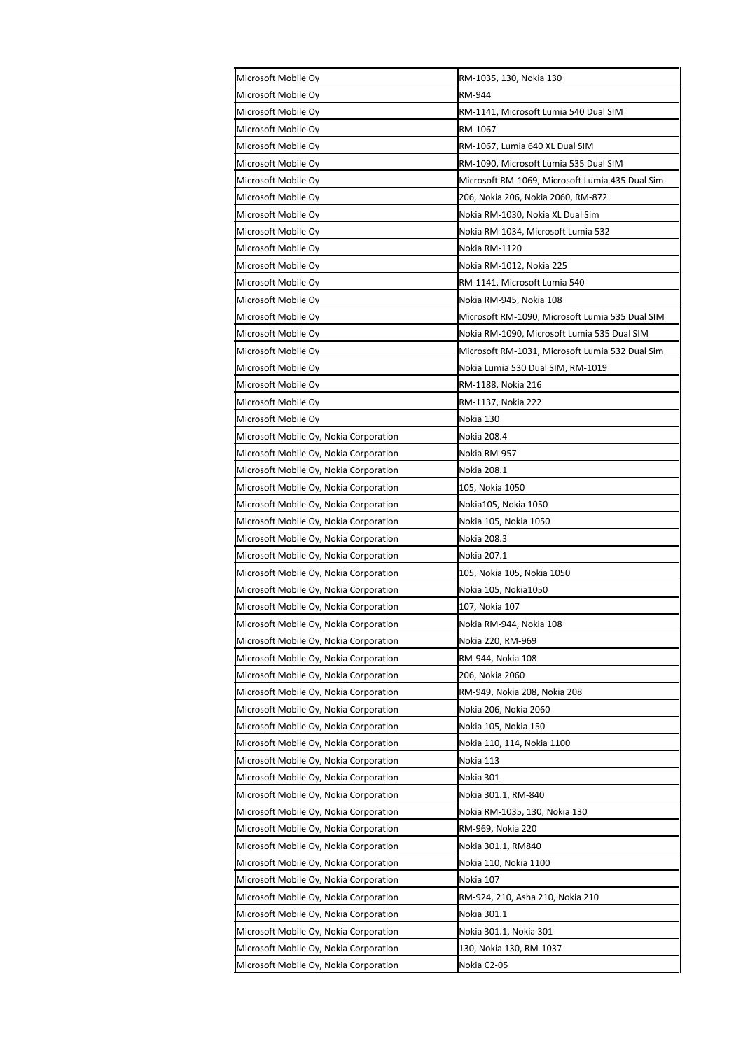| | |
|---|---|
| Microsoft Mobile Oy | RM-1035, 130, Nokia 130 |
| Microsoft Mobile Oy | RM-944 |
| Microsoft Mobile Oy | RM-1141, Microsoft Lumia 540 Dual SIM |
| Microsoft Mobile Oy | RM-1067 |
| Microsoft Mobile Oy | RM-1067, Lumia 640 XL Dual SIM |
| Microsoft Mobile Oy | RM-1090, Microsoft Lumia 535 Dual SIM |
| Microsoft Mobile Oy | Microsoft RM-1069, Microsoft Lumia 435 Dual Sim |
| Microsoft Mobile Oy | 206, Nokia 206, Nokia 2060, RM-872 |
| Microsoft Mobile Oy | Nokia RM-1030, Nokia XL Dual Sim |
| Microsoft Mobile Oy | Nokia RM-1034, Microsoft Lumia 532 |
| Microsoft Mobile Oy | Nokia RM-1120 |
| Microsoft Mobile Oy | Nokia RM-1012, Nokia 225 |
| Microsoft Mobile Oy | RM-1141, Microsoft Lumia 540 |
| Microsoft Mobile Oy | Nokia RM-945, Nokia 108 |
| Microsoft Mobile Oy | Microsoft RM-1090, Microsoft Lumia 535 Dual SIM |
| Microsoft Mobile Oy | Nokia RM-1090, Microsoft Lumia 535 Dual SIM |
| Microsoft Mobile Oy | Microsoft RM-1031, Microsoft Lumia 532 Dual Sim |
| Microsoft Mobile Oy | Nokia Lumia 530 Dual SIM, RM-1019 |
| Microsoft Mobile Oy | RM-1188, Nokia 216 |
| Microsoft Mobile Oy | RM-1137, Nokia 222 |
| Microsoft Mobile Oy | Nokia 130 |
| Microsoft Mobile Oy, Nokia Corporation | Nokia 208.4 |
| Microsoft Mobile Oy, Nokia Corporation | Nokia RM-957 |
| Microsoft Mobile Oy, Nokia Corporation | Nokia 208.1 |
| Microsoft Mobile Oy, Nokia Corporation | 105, Nokia 1050 |
| Microsoft Mobile Oy, Nokia Corporation | Nokia105, Nokia 1050 |
| Microsoft Mobile Oy, Nokia Corporation | Nokia 105, Nokia 1050 |
| Microsoft Mobile Oy, Nokia Corporation | Nokia 208.3 |
| Microsoft Mobile Oy, Nokia Corporation | Nokia 207.1 |
| Microsoft Mobile Oy, Nokia Corporation | 105, Nokia 105, Nokia 1050 |
| Microsoft Mobile Oy, Nokia Corporation | Nokia 105, Nokia1050 |
| Microsoft Mobile Oy, Nokia Corporation | 107, Nokia 107 |
| Microsoft Mobile Oy, Nokia Corporation | Nokia RM-944, Nokia 108 |
| Microsoft Mobile Oy, Nokia Corporation | Nokia 220, RM-969 |
| Microsoft Mobile Oy, Nokia Corporation | RM-944, Nokia 108 |
| Microsoft Mobile Oy, Nokia Corporation | 206, Nokia 2060 |
| Microsoft Mobile Oy, Nokia Corporation | RM-949, Nokia 208, Nokia 208 |
| Microsoft Mobile Oy, Nokia Corporation | Nokia 206, Nokia 2060 |
| Microsoft Mobile Oy, Nokia Corporation | Nokia 105, Nokia 150 |
| Microsoft Mobile Oy, Nokia Corporation | Nokia 110, 114, Nokia 1100 |
| Microsoft Mobile Oy, Nokia Corporation | Nokia 113 |
| Microsoft Mobile Oy, Nokia Corporation | Nokia 301 |
| Microsoft Mobile Oy, Nokia Corporation | Nokia 301.1, RM-840 |
| Microsoft Mobile Oy, Nokia Corporation | Nokia RM-1035, 130, Nokia 130 |
| Microsoft Mobile Oy, Nokia Corporation | RM-969, Nokia 220 |
| Microsoft Mobile Oy, Nokia Corporation | Nokia 301.1, RM840 |
| Microsoft Mobile Oy, Nokia Corporation | Nokia 110, Nokia 1100 |
| Microsoft Mobile Oy, Nokia Corporation | Nokia 107 |
| Microsoft Mobile Oy, Nokia Corporation | RM-924, 210, Asha 210, Nokia 210 |
| Microsoft Mobile Oy, Nokia Corporation | Nokia 301.1 |
| Microsoft Mobile Oy, Nokia Corporation | Nokia 301.1, Nokia 301 |
| Microsoft Mobile Oy, Nokia Corporation | 130, Nokia 130, RM-1037 |
| Microsoft Mobile Oy, Nokia Corporation | Nokia C2-05 |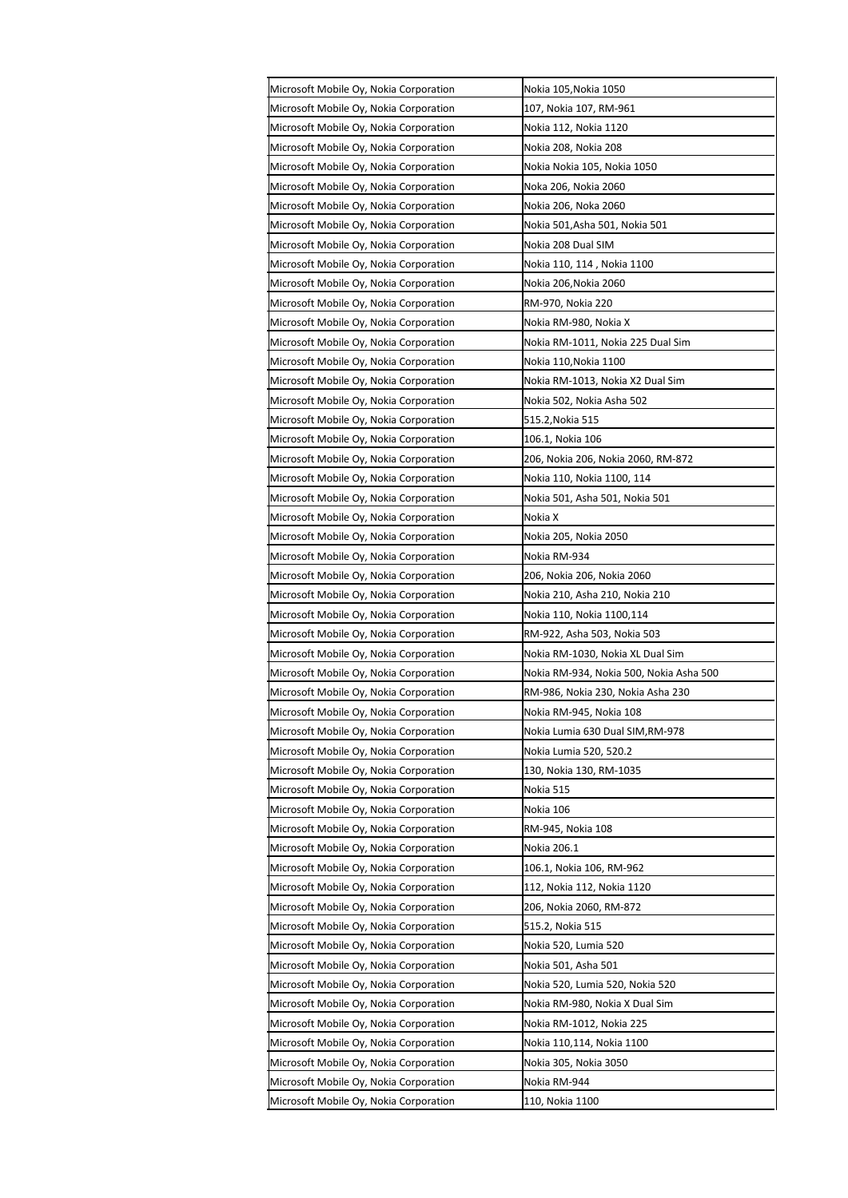| | |
|---|---|
| Microsoft Mobile Oy, Nokia Corporation | Nokia 105,Nokia 1050 |
| Microsoft Mobile Oy, Nokia Corporation | 107, Nokia 107, RM-961 |
| Microsoft Mobile Oy, Nokia Corporation | Nokia 112, Nokia 1120 |
| Microsoft Mobile Oy, Nokia Corporation | Nokia 208, Nokia 208 |
| Microsoft Mobile Oy, Nokia Corporation | Nokia Nokia 105, Nokia 1050 |
| Microsoft Mobile Oy, Nokia Corporation | Noka 206, Nokia 2060 |
| Microsoft Mobile Oy, Nokia Corporation | Nokia 206, Noka 2060 |
| Microsoft Mobile Oy, Nokia Corporation | Nokia 501,Asha 501, Nokia 501 |
| Microsoft Mobile Oy, Nokia Corporation | Nokia 208 Dual SIM |
| Microsoft Mobile Oy, Nokia Corporation | Nokia 110, 114 , Nokia 1100 |
| Microsoft Mobile Oy, Nokia Corporation | Nokia 206,Nokia 2060 |
| Microsoft Mobile Oy, Nokia Corporation | RM-970, Nokia 220 |
| Microsoft Mobile Oy, Nokia Corporation | Nokia RM-980, Nokia X |
| Microsoft Mobile Oy, Nokia Corporation | Nokia RM-1011, Nokia 225 Dual Sim |
| Microsoft Mobile Oy, Nokia Corporation | Nokia 110,Nokia 1100 |
| Microsoft Mobile Oy, Nokia Corporation | Nokia RM-1013, Nokia X2 Dual Sim |
| Microsoft Mobile Oy, Nokia Corporation | Nokia 502, Nokia Asha 502 |
| Microsoft Mobile Oy, Nokia Corporation | 515.2,Nokia 515 |
| Microsoft Mobile Oy, Nokia Corporation | 106.1, Nokia 106 |
| Microsoft Mobile Oy, Nokia Corporation | 206, Nokia 206, Nokia 2060, RM-872 |
| Microsoft Mobile Oy, Nokia Corporation | Nokia 110, Nokia 1100, 114 |
| Microsoft Mobile Oy, Nokia Corporation | Nokia 501, Asha 501, Nokia 501 |
| Microsoft Mobile Oy, Nokia Corporation | Nokia X |
| Microsoft Mobile Oy, Nokia Corporation | Nokia 205, Nokia 2050 |
| Microsoft Mobile Oy, Nokia Corporation | Nokia RM-934 |
| Microsoft Mobile Oy, Nokia Corporation | 206, Nokia 206, Nokia 2060 |
| Microsoft Mobile Oy, Nokia Corporation | Nokia 210, Asha 210, Nokia 210 |
| Microsoft Mobile Oy, Nokia Corporation | Nokia 110, Nokia 1100,114 |
| Microsoft Mobile Oy, Nokia Corporation | RM-922, Asha 503, Nokia 503 |
| Microsoft Mobile Oy, Nokia Corporation | Nokia RM-1030, Nokia XL Dual Sim |
| Microsoft Mobile Oy, Nokia Corporation | Nokia RM-934, Nokia 500, Nokia Asha 500 |
| Microsoft Mobile Oy, Nokia Corporation | RM-986, Nokia 230, Nokia Asha 230 |
| Microsoft Mobile Oy, Nokia Corporation | Nokia RM-945, Nokia 108 |
| Microsoft Mobile Oy, Nokia Corporation | Nokia Lumia 630 Dual SIM,RM-978 |
| Microsoft Mobile Oy, Nokia Corporation | Nokia Lumia 520, 520.2 |
| Microsoft Mobile Oy, Nokia Corporation | 130, Nokia 130, RM-1035 |
| Microsoft Mobile Oy, Nokia Corporation | Nokia 515 |
| Microsoft Mobile Oy, Nokia Corporation | Nokia 106 |
| Microsoft Mobile Oy, Nokia Corporation | RM-945, Nokia 108 |
| Microsoft Mobile Oy, Nokia Corporation | Nokia 206.1 |
| Microsoft Mobile Oy, Nokia Corporation | 106.1, Nokia 106, RM-962 |
| Microsoft Mobile Oy, Nokia Corporation | 112, Nokia 112, Nokia 1120 |
| Microsoft Mobile Oy, Nokia Corporation | 206, Nokia 2060, RM-872 |
| Microsoft Mobile Oy, Nokia Corporation | 515.2, Nokia 515 |
| Microsoft Mobile Oy, Nokia Corporation | Nokia 520, Lumia 520 |
| Microsoft Mobile Oy, Nokia Corporation | Nokia 501, Asha 501 |
| Microsoft Mobile Oy, Nokia Corporation | Nokia 520, Lumia 520, Nokia 520 |
| Microsoft Mobile Oy, Nokia Corporation | Nokia RM-980, Nokia X Dual Sim |
| Microsoft Mobile Oy, Nokia Corporation | Nokia RM-1012, Nokia 225 |
| Microsoft Mobile Oy, Nokia Corporation | Nokia 110,114, Nokia 1100 |
| Microsoft Mobile Oy, Nokia Corporation | Nokia 305, Nokia 3050 |
| Microsoft Mobile Oy, Nokia Corporation | Nokia RM-944 |
| Microsoft Mobile Oy, Nokia Corporation | 110, Nokia 1100 |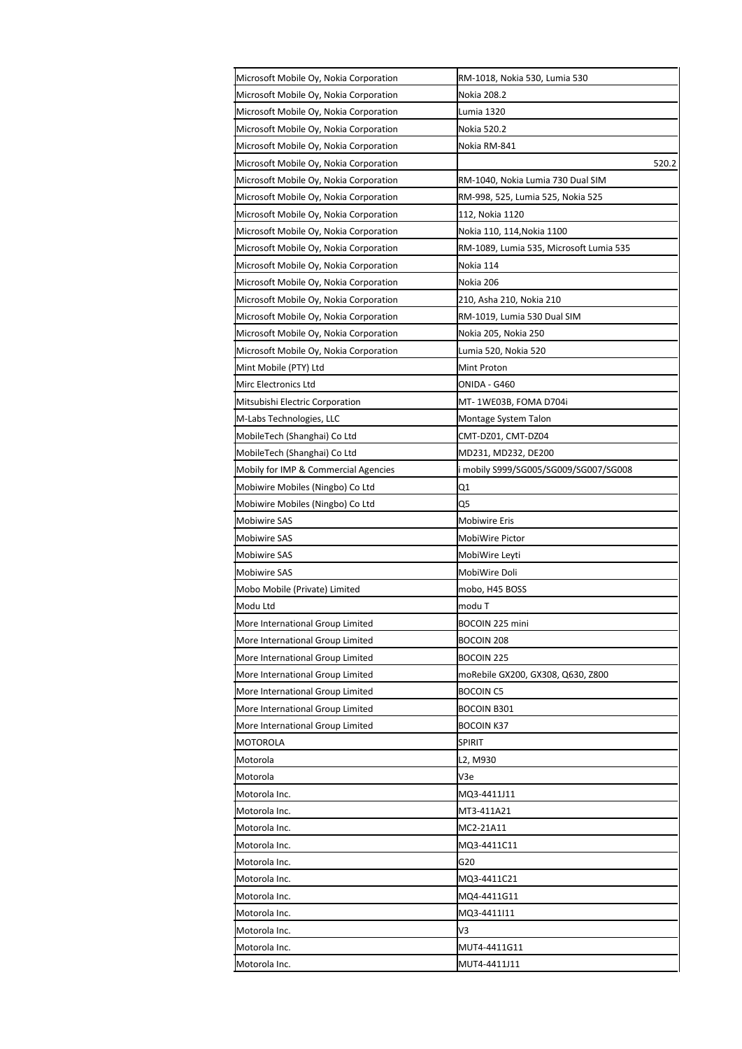| | |
|---|---|
| Microsoft Mobile Oy, Nokia Corporation | RM-1018, Nokia 530, Lumia 530 |
| Microsoft Mobile Oy, Nokia Corporation | Nokia 208.2 |
| Microsoft Mobile Oy, Nokia Corporation | Lumia 1320 |
| Microsoft Mobile Oy, Nokia Corporation | Nokia 520.2 |
| Microsoft Mobile Oy, Nokia Corporation | Nokia RM-841 |
| Microsoft Mobile Oy, Nokia Corporation | 520.2 |
| Microsoft Mobile Oy, Nokia Corporation | RM-1040, Nokia Lumia 730 Dual SIM |
| Microsoft Mobile Oy, Nokia Corporation | RM-998, 525, Lumia 525, Nokia 525 |
| Microsoft Mobile Oy, Nokia Corporation | 112, Nokia 1120 |
| Microsoft Mobile Oy, Nokia Corporation | Nokia 110, 114,Nokia 1100 |
| Microsoft Mobile Oy, Nokia Corporation | RM-1089, Lumia 535, Microsoft Lumia 535 |
| Microsoft Mobile Oy, Nokia Corporation | Nokia 114 |
| Microsoft Mobile Oy, Nokia Corporation | Nokia 206 |
| Microsoft Mobile Oy, Nokia Corporation | 210, Asha 210, Nokia 210 |
| Microsoft Mobile Oy, Nokia Corporation | RM-1019, Lumia 530 Dual SIM |
| Microsoft Mobile Oy, Nokia Corporation | Nokia 205, Nokia 250 |
| Microsoft Mobile Oy, Nokia Corporation | Lumia 520, Nokia 520 |
| Mint Mobile (PTY) Ltd | Mint Proton |
| Mirc Electronics Ltd | ONIDA - G460 |
| Mitsubishi Electric Corporation | MT- 1WE03B, FOMA D704i |
| M-Labs Technologies, LLC | Montage System Talon |
| MobileTech (Shanghai) Co Ltd | CMT-DZ01, CMT-DZ04 |
| MobileTech (Shanghai) Co Ltd | MD231, MD232, DE200 |
| Mobily for IMP & Commercial Agencies | i mobily S999/SG005/SG009/SG007/SG008 |
| Mobiwire Mobiles (Ningbo) Co Ltd | Q1 |
| Mobiwire Mobiles (Ningbo) Co Ltd | Q5 |
| Mobiwire SAS | Mobiwire Eris |
| Mobiwire SAS | MobiWire Pictor |
| Mobiwire SAS | MobiWire Leyti |
| Mobiwire SAS | MobiWire Doli |
| Mobo Mobile (Private) Limited | mobo, H45 BOSS |
| Modu Ltd | modu T |
| More International Group Limited | BOCOIN 225 mini |
| More International Group Limited | BOCOIN 208 |
| More International Group Limited | BOCOIN 225 |
| More International Group Limited | moRebile GX200, GX308, Q630, Z800 |
| More International Group Limited | BOCOIN C5 |
| More International Group Limited | BOCOIN B301 |
| More International Group Limited | BOCOIN K37 |
| MOTOROLA | SPIRIT |
| Motorola | L2, M930 |
| Motorola | V3e |
| Motorola Inc. | MQ3-4411J11 |
| Motorola Inc. | MT3-411A21 |
| Motorola Inc. | MC2-21A11 |
| Motorola Inc. | MQ3-4411C11 |
| Motorola Inc. | G20 |
| Motorola Inc. | MQ3-4411C21 |
| Motorola Inc. | MQ4-4411G11 |
| Motorola Inc. | MQ3-4411I11 |
| Motorola Inc. | V3 |
| Motorola Inc. | MUT4-4411G11 |
| Motorola Inc. | MUT4-4411J11 |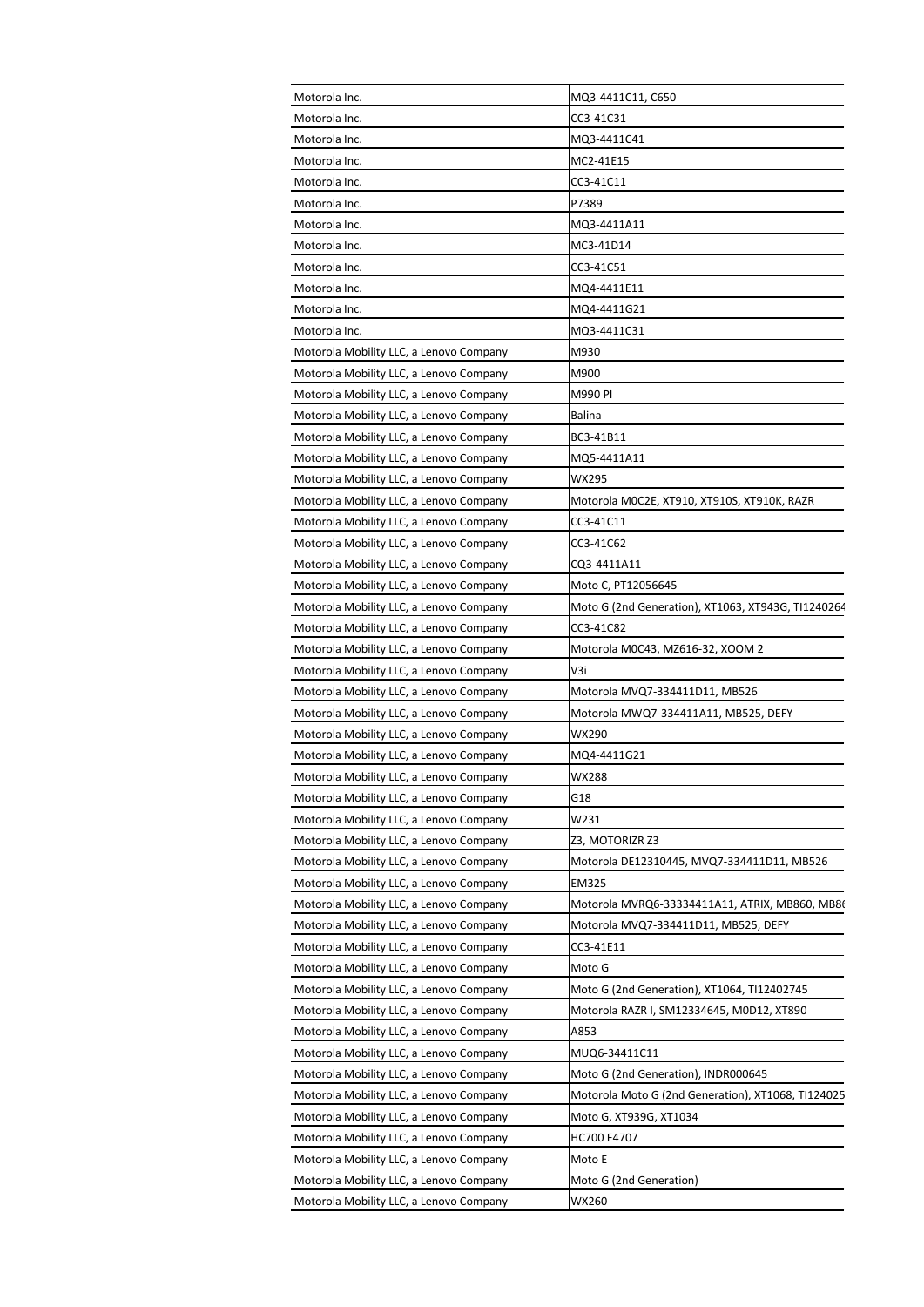| | |
|---|---|
| Motorola Inc. | MQ3-4411C11, C650 |
| Motorola Inc. | CC3-41C31 |
| Motorola Inc. | MQ3-4411C41 |
| Motorola Inc. | MC2-41E15 |
| Motorola Inc. | CC3-41C11 |
| Motorola Inc. | P7389 |
| Motorola Inc. | MQ3-4411A11 |
| Motorola Inc. | MC3-41D14 |
| Motorola Inc. | CC3-41C51 |
| Motorola Inc. | MQ4-4411E11 |
| Motorola Inc. | MQ4-4411G21 |
| Motorola Inc. | MQ3-4411C31 |
| Motorola Mobility LLC, a Lenovo Company | M930 |
| Motorola Mobility LLC, a Lenovo Company | M900 |
| Motorola Mobility LLC, a Lenovo Company | M990 PI |
| Motorola Mobility LLC, a Lenovo Company | Balina |
| Motorola Mobility LLC, a Lenovo Company | BC3-41B11 |
| Motorola Mobility LLC, a Lenovo Company | MQ5-4411A11 |
| Motorola Mobility LLC, a Lenovo Company | WX295 |
| Motorola Mobility LLC, a Lenovo Company | Motorola M0C2E, XT910, XT910S, XT910K, RAZR |
| Motorola Mobility LLC, a Lenovo Company | CC3-41C11 |
| Motorola Mobility LLC, a Lenovo Company | CC3-41C62 |
| Motorola Mobility LLC, a Lenovo Company | CQ3-4411A11 |
| Motorola Mobility LLC, a Lenovo Company | Moto C, PT12056645 |
| Motorola Mobility LLC, a Lenovo Company | Moto G (2nd Generation), XT1063, XT943G, TI1240264 |
| Motorola Mobility LLC, a Lenovo Company | CC3-41C82 |
| Motorola Mobility LLC, a Lenovo Company | Motorola M0C43, MZ616-32, XOOM 2 |
| Motorola Mobility LLC, a Lenovo Company | V3i |
| Motorola Mobility LLC, a Lenovo Company | Motorola MVQ7-334411D11, MB526 |
| Motorola Mobility LLC, a Lenovo Company | Motorola MWQ7-334411A11, MB525, DEFY |
| Motorola Mobility LLC, a Lenovo Company | WX290 |
| Motorola Mobility LLC, a Lenovo Company | MQ4-4411G21 |
| Motorola Mobility LLC, a Lenovo Company | WX288 |
| Motorola Mobility LLC, a Lenovo Company | G18 |
| Motorola Mobility LLC, a Lenovo Company | W231 |
| Motorola Mobility LLC, a Lenovo Company | Z3, MOTORIZR Z3 |
| Motorola Mobility LLC, a Lenovo Company | Motorola DE12310445, MVQ7-334411D11, MB526 |
| Motorola Mobility LLC, a Lenovo Company | EM325 |
| Motorola Mobility LLC, a Lenovo Company | Motorola MVRQ6-33334411A11, ATRIX, MB860, MB8( |
| Motorola Mobility LLC, a Lenovo Company | Motorola MVQ7-334411D11, MB525, DEFY |
| Motorola Mobility LLC, a Lenovo Company | CC3-41E11 |
| Motorola Mobility LLC, a Lenovo Company | Moto G |
| Motorola Mobility LLC, a Lenovo Company | Moto G (2nd Generation), XT1064, TI12402745 |
| Motorola Mobility LLC, a Lenovo Company | Motorola RAZR I, SM12334645, M0D12, XT890 |
| Motorola Mobility LLC, a Lenovo Company | A853 |
| Motorola Mobility LLC, a Lenovo Company | MUQ6-34411C11 |
| Motorola Mobility LLC, a Lenovo Company | Moto G (2nd Generation), INDR000645 |
| Motorola Mobility LLC, a Lenovo Company | Motorola Moto G (2nd Generation), XT1068, TI124025 |
| Motorola Mobility LLC, a Lenovo Company | Moto G, XT939G, XT1034 |
| Motorola Mobility LLC, a Lenovo Company | HC700 F4707 |
| Motorola Mobility LLC, a Lenovo Company | Moto E |
| Motorola Mobility LLC, a Lenovo Company | Moto G (2nd Generation) |
| Motorola Mobility LLC, a Lenovo Company | WX260 |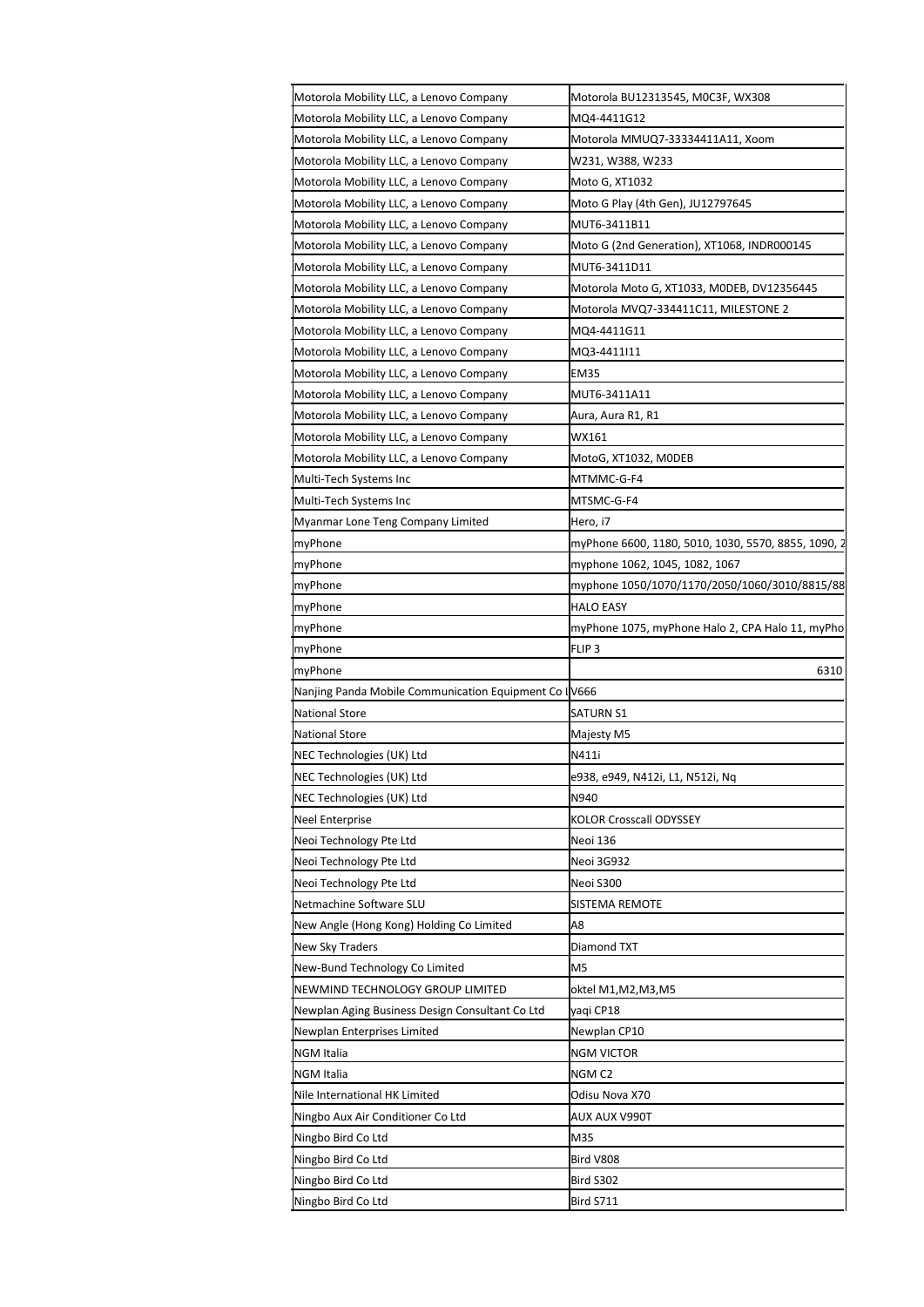| | |
|---|---|
| Motorola Mobility LLC, a Lenovo Company | Motorola BU12313545, M0C3F, WX308 |
| Motorola Mobility LLC, a Lenovo Company | MQ4-4411G12 |
| Motorola Mobility LLC, a Lenovo Company | Motorola MMUQ7-33334411A11, Xoom |
| Motorola Mobility LLC, a Lenovo Company | W231, W388, W233 |
| Motorola Mobility LLC, a Lenovo Company | Moto G, XT1032 |
| Motorola Mobility LLC, a Lenovo Company | Moto G Play (4th Gen), JU12797645 |
| Motorola Mobility LLC, a Lenovo Company | MUT6-3411B11 |
| Motorola Mobility LLC, a Lenovo Company | Moto G (2nd Generation), XT1068, INDR000145 |
| Motorola Mobility LLC, a Lenovo Company | MUT6-3411D11 |
| Motorola Mobility LLC, a Lenovo Company | Motorola Moto G, XT1033, M0DEB, DV12356445 |
| Motorola Mobility LLC, a Lenovo Company | Motorola MVQ7-334411C11, MILESTONE 2 |
| Motorola Mobility LLC, a Lenovo Company | MQ4-4411G11 |
| Motorola Mobility LLC, a Lenovo Company | MQ3-4411I11 |
| Motorola Mobility LLC, a Lenovo Company | EM35 |
| Motorola Mobility LLC, a Lenovo Company | MUT6-3411A11 |
| Motorola Mobility LLC, a Lenovo Company | Aura, Aura R1, R1 |
| Motorola Mobility LLC, a Lenovo Company | WX161 |
| Motorola Mobility LLC, a Lenovo Company | MotoG, XT1032, M0DEB |
| Multi-Tech Systems Inc | MTMMC-G-F4 |
| Multi-Tech Systems Inc | MTSMC-G-F4 |
| Myanmar Lone Teng Company Limited | Hero, i7 |
| myPhone | myPhone 6600, 1180, 5010, 1030, 5570, 8855, 1090, 2 |
| myPhone | myphone 1062, 1045, 1082, 1067 |
| myPhone | myphone 1050/1070/1170/2050/1060/3010/8815/88 |
| myPhone | HALO EASY |
| myPhone | myPhone 1075, myPhone Halo 2, CPA Halo 11, myPho |
| myPhone | FLIP 3 |
| myPhone | 6310 |
| Nanjing Panda Mobile Communication Equipment Co L | V666 |
| National Store | SATURN S1 |
| National Store | Majesty M5 |
| NEC Technologies (UK) Ltd | N411i |
| NEC Technologies (UK) Ltd | e938, e949, N412i, L1, N512i, Nq |
| NEC Technologies (UK) Ltd | N940 |
| Neel Enterprise | KOLOR Crosscall ODYSSEY |
| Neoi Technology Pte Ltd | Neoi 136 |
| Neoi Technology Pte Ltd | Neoi 3G932 |
| Neoi Technology Pte Ltd | Neoi S300 |
| Netmachine Software SLU | SISTEMA REMOTE |
| New Angle (Hong Kong) Holding Co Limited | A8 |
| New Sky Traders | Diamond TXT |
| New-Bund Technology Co Limited | M5 |
| NEWMIND TECHNOLOGY GROUP LIMITED | oktel M1,M2,M3,M5 |
| Newplan Aging Business Design Consultant Co Ltd | yaqi CP18 |
| Newplan Enterprises Limited | Newplan CP10 |
| NGM Italia | NGM VICTOR |
| NGM Italia | NGM C2 |
| Nile International HK Limited | Odisu Nova X70 |
| Ningbo Aux Air Conditioner Co Ltd | AUX AUX V990T |
| Ningbo Bird Co Ltd | M35 |
| Ningbo Bird Co Ltd | Bird V808 |
| Ningbo Bird Co Ltd | Bird S302 |
| Ningbo Bird Co Ltd | Bird S711 |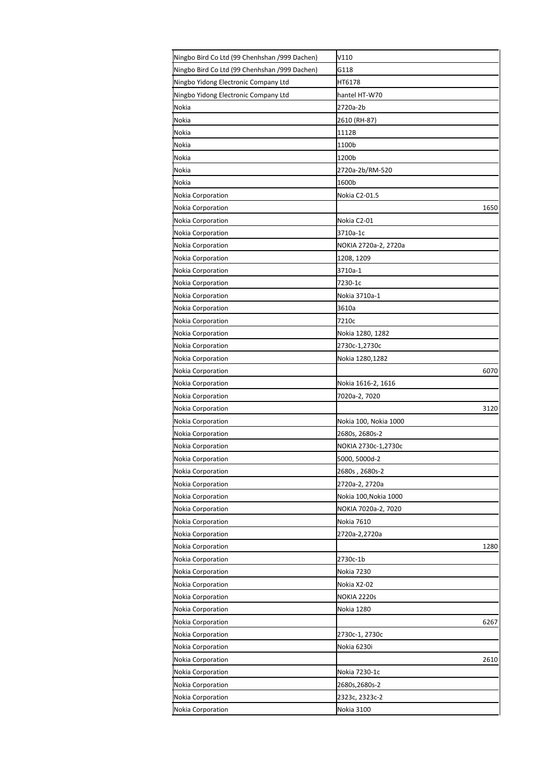| | |
|---|---|
| Ningbo Bird Co Ltd (99 Chenhshan /999 Dachen) | V110 |
| Ningbo Bird Co Ltd (99 Chenhshan /999 Dachen) | G118 |
| Ningbo Yidong Electronic Company Ltd | HT6178 |
| Ningbo Yidong Electronic Company Ltd | hantel HT-W70 |
| Nokia | 2720a-2b |
| Nokia | 2610 (RH-87) |
| Nokia | 1112B |
| Nokia | 1100b |
| Nokia | 1200b |
| Nokia | 2720a-2b/RM-520 |
| Nokia | 1600b |
| Nokia Corporation | Nokia C2-01.5 |
| Nokia Corporation | 1650 |
| Nokia Corporation | Nokia C2-01 |
| Nokia Corporation | 3710a-1c |
| Nokia Corporation | NOKIA 2720a-2, 2720a |
| Nokia Corporation | 1208, 1209 |
| Nokia Corporation | 3710a-1 |
| Nokia Corporation | 7230-1c |
| Nokia Corporation | Nokia 3710a-1 |
| Nokia Corporation | 3610a |
| Nokia Corporation | 7210c |
| Nokia Corporation | Nokia 1280, 1282 |
| Nokia Corporation | 2730c-1,2730c |
| Nokia Corporation | Nokia 1280,1282 |
| Nokia Corporation | 6070 |
| Nokia Corporation | Nokia 1616-2, 1616 |
| Nokia Corporation | 7020a-2, 7020 |
| Nokia Corporation | 3120 |
| Nokia Corporation | Nokia 100, Nokia 1000 |
| Nokia Corporation | 2680s, 2680s-2 |
| Nokia Corporation | NOKIA 2730c-1,2730c |
| Nokia Corporation | 5000, 5000d-2 |
| Nokia Corporation | 2680s , 2680s-2 |
| Nokia Corporation | 2720a-2, 2720a |
| Nokia Corporation | Nokia 100,Nokia 1000 |
| Nokia Corporation | NOKIA 7020a-2, 7020 |
| Nokia Corporation | Nokia 7610 |
| Nokia Corporation | 2720a-2,2720a |
| Nokia Corporation | 1280 |
| Nokia Corporation | 2730c-1b |
| Nokia Corporation | Nokia 7230 |
| Nokia Corporation | Nokia X2-02 |
| Nokia Corporation | NOKIA 2220s |
| Nokia Corporation | Nokia 1280 |
| Nokia Corporation | 6267 |
| Nokia Corporation | 2730c-1, 2730c |
| Nokia Corporation | Nokia 6230i |
| Nokia Corporation | 2610 |
| Nokia Corporation | Nokia 7230-1c |
| Nokia Corporation | 2680s,2680s-2 |
| Nokia Corporation | 2323c, 2323c-2 |
| Nokia Corporation | Nokia 3100 |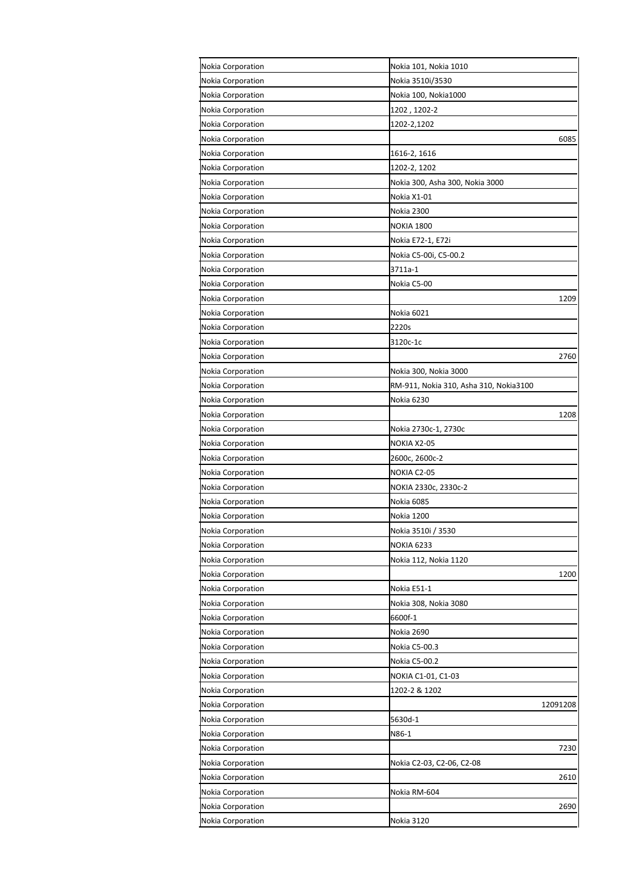| | |
|---|---|
| Nokia Corporation | Nokia 101, Nokia 1010 |
| Nokia Corporation | Nokia 3510i/3530 |
| Nokia Corporation | Nokia 100, Nokia1000 |
| Nokia Corporation | 1202 , 1202-2 |
| Nokia Corporation | 1202-2,1202 |
| Nokia Corporation | 6085 |
| Nokia Corporation | 1616-2, 1616 |
| Nokia Corporation | 1202-2, 1202 |
| Nokia Corporation | Nokia 300, Asha 300, Nokia 3000 |
| Nokia Corporation | Nokia X1-01 |
| Nokia Corporation | Nokia 2300 |
| Nokia Corporation | NOKIA 1800 |
| Nokia Corporation | Nokia E72-1, E72i |
| Nokia Corporation | Nokia C5-00i, C5-00.2 |
| Nokia Corporation | 3711a-1 |
| Nokia Corporation | Nokia C5-00 |
| Nokia Corporation | 1209 |
| Nokia Corporation | Nokia 6021 |
| Nokia Corporation | 2220s |
| Nokia Corporation | 3120c-1c |
| Nokia Corporation | 2760 |
| Nokia Corporation | Nokia 300, Nokia 3000 |
| Nokia Corporation | RM-911, Nokia 310, Asha 310, Nokia3100 |
| Nokia Corporation | Nokia 6230 |
| Nokia Corporation | 1208 |
| Nokia Corporation | Nokia 2730c-1, 2730c |
| Nokia Corporation | NOKIA X2-05 |
| Nokia Corporation | 2600c, 2600c-2 |
| Nokia Corporation | NOKIA C2-05 |
| Nokia Corporation | NOKIA 2330c, 2330c-2 |
| Nokia Corporation | Nokia 6085 |
| Nokia Corporation | Nokia 1200 |
| Nokia Corporation | Nokia 3510i / 3530 |
| Nokia Corporation | NOKIA 6233 |
| Nokia Corporation | Nokia 112, Nokia 1120 |
| Nokia Corporation | 1200 |
| Nokia Corporation | Nokia E51-1 |
| Nokia Corporation | Nokia 308, Nokia 3080 |
| Nokia Corporation | 6600f-1 |
| Nokia Corporation | Nokia 2690 |
| Nokia Corporation | Nokia C5-00.3 |
| Nokia Corporation | Nokia C5-00.2 |
| Nokia Corporation | NOKIA C1-01, C1-03 |
| Nokia Corporation | 1202-2 & 1202 |
| Nokia Corporation | 12091208 |
| Nokia Corporation | 5630d-1 |
| Nokia Corporation | N86-1 |
| Nokia Corporation | 7230 |
| Nokia Corporation | Nokia C2-03, C2-06, C2-08 |
| Nokia Corporation | 2610 |
| Nokia Corporation | Nokia RM-604 |
| Nokia Corporation | 2690 |
| Nokia Corporation | Nokia 3120 |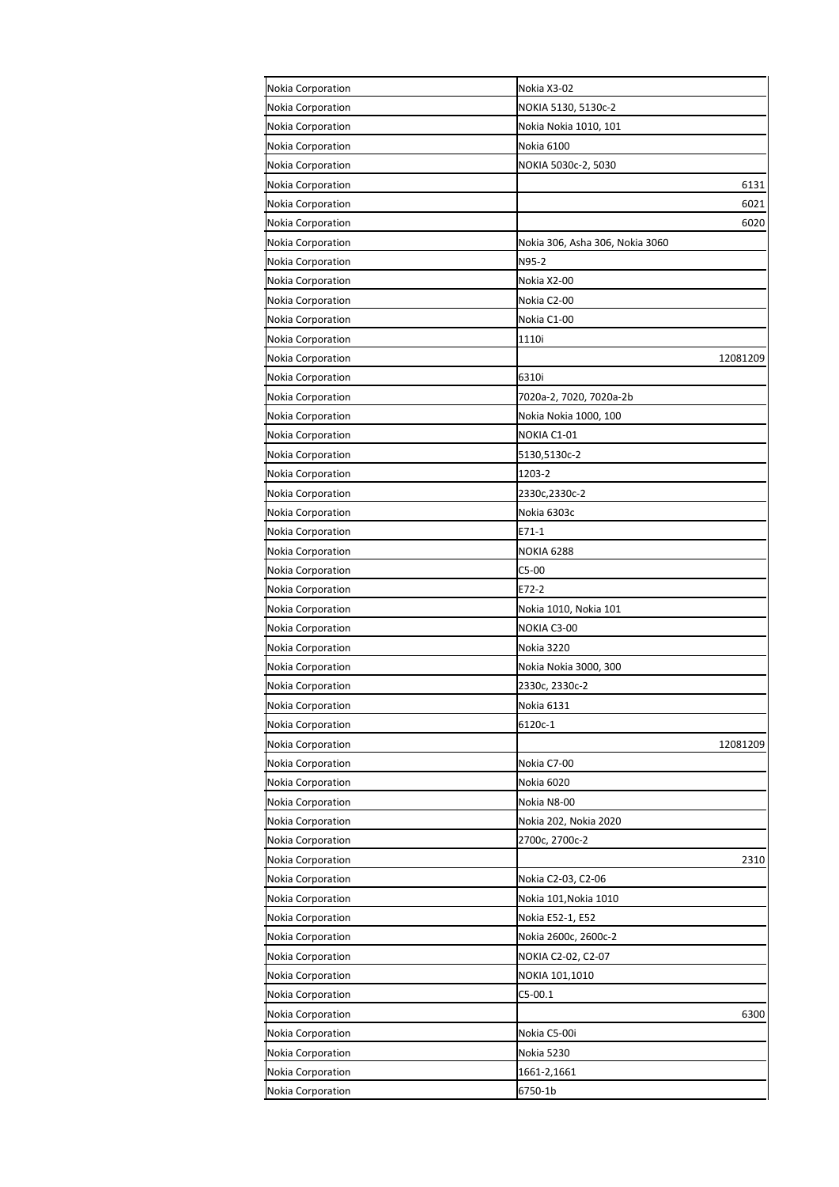| | |
|---|---|
| Nokia Corporation | Nokia X3-02 |
| Nokia Corporation | NOKIA 5130, 5130c-2 |
| Nokia Corporation | Nokia Nokia 1010, 101 |
| Nokia Corporation | Nokia 6100 |
| Nokia Corporation | NOKIA 5030c-2, 5030 |
| Nokia Corporation | 6131 |
| Nokia Corporation | 6021 |
| Nokia Corporation | 6020 |
| Nokia Corporation | Nokia 306, Asha 306, Nokia 3060 |
| Nokia Corporation | N95-2 |
| Nokia Corporation | Nokia X2-00 |
| Nokia Corporation | Nokia C2-00 |
| Nokia Corporation | Nokia C1-00 |
| Nokia Corporation | 1110i |
| Nokia Corporation | 12081209 |
| Nokia Corporation | 6310i |
| Nokia Corporation | 7020a-2, 7020, 7020a-2b |
| Nokia Corporation | Nokia Nokia 1000, 100 |
| Nokia Corporation | NOKIA C1-01 |
| Nokia Corporation | 5130,5130c-2 |
| Nokia Corporation | 1203-2 |
| Nokia Corporation | 2330c,2330c-2 |
| Nokia Corporation | Nokia 6303c |
| Nokia Corporation | E71-1 |
| Nokia Corporation | NOKIA 6288 |
| Nokia Corporation | C5-00 |
| Nokia Corporation | E72-2 |
| Nokia Corporation | Nokia 1010, Nokia 101 |
| Nokia Corporation | NOKIA C3-00 |
| Nokia Corporation | Nokia 3220 |
| Nokia Corporation | Nokia Nokia 3000, 300 |
| Nokia Corporation | 2330c, 2330c-2 |
| Nokia Corporation | Nokia 6131 |
| Nokia Corporation | 6120c-1 |
| Nokia Corporation | 12081209 |
| Nokia Corporation | Nokia C7-00 |
| Nokia Corporation | Nokia 6020 |
| Nokia Corporation | Nokia N8-00 |
| Nokia Corporation | Nokia 202, Nokia 2020 |
| Nokia Corporation | 2700c, 2700c-2 |
| Nokia Corporation | 2310 |
| Nokia Corporation | Nokia C2-03, C2-06 |
| Nokia Corporation | Nokia 101,Nokia 1010 |
| Nokia Corporation | Nokia E52-1, E52 |
| Nokia Corporation | Nokia 2600c, 2600c-2 |
| Nokia Corporation | NOKIA C2-02, C2-07 |
| Nokia Corporation | NOKIA 101,1010 |
| Nokia Corporation | C5-00.1 |
| Nokia Corporation | 6300 |
| Nokia Corporation | Nokia C5-00i |
| Nokia Corporation | Nokia 5230 |
| Nokia Corporation | 1661-2,1661 |
| Nokia Corporation | 6750-1b |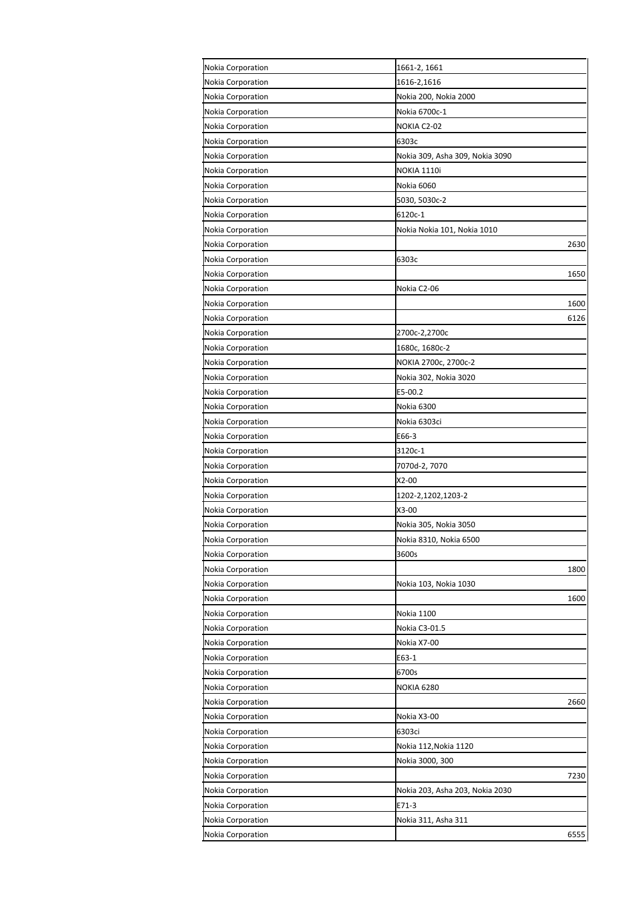| Nokia Corporation | 1661-2, 1661 |
|---|---|
| Nokia Corporation | 1616-2,1616 |
| Nokia Corporation | Nokia 200, Nokia 2000 |
| Nokia Corporation | Nokia 6700c-1 |
| Nokia Corporation | NOKIA C2-02 |
| Nokia Corporation | 6303c |
| Nokia Corporation | Nokia 309, Asha 309, Nokia 3090 |
| Nokia Corporation | NOKIA 1110i |
| Nokia Corporation | Nokia 6060 |
| Nokia Corporation | 5030, 5030c-2 |
| Nokia Corporation | 6120c-1 |
| Nokia Corporation | Nokia Nokia 101, Nokia 1010 |
| Nokia Corporation | 2630 |
| Nokia Corporation | 6303c |
| Nokia Corporation | 1650 |
| Nokia Corporation | Nokia C2-06 |
| Nokia Corporation | 1600 |
| Nokia Corporation | 6126 |
| Nokia Corporation | 2700c-2,2700c |
| Nokia Corporation | 1680c, 1680c-2 |
| Nokia Corporation | NOKIA 2700c, 2700c-2 |
| Nokia Corporation | Nokia 302, Nokia 3020 |
| Nokia Corporation | E5-00.2 |
| Nokia Corporation | Nokia 6300 |
| Nokia Corporation | Nokia 6303ci |
| Nokia Corporation | E66-3 |
| Nokia Corporation | 3120c-1 |
| Nokia Corporation | 7070d-2, 7070 |
| Nokia Corporation | X2-00 |
| Nokia Corporation | 1202-2,1202,1203-2 |
| Nokia Corporation | X3-00 |
| Nokia Corporation | Nokia 305, Nokia 3050 |
| Nokia Corporation | Nokia 8310, Nokia 6500 |
| Nokia Corporation | 3600s |
| Nokia Corporation | 1800 |
| Nokia Corporation | Nokia 103, Nokia 1030 |
| Nokia Corporation | 1600 |
| Nokia Corporation | Nokia 1100 |
| Nokia Corporation | Nokia C3-01.5 |
| Nokia Corporation | Nokia X7-00 |
| Nokia Corporation | E63-1 |
| Nokia Corporation | 6700s |
| Nokia Corporation | NOKIA 6280 |
| Nokia Corporation | 2660 |
| Nokia Corporation | Nokia X3-00 |
| Nokia Corporation | 6303ci |
| Nokia Corporation | Nokia 112,Nokia 1120 |
| Nokia Corporation | Nokia 3000, 300 |
| Nokia Corporation | 7230 |
| Nokia Corporation | Nokia 203, Asha 203, Nokia 2030 |
| Nokia Corporation | E71-3 |
| Nokia Corporation | Nokia 311, Asha 311 |
| Nokia Corporation | 6555 |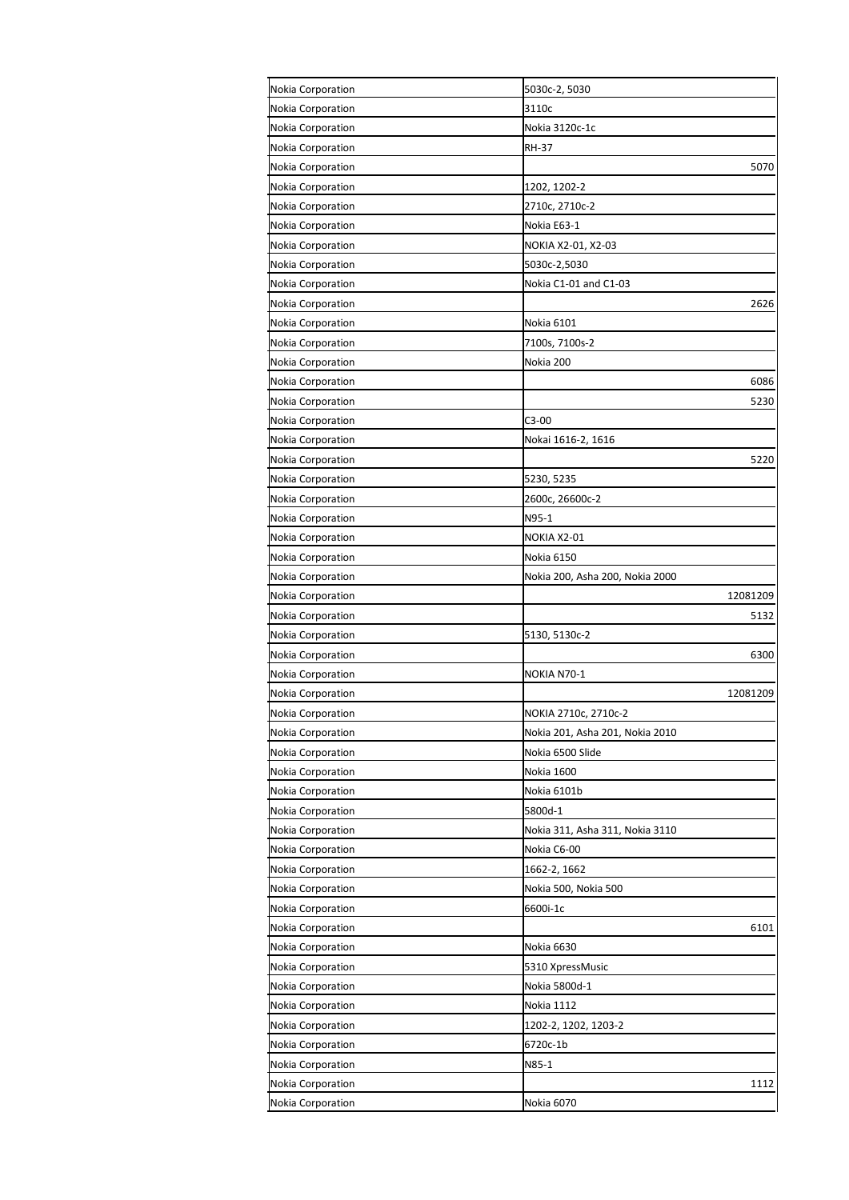| | |
|---|---|
| Nokia Corporation | 5030c-2, 5030 |
| Nokia Corporation | 3110c |
| Nokia Corporation | Nokia 3120c-1c |
| Nokia Corporation | RH-37 |
| Nokia Corporation | 5070 |
| Nokia Corporation | 1202, 1202-2 |
| Nokia Corporation | 2710c, 2710c-2 |
| Nokia Corporation | Nokia E63-1 |
| Nokia Corporation | NOKIA X2-01, X2-03 |
| Nokia Corporation | 5030c-2,5030 |
| Nokia Corporation | Nokia C1-01 and C1-03 |
| Nokia Corporation | 2626 |
| Nokia Corporation | Nokia 6101 |
| Nokia Corporation | 7100s, 7100s-2 |
| Nokia Corporation | Nokia 200 |
| Nokia Corporation | 6086 |
| Nokia Corporation | 5230 |
| Nokia Corporation | C3-00 |
| Nokia Corporation | Nokai 1616-2, 1616 |
| Nokia Corporation | 5220 |
| Nokia Corporation | 5230, 5235 |
| Nokia Corporation | 2600c, 26600c-2 |
| Nokia Corporation | N95-1 |
| Nokia Corporation | NOKIA X2-01 |
| Nokia Corporation | Nokia 6150 |
| Nokia Corporation | Nokia 200, Asha 200, Nokia 2000 |
| Nokia Corporation | 12081209 |
| Nokia Corporation | 5132 |
| Nokia Corporation | 5130, 5130c-2 |
| Nokia Corporation | 6300 |
| Nokia Corporation | NOKIA N70-1 |
| Nokia Corporation | 12081209 |
| Nokia Corporation | NOKIA 2710c, 2710c-2 |
| Nokia Corporation | Nokia 201, Asha 201, Nokia 2010 |
| Nokia Corporation | Nokia 6500 Slide |
| Nokia Corporation | Nokia 1600 |
| Nokia Corporation | Nokia 6101b |
| Nokia Corporation | 5800d-1 |
| Nokia Corporation | Nokia 311, Asha 311, Nokia 3110 |
| Nokia Corporation | Nokia C6-00 |
| Nokia Corporation | 1662-2, 1662 |
| Nokia Corporation | Nokia 500, Nokia 500 |
| Nokia Corporation | 6600i-1c |
| Nokia Corporation | 6101 |
| Nokia Corporation | Nokia 6630 |
| Nokia Corporation | 5310 XpressMusic |
| Nokia Corporation | Nokia 5800d-1 |
| Nokia Corporation | Nokia 1112 |
| Nokia Corporation | 1202-2, 1202, 1203-2 |
| Nokia Corporation | 6720c-1b |
| Nokia Corporation | N85-1 |
| Nokia Corporation | 1112 |
| Nokia Corporation | Nokia 6070 |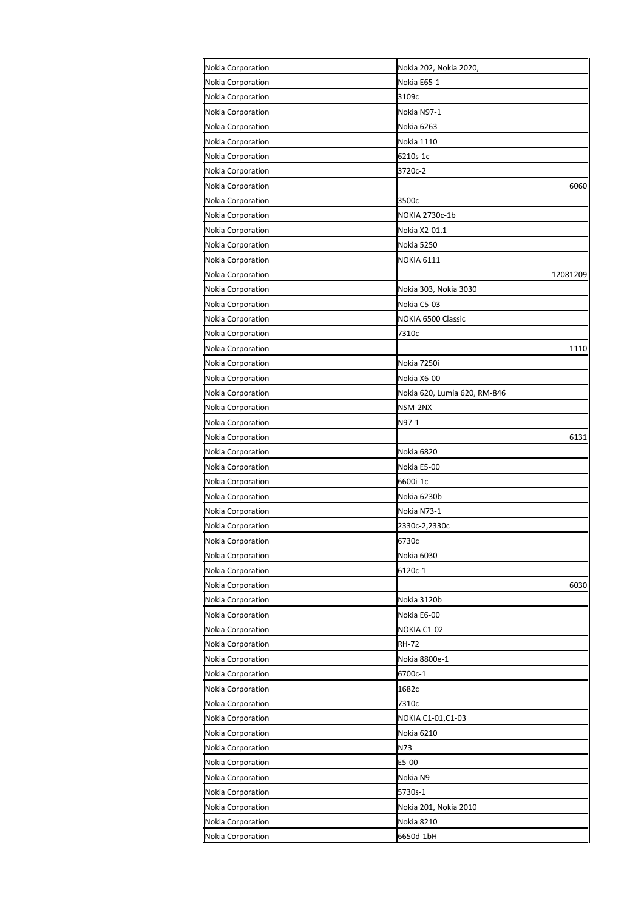| Nokia Corporation | Nokia 202, Nokia 2020, |
|---|---|
| Nokia Corporation | Nokia E65-1 |
| Nokia Corporation | 3109c |
| Nokia Corporation | Nokia N97-1 |
| Nokia Corporation | Nokia 6263 |
| Nokia Corporation | Nokia 1110 |
| Nokia Corporation | 6210s-1c |
| Nokia Corporation | 3720c-2 |
| Nokia Corporation | 6060 |
| Nokia Corporation | 3500c |
| Nokia Corporation | NOKIA 2730c-1b |
| Nokia Corporation | Nokia X2-01.1 |
| Nokia Corporation | Nokia 5250 |
| Nokia Corporation | NOKIA 6111 |
| Nokia Corporation | 12081209 |
| Nokia Corporation | Nokia 303, Nokia 3030 |
| Nokia Corporation | Nokia C5-03 |
| Nokia Corporation | NOKIA 6500 Classic |
| Nokia Corporation | 7310c |
| Nokia Corporation | 1110 |
| Nokia Corporation | Nokia 7250i |
| Nokia Corporation | Nokia X6-00 |
| Nokia Corporation | Nokia 620, Lumia 620, RM-846 |
| Nokia Corporation | NSM-2NX |
| Nokia Corporation | N97-1 |
| Nokia Corporation | 6131 |
| Nokia Corporation | Nokia 6820 |
| Nokia Corporation | Nokia E5-00 |
| Nokia Corporation | 6600i-1c |
| Nokia Corporation | Nokia 6230b |
| Nokia Corporation | Nokia N73-1 |
| Nokia Corporation | 2330c-2,2330c |
| Nokia Corporation | 6730c |
| Nokia Corporation | Nokia 6030 |
| Nokia Corporation | 6120c-1 |
| Nokia Corporation | 6030 |
| Nokia Corporation | Nokia 3120b |
| Nokia Corporation | Nokia E6-00 |
| Nokia Corporation | NOKIA C1-02 |
| Nokia Corporation | RH-72 |
| Nokia Corporation | Nokia 8800e-1 |
| Nokia Corporation | 6700c-1 |
| Nokia Corporation | 1682c |
| Nokia Corporation | 7310c |
| Nokia Corporation | NOKIA C1-01,C1-03 |
| Nokia Corporation | Nokia 6210 |
| Nokia Corporation | N73 |
| Nokia Corporation | E5-00 |
| Nokia Corporation | Nokia N9 |
| Nokia Corporation | 5730s-1 |
| Nokia Corporation | Nokia 201, Nokia 2010 |
| Nokia Corporation | Nokia 8210 |
| Nokia Corporation | 6650d-1bH |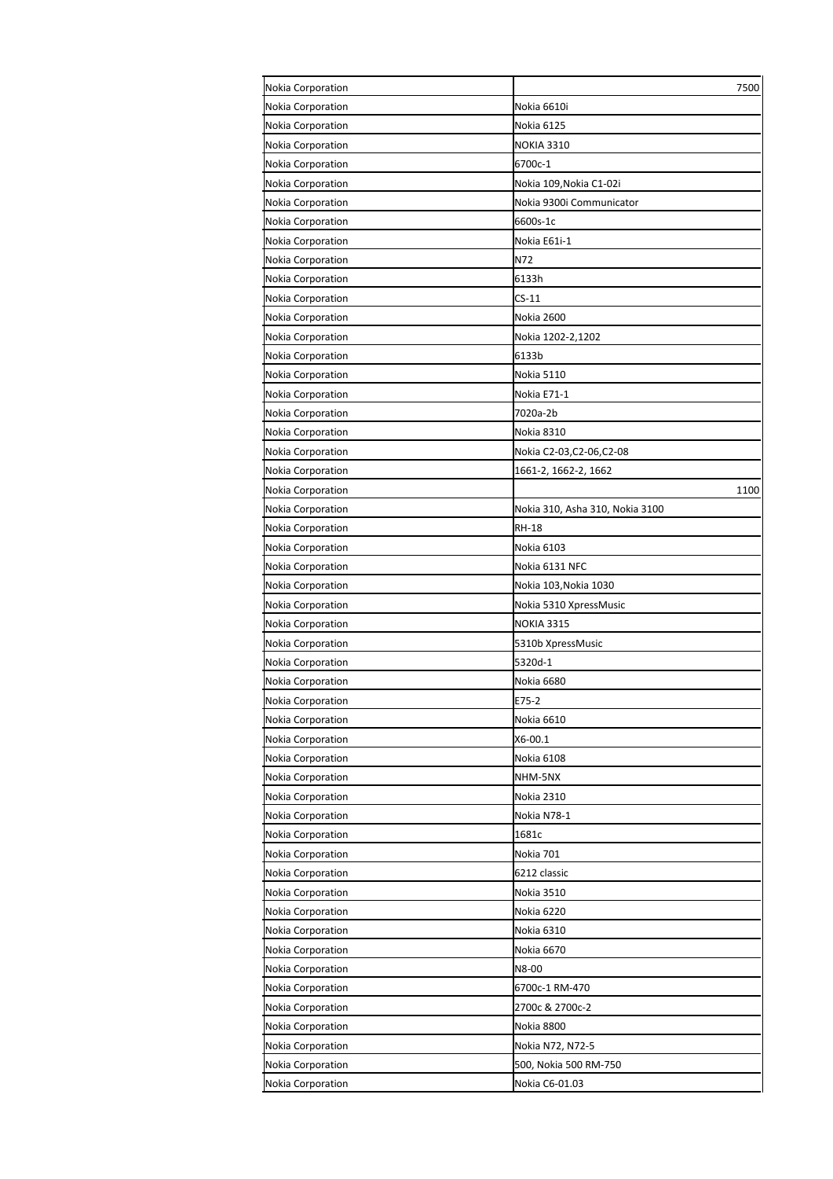| Nokia Corporation | 7500 |
|---|---|
| Nokia Corporation | Nokia 6610i |
| Nokia Corporation | Nokia 6125 |
| Nokia Corporation | NOKIA 3310 |
| Nokia Corporation | 6700c-1 |
| Nokia Corporation | Nokia 109,Nokia C1-02i |
| Nokia Corporation | Nokia 9300i Communicator |
| Nokia Corporation | 6600s-1c |
| Nokia Corporation | Nokia E61i-1 |
| Nokia Corporation | N72 |
| Nokia Corporation | 6133h |
| Nokia Corporation | CS-11 |
| Nokia Corporation | Nokia 2600 |
| Nokia Corporation | Nokia 1202-2,1202 |
| Nokia Corporation | 6133b |
| Nokia Corporation | Nokia 5110 |
| Nokia Corporation | Nokia E71-1 |
| Nokia Corporation | 7020a-2b |
| Nokia Corporation | Nokia 8310 |
| Nokia Corporation | Nokia C2-03,C2-06,C2-08 |
| Nokia Corporation | 1661-2, 1662-2, 1662 |
| Nokia Corporation | 1100 |
| Nokia Corporation | Nokia 310, Asha 310, Nokia 3100 |
| Nokia Corporation | RH-18 |
| Nokia Corporation | Nokia 6103 |
| Nokia Corporation | Nokia 6131 NFC |
| Nokia Corporation | Nokia 103,Nokia 1030 |
| Nokia Corporation | Nokia 5310 XpressMusic |
| Nokia Corporation | NOKIA 3315 |
| Nokia Corporation | 5310b XpressMusic |
| Nokia Corporation | 5320d-1 |
| Nokia Corporation | Nokia 6680 |
| Nokia Corporation | E75-2 |
| Nokia Corporation | Nokia 6610 |
| Nokia Corporation | X6-00.1 |
| Nokia Corporation | Nokia 6108 |
| Nokia Corporation | NHM-5NX |
| Nokia Corporation | Nokia 2310 |
| Nokia Corporation | Nokia N78-1 |
| Nokia Corporation | 1681c |
| Nokia Corporation | Nokia 701 |
| Nokia Corporation | 6212 classic |
| Nokia Corporation | Nokia 3510 |
| Nokia Corporation | Nokia 6220 |
| Nokia Corporation | Nokia 6310 |
| Nokia Corporation | Nokia 6670 |
| Nokia Corporation | N8-00 |
| Nokia Corporation | 6700c-1 RM-470 |
| Nokia Corporation | 2700c & 2700c-2 |
| Nokia Corporation | Nokia 8800 |
| Nokia Corporation | Nokia N72, N72-5 |
| Nokia Corporation | 500, Nokia 500 RM-750 |
| Nokia Corporation | Nokia C6-01.03 |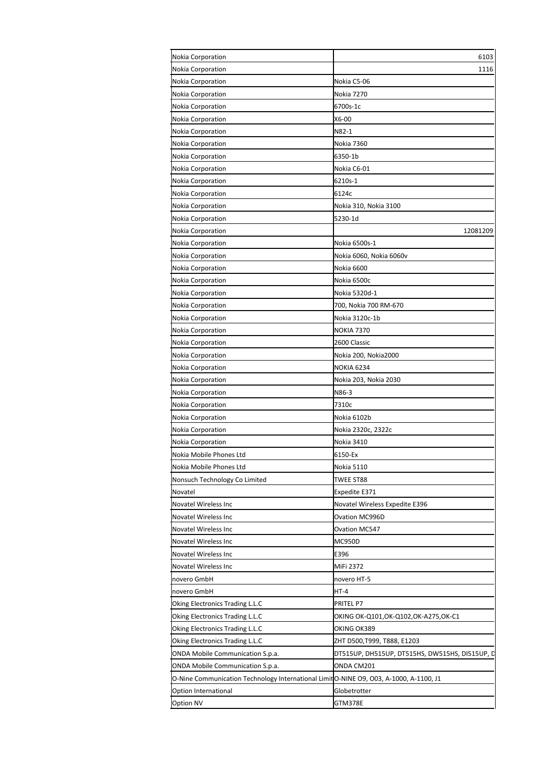| Nokia Corporation | 6103 |
|---|---|
| Nokia Corporation | 1116 |
| Nokia Corporation | Nokia C5-06 |
| Nokia Corporation | Nokia 7270 |
| Nokia Corporation | 6700s-1c |
| Nokia Corporation | X6-00 |
| Nokia Corporation | N82-1 |
| Nokia Corporation | Nokia 7360 |
| Nokia Corporation | 6350-1b |
| Nokia Corporation | Nokia C6-01 |
| Nokia Corporation | 6210s-1 |
| Nokia Corporation | 6124c |
| Nokia Corporation | Nokia 310, Nokia 3100 |
| Nokia Corporation | 5230-1d |
| Nokia Corporation | 12081209 |
| Nokia Corporation | Nokia 6500s-1 |
| Nokia Corporation | Nokia 6060, Nokia 6060v |
| Nokia Corporation | Nokia 6600 |
| Nokia Corporation | Nokia 6500c |
| Nokia Corporation | Nokia 5320d-1 |
| Nokia Corporation | 700, Nokia 700 RM-670 |
| Nokia Corporation | Nokia 3120c-1b |
| Nokia Corporation | NOKIA 7370 |
| Nokia Corporation | 2600 Classic |
| Nokia Corporation | Nokia 200, Nokia2000 |
| Nokia Corporation | NOKIA 6234 |
| Nokia Corporation | Nokia 203, Nokia 2030 |
| Nokia Corporation | N86-3 |
| Nokia Corporation | 7310c |
| Nokia Corporation | Nokia 6102b |
| Nokia Corporation | Nokia 2320c, 2322c |
| Nokia Corporation | Nokia 3410 |
| Nokia Mobile Phones Ltd | 6150-Ex |
| Nokia Mobile Phones Ltd | Nokia 5110 |
| Nonsuch Technology Co Limited | TWEE ST88 |
| Novatel | Expedite E371 |
| Novatel Wireless Inc | Novatel Wireless Expedite E396 |
| Novatel Wireless Inc | Ovation MC996D |
| Novatel Wireless Inc | Ovation MC547 |
| Novatel Wireless Inc | MC950D |
| Novatel Wireless Inc | E396 |
| Novatel Wireless Inc | MiFi 2372 |
| novero GmbH | novero HT-5 |
| novero GmbH | HT-4 |
| Oking Electronics Trading L.L.C | PRITEL P7 |
| Oking Electronics Trading L.L.C | OKING OK-Q101,OK-Q102,OK-A275,OK-C1 |
| Oking Electronics Trading L.L.C | OKING OK389 |
| Oking Electronics Trading L.L.C | ZHT D500,T999, T888, E1203 |
| ONDA Mobile Communication S.p.a. | DT515UP, DH515UP, DT515HS, DW515HS, DI515UP, D |
| ONDA Mobile Communication S.p.a. | ONDA CM201 |
| O-Nine Communication Technology International Limit | O-NINE O9, O03, A-1000, A-1100, J1 |
| Option International | Globetrotter |
| Option NV | GTM378E |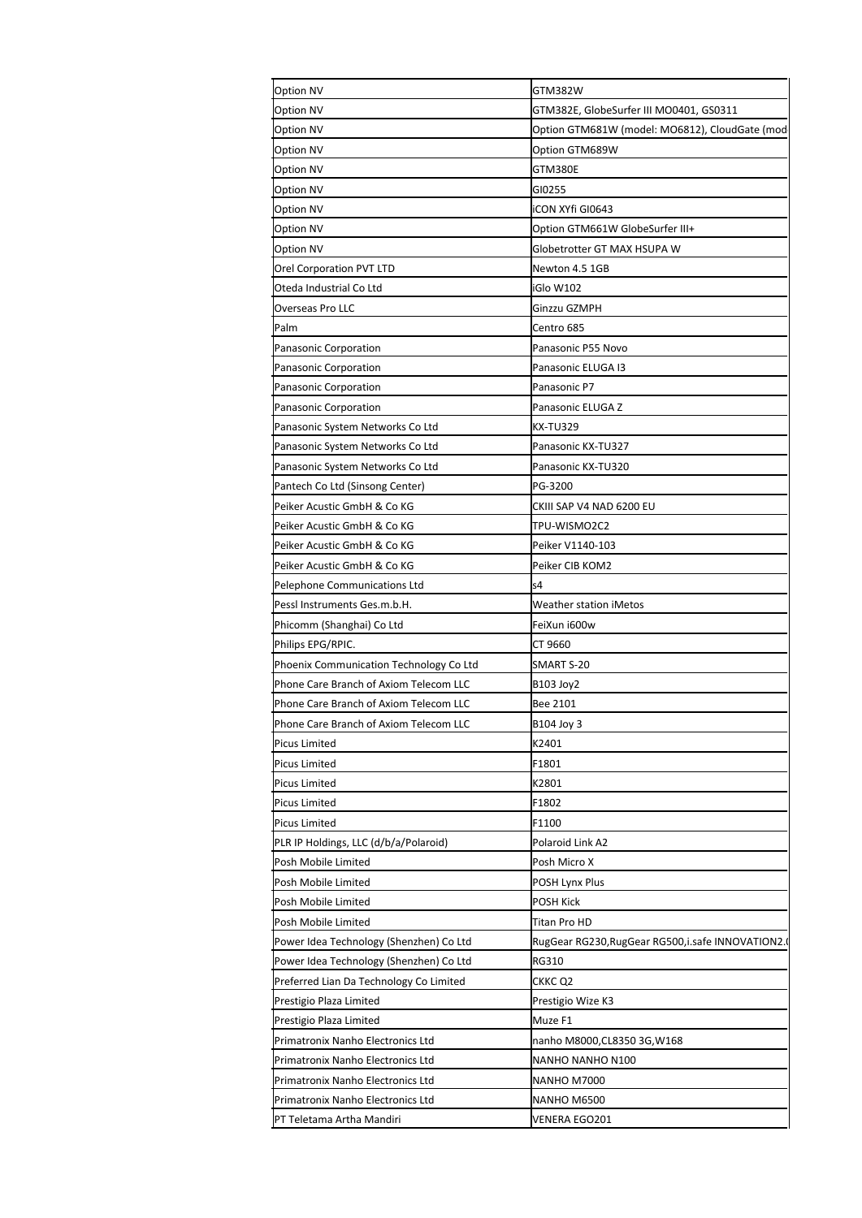| Option NV | GTM382W |
|---|---|
| Option NV | GTM382E, GlobeSurfer III MO0401, GS0311 |
| Option NV | Option GTM681W (model: MO6812), CloudGate (mod |
| Option NV | Option GTM689W |
| Option NV | GTM380E |
| Option NV | GI0255 |
| Option NV | iCON XYfi GI0643 |
| Option NV | Option GTM661W GlobeSurfer III+ |
| Option NV | Globetrotter GT MAX HSUPA W |
| Orel Corporation PVT LTD | Newton 4.5 1GB |
| Oteda Industrial Co Ltd | iGlo W102 |
| Overseas Pro LLC | Ginzzu GZMPH |
| Palm | Centro 685 |
| Panasonic Corporation | Panasonic P55 Novo |
| Panasonic Corporation | Panasonic ELUGA I3 |
| Panasonic Corporation | Panasonic P7 |
| Panasonic Corporation | Panasonic ELUGA Z |
| Panasonic System Networks Co Ltd | KX-TU329 |
| Panasonic System Networks Co Ltd | Panasonic KX-TU327 |
| Panasonic System Networks Co Ltd | Panasonic KX-TU320 |
| Pantech Co Ltd (Sinsong Center) | PG-3200 |
| Peiker Acustic GmbH & Co KG | CKIII SAP V4 NAD 6200 EU |
| Peiker Acustic GmbH & Co KG | TPU-WISMO2C2 |
| Peiker Acustic GmbH & Co KG | Peiker V1140-103 |
| Peiker Acustic GmbH & Co KG | Peiker CIB KOM2 |
| Pelephone Communications Ltd | s4 |
| Pessl Instruments Ges.m.b.H. | Weather station iMetos |
| Phicomm (Shanghai) Co Ltd | FeiXun i600w |
| Philips EPG/RPIC. | CT 9660 |
| Phoenix Communication Technology Co Ltd | SMART S-20 |
| Phone Care Branch of Axiom Telecom LLC | B103 Joy2 |
| Phone Care Branch of Axiom Telecom LLC | Bee 2101 |
| Phone Care Branch of Axiom Telecom LLC | B104 Joy 3 |
| Picus Limited | K2401 |
| Picus Limited | F1801 |
| Picus Limited | K2801 |
| Picus Limited | F1802 |
| Picus Limited | F1100 |
| PLR IP Holdings, LLC (d/b/a/Polaroid) | Polaroid Link A2 |
| Posh Mobile Limited | Posh Micro X |
| Posh Mobile Limited | POSH Lynx Plus |
| Posh Mobile Limited | POSH Kick |
| Posh Mobile Limited | Titan Pro HD |
| Power Idea Technology (Shenzhen) Co Ltd | RugGear RG230,RugGear RG500,i.safe INNOVATION2.( |
| Power Idea Technology (Shenzhen) Co Ltd | RG310 |
| Preferred Lian Da Technology Co Limited | CKKC Q2 |
| Prestigio Plaza Limited | Prestigio Wize K3 |
| Prestigio Plaza Limited | Muze F1 |
| Primatronix Nanho Electronics Ltd | nanho M8000,CL8350 3G,W168 |
| Primatronix Nanho Electronics Ltd | NANHO NANHO N100 |
| Primatronix Nanho Electronics Ltd | NANHO M7000 |
| Primatronix Nanho Electronics Ltd | NANHO M6500 |
| PT Teletama Artha Mandiri | VENERA EGO201 |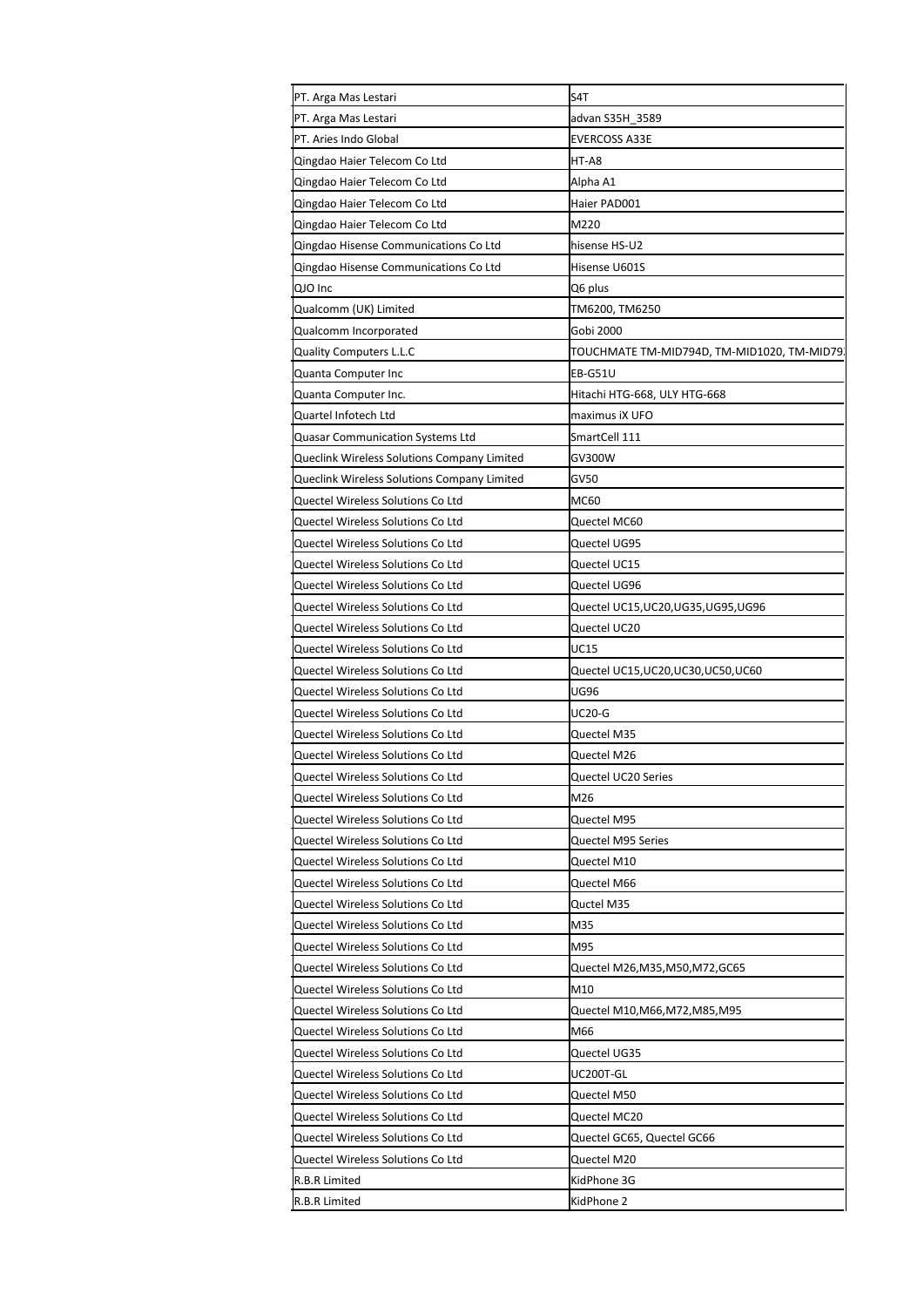| PT. Arga Mas Lestari | S4T |
|---|---|
| PT. Arga Mas Lestari | advan S35H_3589 |
| PT. Aries Indo Global | EVERCOSS A33E |
| Qingdao Haier Telecom Co Ltd | HT-A8 |
| Qingdao Haier Telecom Co Ltd | Alpha A1 |
| Qingdao Haier Telecom Co Ltd | Haier PAD001 |
| Qingdao Haier Telecom Co Ltd | M220 |
| Qingdao Hisense Communications Co Ltd | hisense HS-U2 |
| Qingdao Hisense Communications Co Ltd | Hisense U601S |
| QJO Inc | Q6 plus |
| Qualcomm (UK) Limited | TM6200, TM6250 |
| Qualcomm Incorporated | Gobi 2000 |
| Quality Computers L.L.C | TOUCHMATE TM-MID794D, TM-MID1020, TM-MID79 |
| Quanta Computer Inc | EB-G51U |
| Quanta Computer Inc. | Hitachi HTG-668, ULY HTG-668 |
| Quartel Infotech Ltd | maximus iX UFO |
| Quasar Communication Systems Ltd | SmartCell 111 |
| Queclink Wireless Solutions Company Limited | GV300W |
| Queclink Wireless Solutions Company Limited | GV50 |
| Quectel Wireless Solutions Co Ltd | MC60 |
| Quectel Wireless Solutions Co Ltd | Quectel MC60 |
| Quectel Wireless Solutions Co Ltd | Quectel UG95 |
| Quectel Wireless Solutions Co Ltd | Quectel UC15 |
| Quectel Wireless Solutions Co Ltd | Quectel UG96 |
| Quectel Wireless Solutions Co Ltd | Quectel UC15,UC20,UG35,UG95,UG96 |
| Quectel Wireless Solutions Co Ltd | Quectel UC20 |
| Quectel Wireless Solutions Co Ltd | UC15 |
| Quectel Wireless Solutions Co Ltd | Quectel UC15,UC20,UC30,UC50,UC60 |
| Quectel Wireless Solutions Co Ltd | UG96 |
| Quectel Wireless Solutions Co Ltd | UC20-G |
| Quectel Wireless Solutions Co Ltd | Quectel M35 |
| Quectel Wireless Solutions Co Ltd | Quectel M26 |
| Quectel Wireless Solutions Co Ltd | Quectel UC20 Series |
| Quectel Wireless Solutions Co Ltd | M26 |
| Quectel Wireless Solutions Co Ltd | Quectel M95 |
| Quectel Wireless Solutions Co Ltd | Quectel M95 Series |
| Quectel Wireless Solutions Co Ltd | Quectel M10 |
| Quectel Wireless Solutions Co Ltd | Quectel M66 |
| Quectel Wireless Solutions Co Ltd | Quctel M35 |
| Quectel Wireless Solutions Co Ltd | M35 |
| Quectel Wireless Solutions Co Ltd | M95 |
| Quectel Wireless Solutions Co Ltd | Quectel M26,M35,M50,M72,GC65 |
| Quectel Wireless Solutions Co Ltd | M10 |
| Quectel Wireless Solutions Co Ltd | Quectel M10,M66,M72,M85,M95 |
| Quectel Wireless Solutions Co Ltd | M66 |
| Quectel Wireless Solutions Co Ltd | Quectel UG35 |
| Quectel Wireless Solutions Co Ltd | UC200T-GL |
| Quectel Wireless Solutions Co Ltd | Quectel M50 |
| Quectel Wireless Solutions Co Ltd | Quectel MC20 |
| Quectel Wireless Solutions Co Ltd | Quectel GC65, Quectel GC66 |
| Quectel Wireless Solutions Co Ltd | Quectel M20 |
| R.B.R Limited | KidPhone 3G |
| R.B.R Limited | KidPhone 2 |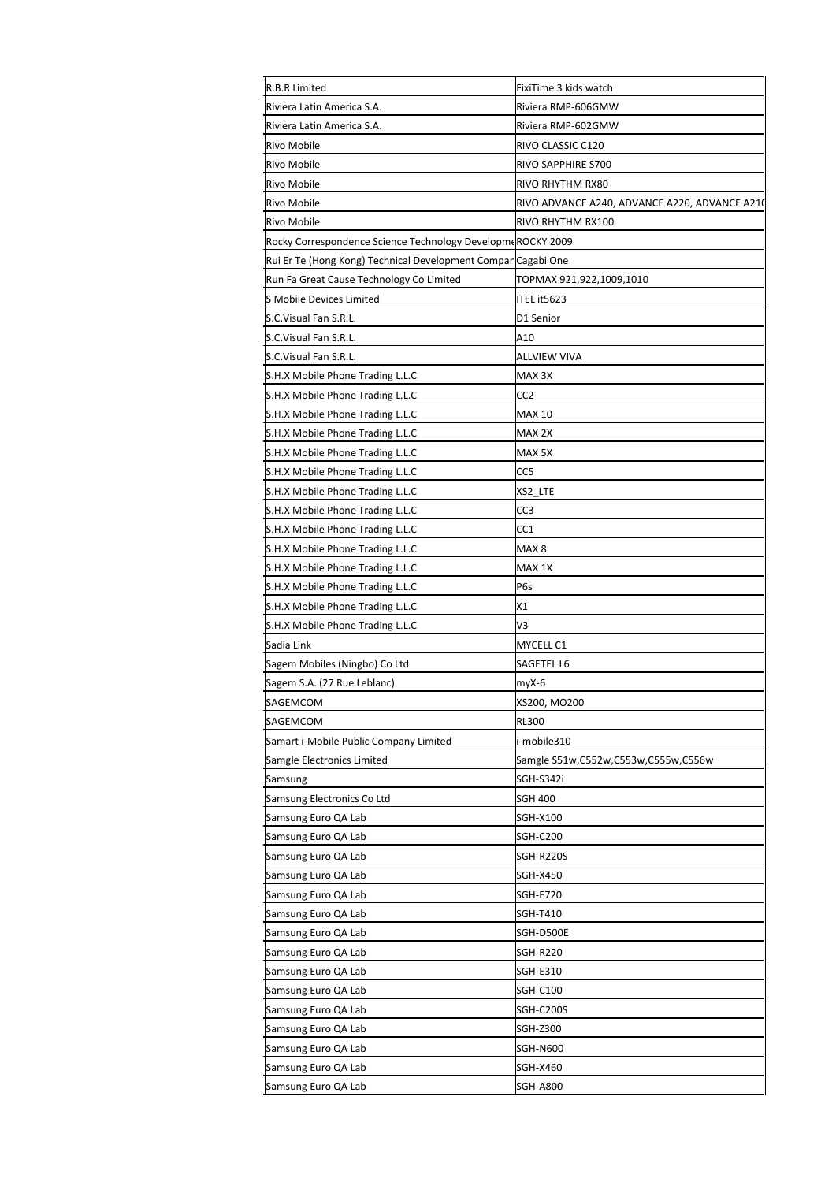| | |
|---|---|
| R.B.R Limited | FixiTime 3 kids watch |
| Riviera Latin America S.A. | Riviera RMP-606GMW |
| Riviera Latin America S.A. | Riviera RMP-602GMW |
| Rivo Mobile | RIVO CLASSIC C120 |
| Rivo Mobile | RIVO SAPPHIRE S700 |
| Rivo Mobile | RIVO RHYTHM RX80 |
| Rivo Mobile | RIVO ADVANCE A240, ADVANCE A220, ADVANCE A21( |
| Rivo Mobile | RIVO RHYTHM RX100 |
| Rocky Correspondence Science Technology Developme | ROCKY 2009 |
| Rui Er Te (Hong Kong) Technical Development Compar | Cagabi One |
| Run Fa Great Cause Technology Co Limited | TOPMAX 921,922,1009,1010 |
| S Mobile Devices Limited | ITEL it5623 |
| S.C.Visual Fan S.R.L. | D1 Senior |
| S.C.Visual Fan S.R.L. | A10 |
| S.C.Visual Fan S.R.L. | ALLVIEW VIVA |
| S.H.X Mobile Phone Trading L.L.C | MAX 3X |
| S.H.X Mobile Phone Trading L.L.C | CC2 |
| S.H.X Mobile Phone Trading L.L.C | MAX 10 |
| S.H.X Mobile Phone Trading L.L.C | MAX 2X |
| S.H.X Mobile Phone Trading L.L.C | MAX 5X |
| S.H.X Mobile Phone Trading L.L.C | CC5 |
| S.H.X Mobile Phone Trading L.L.C | XS2_LTE |
| S.H.X Mobile Phone Trading L.L.C | CC3 |
| S.H.X Mobile Phone Trading L.L.C | CC1 |
| S.H.X Mobile Phone Trading L.L.C | MAX 8 |
| S.H.X Mobile Phone Trading L.L.C | MAX 1X |
| S.H.X Mobile Phone Trading L.L.C | P6s |
| S.H.X Mobile Phone Trading L.L.C | X1 |
| S.H.X Mobile Phone Trading L.L.C | V3 |
| Sadia Link | MYCELL C1 |
| Sagem Mobiles (Ningbo) Co Ltd | SAGETEL L6 |
| Sagem S.A. (27 Rue Leblanc) | myX-6 |
| SAGEMCOM | XS200, MO200 |
| SAGEMCOM | RL300 |
| Samart i-Mobile Public Company Limited | i-mobile310 |
| Samgle Electronics Limited | Samgle S51w,C552w,C553w,C555w,C556w |
| Samsung | SGH-S342i |
| Samsung Electronics Co Ltd | SGH 400 |
| Samsung Euro QA Lab | SGH-X100 |
| Samsung Euro QA Lab | SGH-C200 |
| Samsung Euro QA Lab | SGH-R220S |
| Samsung Euro QA Lab | SGH-X450 |
| Samsung Euro QA Lab | SGH-E720 |
| Samsung Euro QA Lab | SGH-T410 |
| Samsung Euro QA Lab | SGH-D500E |
| Samsung Euro QA Lab | SGH-R220 |
| Samsung Euro QA Lab | SGH-E310 |
| Samsung Euro QA Lab | SGH-C100 |
| Samsung Euro QA Lab | SGH-C200S |
| Samsung Euro QA Lab | SGH-Z300 |
| Samsung Euro QA Lab | SGH-N600 |
| Samsung Euro QA Lab | SGH-X460 |
| Samsung Euro QA Lab | SGH-A800 |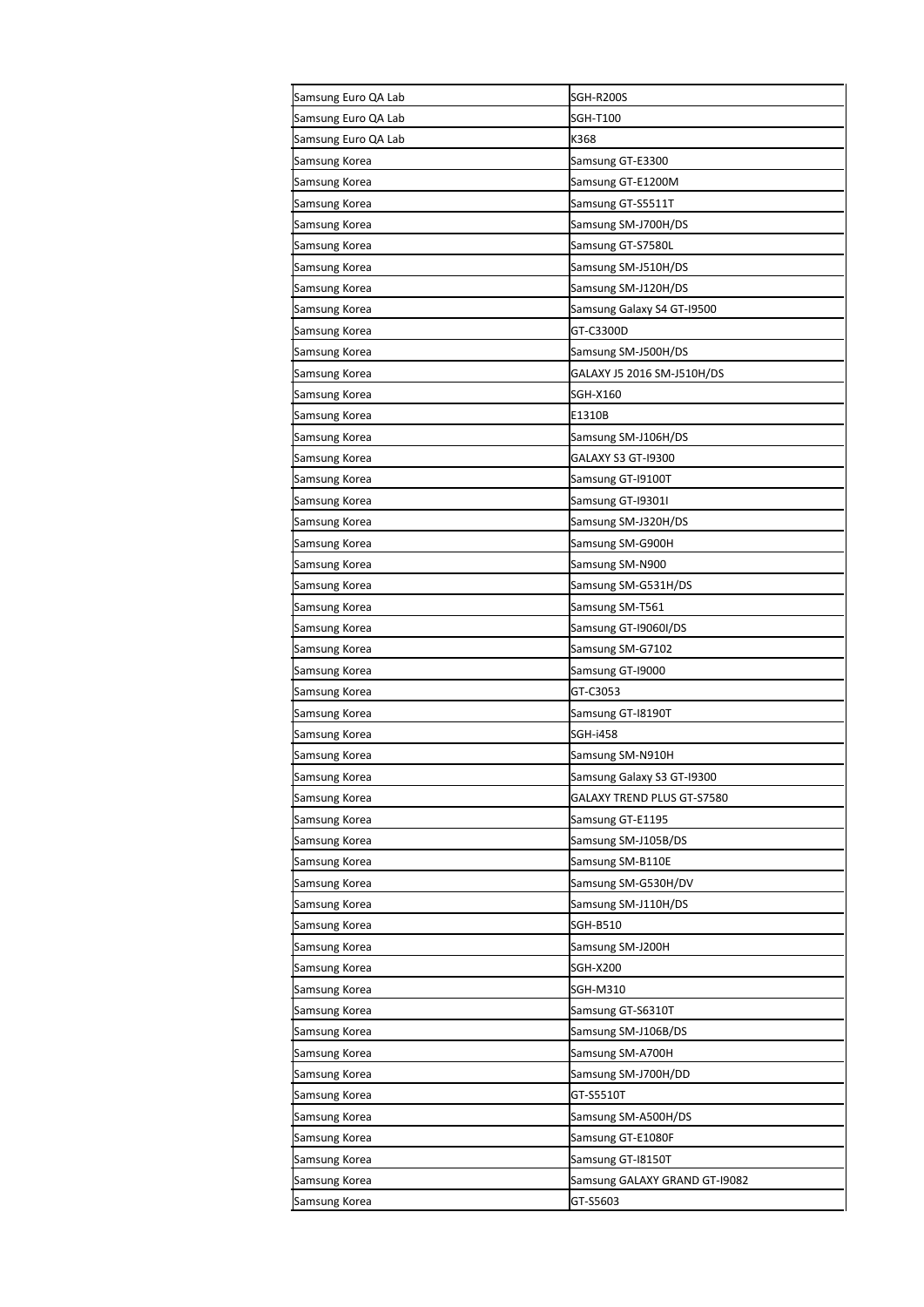| Samsung Euro QA Lab | SGH-R200S |
|---|---|
| Samsung Euro QA Lab | SGH-T100 |
| Samsung Euro QA Lab | K368 |
| Samsung Korea | Samsung GT-E3300 |
| Samsung Korea | Samsung GT-E1200M |
| Samsung Korea | Samsung GT-S5511T |
| Samsung Korea | Samsung SM-J700H/DS |
| Samsung Korea | Samsung GT-S7580L |
| Samsung Korea | Samsung SM-J510H/DS |
| Samsung Korea | Samsung SM-J120H/DS |
| Samsung Korea | Samsung Galaxy S4 GT-I9500 |
| Samsung Korea | GT-C3300D |
| Samsung Korea | Samsung SM-J500H/DS |
| Samsung Korea | GALAXY J5 2016 SM-J510H/DS |
| Samsung Korea | SGH-X160 |
| Samsung Korea | E1310B |
| Samsung Korea | Samsung SM-J106H/DS |
| Samsung Korea | GALAXY S3 GT-I9300 |
| Samsung Korea | Samsung GT-I9100T |
| Samsung Korea | Samsung GT-I9301I |
| Samsung Korea | Samsung SM-J320H/DS |
| Samsung Korea | Samsung SM-G900H |
| Samsung Korea | Samsung SM-N900 |
| Samsung Korea | Samsung SM-G531H/DS |
| Samsung Korea | Samsung SM-T561 |
| Samsung Korea | Samsung GT-I9060I/DS |
| Samsung Korea | Samsung SM-G7102 |
| Samsung Korea | Samsung GT-I9000 |
| Samsung Korea | GT-C3053 |
| Samsung Korea | Samsung GT-I8190T |
| Samsung Korea | SGH-i458 |
| Samsung Korea | Samsung SM-N910H |
| Samsung Korea | Samsung Galaxy S3 GT-I9300 |
| Samsung Korea | GALAXY TREND PLUS GT-S7580 |
| Samsung Korea | Samsung GT-E1195 |
| Samsung Korea | Samsung SM-J105B/DS |
| Samsung Korea | Samsung SM-B110E |
| Samsung Korea | Samsung SM-G530H/DV |
| Samsung Korea | Samsung SM-J110H/DS |
| Samsung Korea | SGH-B510 |
| Samsung Korea | Samsung SM-J200H |
| Samsung Korea | SGH-X200 |
| Samsung Korea | SGH-M310 |
| Samsung Korea | Samsung GT-S6310T |
| Samsung Korea | Samsung SM-J106B/DS |
| Samsung Korea | Samsung SM-A700H |
| Samsung Korea | Samsung SM-J700H/DD |
| Samsung Korea | GT-S5510T |
| Samsung Korea | Samsung SM-A500H/DS |
| Samsung Korea | Samsung GT-E1080F |
| Samsung Korea | Samsung GT-I8150T |
| Samsung Korea | Samsung GALAXY GRAND GT-I9082 |
| Samsung Korea | GT-S5603 |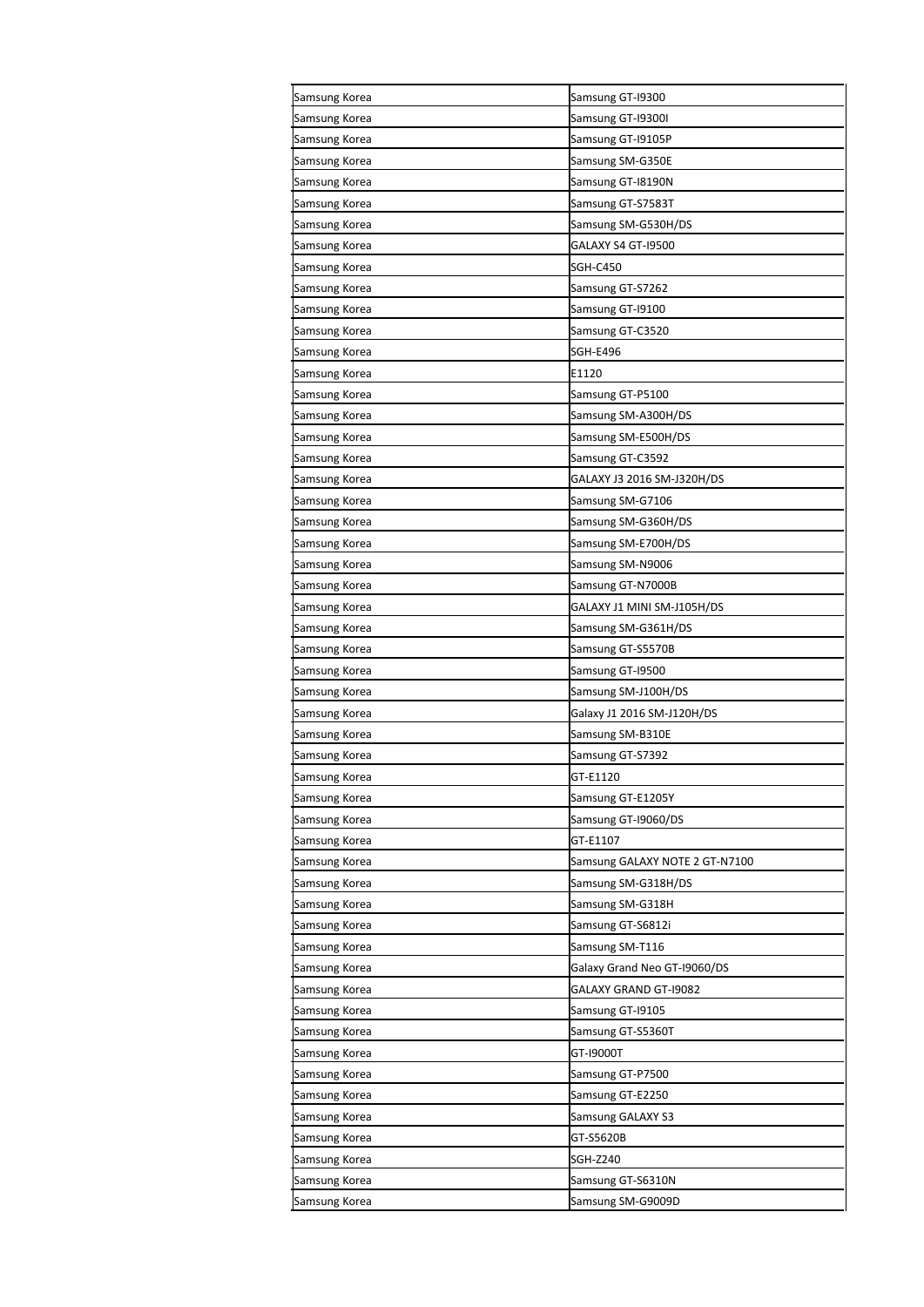| Samsung Korea | Samsung GT-I9300 |
|---|---|
| Samsung Korea | Samsung GT-I9300I |
| Samsung Korea | Samsung GT-I9105P |
| Samsung Korea | Samsung SM-G350E |
| Samsung Korea | Samsung GT-I8190N |
| Samsung Korea | Samsung GT-S7583T |
| Samsung Korea | Samsung SM-G530H/DS |
| Samsung Korea | GALAXY S4 GT-I9500 |
| Samsung Korea | SGH-C450 |
| Samsung Korea | Samsung GT-S7262 |
| Samsung Korea | Samsung GT-I9100 |
| Samsung Korea | Samsung GT-C3520 |
| Samsung Korea | SGH-E496 |
| Samsung Korea | E1120 |
| Samsung Korea | Samsung GT-P5100 |
| Samsung Korea | Samsung SM-A300H/DS |
| Samsung Korea | Samsung SM-E500H/DS |
| Samsung Korea | Samsung GT-C3592 |
| Samsung Korea | GALAXY J3 2016 SM-J320H/DS |
| Samsung Korea | Samsung SM-G7106 |
| Samsung Korea | Samsung SM-G360H/DS |
| Samsung Korea | Samsung SM-E700H/DS |
| Samsung Korea | Samsung SM-N9006 |
| Samsung Korea | Samsung GT-N7000B |
| Samsung Korea | GALAXY J1 MINI SM-J105H/DS |
| Samsung Korea | Samsung SM-G361H/DS |
| Samsung Korea | Samsung GT-S5570B |
| Samsung Korea | Samsung GT-I9500 |
| Samsung Korea | Samsung SM-J100H/DS |
| Samsung Korea | Galaxy J1 2016 SM-J120H/DS |
| Samsung Korea | Samsung SM-B310E |
| Samsung Korea | Samsung GT-S7392 |
| Samsung Korea | GT-E1120 |
| Samsung Korea | Samsung GT-E1205Y |
| Samsung Korea | Samsung GT-I9060/DS |
| Samsung Korea | GT-E1107 |
| Samsung Korea | Samsung GALAXY NOTE 2 GT-N7100 |
| Samsung Korea | Samsung SM-G318H/DS |
| Samsung Korea | Samsung SM-G318H |
| Samsung Korea | Samsung GT-S6812i |
| Samsung Korea | Samsung SM-T116 |
| Samsung Korea | Galaxy Grand Neo GT-I9060/DS |
| Samsung Korea | GALAXY GRAND GT-I9082 |
| Samsung Korea | Samsung GT-I9105 |
| Samsung Korea | Samsung GT-S5360T |
| Samsung Korea | GT-I9000T |
| Samsung Korea | Samsung GT-P7500 |
| Samsung Korea | Samsung GT-E2250 |
| Samsung Korea | Samsung GALAXY S3 |
| Samsung Korea | GT-S5620B |
| Samsung Korea | SGH-Z240 |
| Samsung Korea | Samsung GT-S6310N |
| Samsung Korea | Samsung SM-G9009D |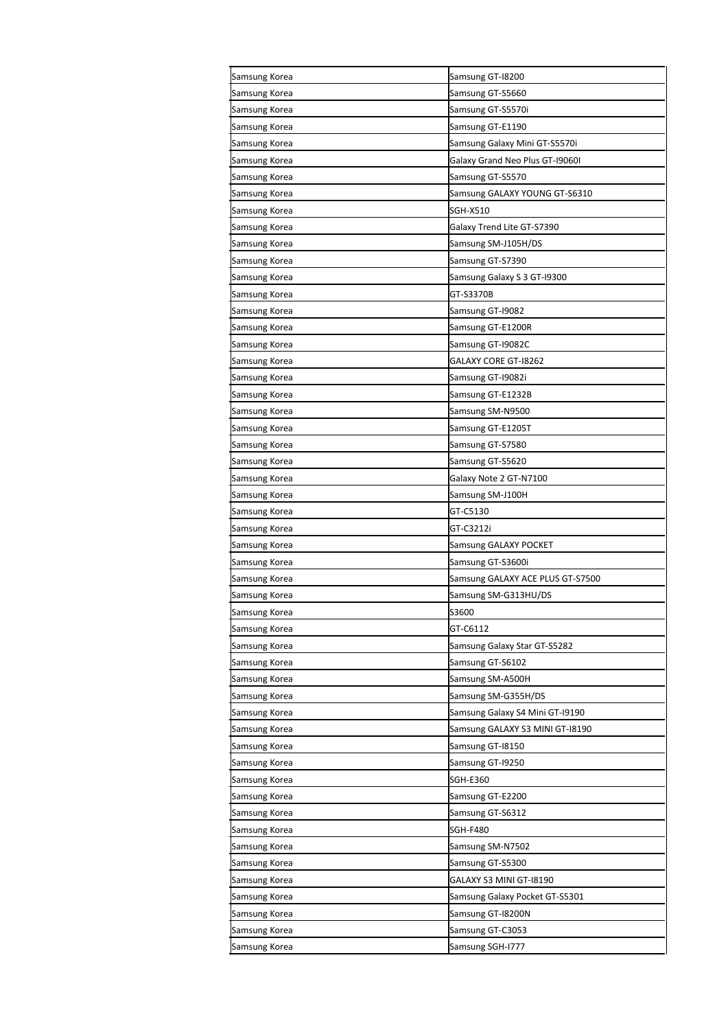| Samsung Korea | Samsung GT-I8200 |
|---|---|
| Samsung Korea | Samsung GT-S5660 |
| Samsung Korea | Samsung GT-S5570i |
| Samsung Korea | Samsung GT-E1190 |
| Samsung Korea | Samsung Galaxy Mini GT-S5570i |
| Samsung Korea | Galaxy Grand Neo Plus GT-I9060I |
| Samsung Korea | Samsung GT-S5570 |
| Samsung Korea | Samsung GALAXY YOUNG GT-S6310 |
| Samsung Korea | SGH-X510 |
| Samsung Korea | Galaxy Trend Lite GT-S7390 |
| Samsung Korea | Samsung SM-J105H/DS |
| Samsung Korea | Samsung GT-S7390 |
| Samsung Korea | Samsung Galaxy S 3 GT-I9300 |
| Samsung Korea | GT-S3370B |
| Samsung Korea | Samsung GT-I9082 |
| Samsung Korea | Samsung GT-E1200R |
| Samsung Korea | Samsung GT-I9082C |
| Samsung Korea | GALAXY CORE GT-I8262 |
| Samsung Korea | Samsung GT-I9082i |
| Samsung Korea | Samsung GT-E1232B |
| Samsung Korea | Samsung SM-N9500 |
| Samsung Korea | Samsung GT-E1205T |
| Samsung Korea | Samsung GT-S7580 |
| Samsung Korea | Samsung GT-S5620 |
| Samsung Korea | Galaxy Note 2 GT-N7100 |
| Samsung Korea | Samsung SM-J100H |
| Samsung Korea | GT-C5130 |
| Samsung Korea | GT-C3212i |
| Samsung Korea | Samsung GALAXY POCKET |
| Samsung Korea | Samsung GT-S3600i |
| Samsung Korea | Samsung GALAXY ACE PLUS GT-S7500 |
| Samsung Korea | Samsung SM-G313HU/DS |
| Samsung Korea | S3600 |
| Samsung Korea | GT-C6112 |
| Samsung Korea | Samsung Galaxy Star GT-S5282 |
| Samsung Korea | Samsung GT-S6102 |
| Samsung Korea | Samsung SM-A500H |
| Samsung Korea | Samsung SM-G355H/DS |
| Samsung Korea | Samsung Galaxy S4 Mini GT-I9190 |
| Samsung Korea | Samsung GALAXY S3 MINI GT-I8190 |
| Samsung Korea | Samsung GT-I8150 |
| Samsung Korea | Samsung GT-I9250 |
| Samsung Korea | SGH-E360 |
| Samsung Korea | Samsung GT-E2200 |
| Samsung Korea | Samsung GT-S6312 |
| Samsung Korea | SGH-F480 |
| Samsung Korea | Samsung SM-N7502 |
| Samsung Korea | Samsung GT-S5300 |
| Samsung Korea | GALAXY S3 MINI GT-I8190 |
| Samsung Korea | Samsung Galaxy Pocket GT-S5301 |
| Samsung Korea | Samsung GT-I8200N |
| Samsung Korea | Samsung GT-C3053 |
| Samsung Korea | Samsung SGH-I777 |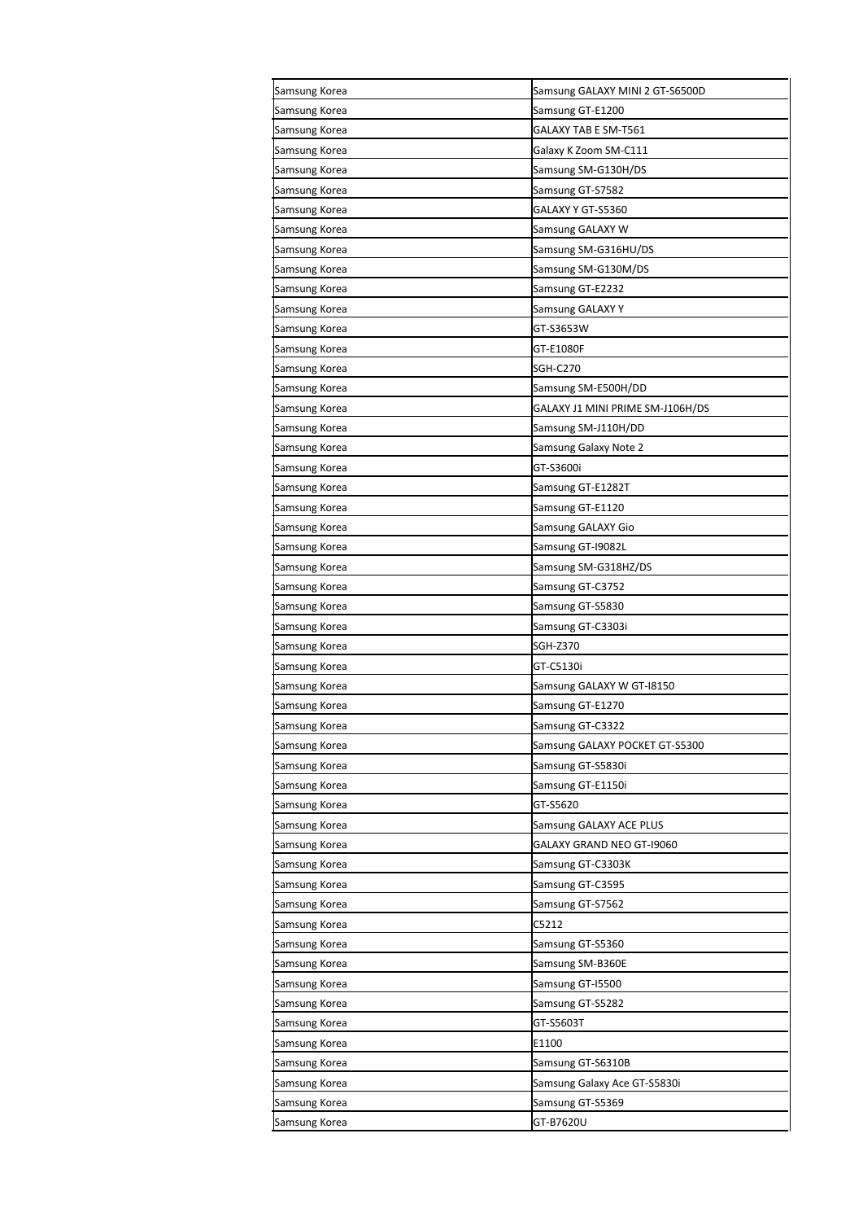| Samsung Korea | Samsung GALAXY MINI 2 GT-S6500D |
|---|---|
| Samsung Korea | Samsung GT-E1200 |
| Samsung Korea | GALAXY TAB E SM-T561 |
| Samsung Korea | Galaxy K Zoom SM-C111 |
| Samsung Korea | Samsung SM-G130H/DS |
| Samsung Korea | Samsung GT-S7582 |
| Samsung Korea | GALAXY Y GT-S5360 |
| Samsung Korea | Samsung GALAXY W |
| Samsung Korea | Samsung SM-G316HU/DS |
| Samsung Korea | Samsung SM-G130M/DS |
| Samsung Korea | Samsung GT-E2232 |
| Samsung Korea | Samsung GALAXY Y |
| Samsung Korea | GT-S3653W |
| Samsung Korea | GT-E1080F |
| Samsung Korea | SGH-C270 |
| Samsung Korea | Samsung SM-E500H/DD |
| Samsung Korea | GALAXY J1 MINI PRIME SM-J106H/DS |
| Samsung Korea | Samsung SM-J110H/DD |
| Samsung Korea | Samsung Galaxy Note 2 |
| Samsung Korea | GT-S3600i |
| Samsung Korea | Samsung GT-E1282T |
| Samsung Korea | Samsung GT-E1120 |
| Samsung Korea | Samsung GALAXY Gio |
| Samsung Korea | Samsung GT-I9082L |
| Samsung Korea | Samsung SM-G318HZ/DS |
| Samsung Korea | Samsung GT-C3752 |
| Samsung Korea | Samsung GT-S5830 |
| Samsung Korea | Samsung GT-C3303i |
| Samsung Korea | SGH-Z370 |
| Samsung Korea | GT-C5130i |
| Samsung Korea | Samsung GALAXY W GT-I8150 |
| Samsung Korea | Samsung GT-E1270 |
| Samsung Korea | Samsung GT-C3322 |
| Samsung Korea | Samsung GALAXY POCKET GT-S5300 |
| Samsung Korea | Samsung GT-S5830i |
| Samsung Korea | Samsung GT-E1150i |
| Samsung Korea | GT-S5620 |
| Samsung Korea | Samsung GALAXY ACE PLUS |
| Samsung Korea | GALAXY GRAND NEO GT-I9060 |
| Samsung Korea | Samsung GT-C3303K |
| Samsung Korea | Samsung GT-C3595 |
| Samsung Korea | Samsung GT-S7562 |
| Samsung Korea | C5212 |
| Samsung Korea | Samsung GT-S5360 |
| Samsung Korea | Samsung SM-B360E |
| Samsung Korea | Samsung GT-I5500 |
| Samsung Korea | Samsung GT-S5282 |
| Samsung Korea | GT-S5603T |
| Samsung Korea | E1100 |
| Samsung Korea | Samsung GT-S6310B |
| Samsung Korea | Samsung Galaxy Ace GT-S5830i |
| Samsung Korea | Samsung GT-S5369 |
| Samsung Korea | GT-B7620U |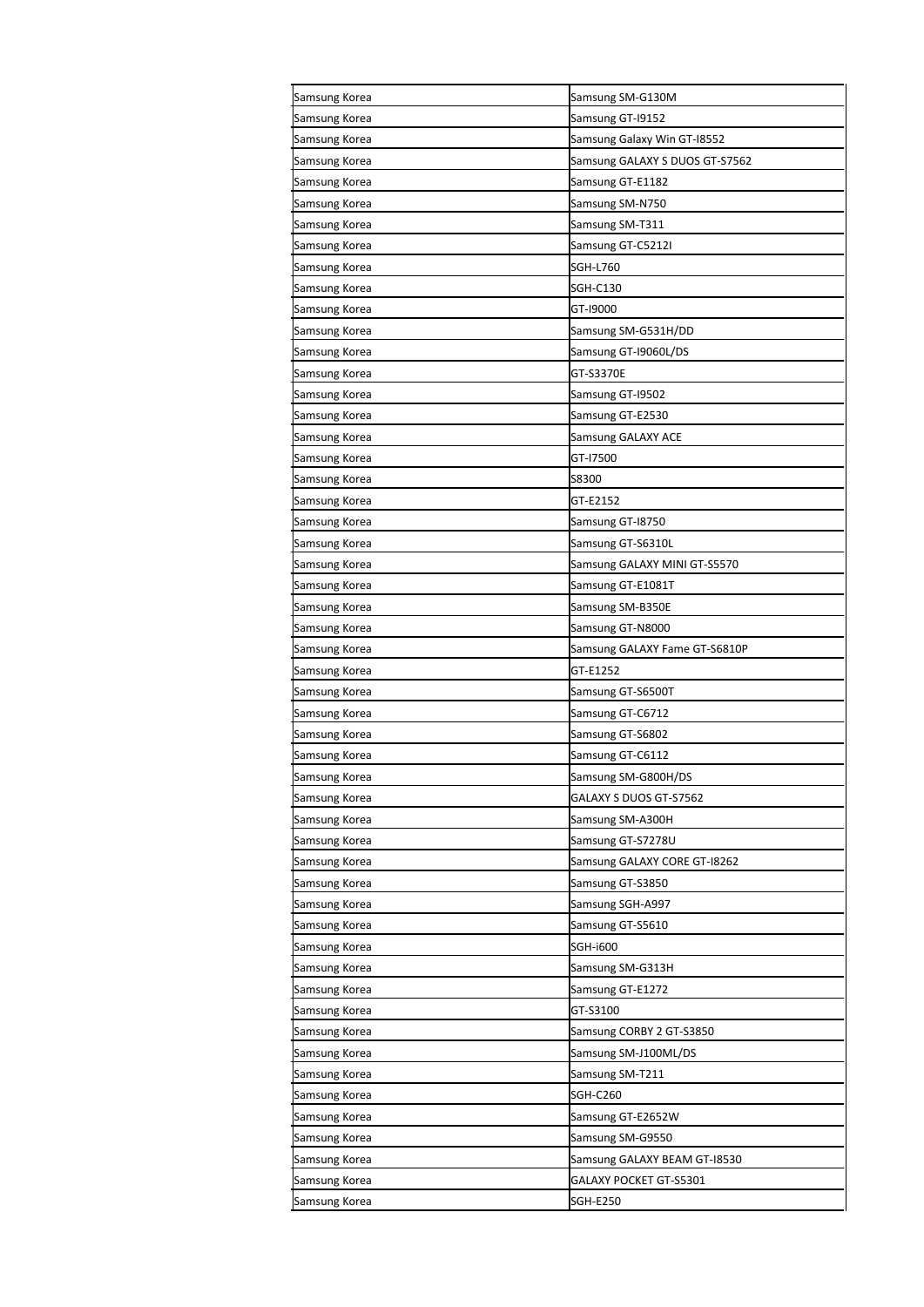| Samsung Korea | Samsung SM-G130M |
|---|---|
| Samsung Korea | Samsung GT-I9152 |
| Samsung Korea | Samsung Galaxy Win GT-I8552 |
| Samsung Korea | Samsung GALAXY S DUOS GT-S7562 |
| Samsung Korea | Samsung GT-E1182 |
| Samsung Korea | Samsung SM-N750 |
| Samsung Korea | Samsung SM-T311 |
| Samsung Korea | Samsung GT-C5212I |
| Samsung Korea | SGH-L760 |
| Samsung Korea | SGH-C130 |
| Samsung Korea | GT-I9000 |
| Samsung Korea | Samsung SM-G531H/DD |
| Samsung Korea | Samsung GT-I9060L/DS |
| Samsung Korea | GT-S3370E |
| Samsung Korea | Samsung GT-I9502 |
| Samsung Korea | Samsung GT-E2530 |
| Samsung Korea | Samsung GALAXY ACE |
| Samsung Korea | GT-I7500 |
| Samsung Korea | S8300 |
| Samsung Korea | GT-E2152 |
| Samsung Korea | Samsung GT-I8750 |
| Samsung Korea | Samsung GT-S6310L |
| Samsung Korea | Samsung GALAXY MINI GT-S5570 |
| Samsung Korea | Samsung GT-E1081T |
| Samsung Korea | Samsung SM-B350E |
| Samsung Korea | Samsung GT-N8000 |
| Samsung Korea | Samsung GALAXY Fame GT-S6810P |
| Samsung Korea | GT-E1252 |
| Samsung Korea | Samsung GT-S6500T |
| Samsung Korea | Samsung GT-C6712 |
| Samsung Korea | Samsung GT-S6802 |
| Samsung Korea | Samsung GT-C6112 |
| Samsung Korea | Samsung SM-G800H/DS |
| Samsung Korea | GALAXY S DUOS GT-S7562 |
| Samsung Korea | Samsung SM-A300H |
| Samsung Korea | Samsung GT-S7278U |
| Samsung Korea | Samsung GALAXY CORE GT-I8262 |
| Samsung Korea | Samsung GT-S3850 |
| Samsung Korea | Samsung SGH-A997 |
| Samsung Korea | Samsung GT-S5610 |
| Samsung Korea | SGH-i600 |
| Samsung Korea | Samsung SM-G313H |
| Samsung Korea | Samsung GT-E1272 |
| Samsung Korea | GT-S3100 |
| Samsung Korea | Samsung CORBY 2 GT-S3850 |
| Samsung Korea | Samsung SM-J100ML/DS |
| Samsung Korea | Samsung SM-T211 |
| Samsung Korea | SGH-C260 |
| Samsung Korea | Samsung GT-E2652W |
| Samsung Korea | Samsung SM-G9550 |
| Samsung Korea | Samsung GALAXY BEAM GT-I8530 |
| Samsung Korea | GALAXY POCKET GT-S5301 |
| Samsung Korea | SGH-E250 |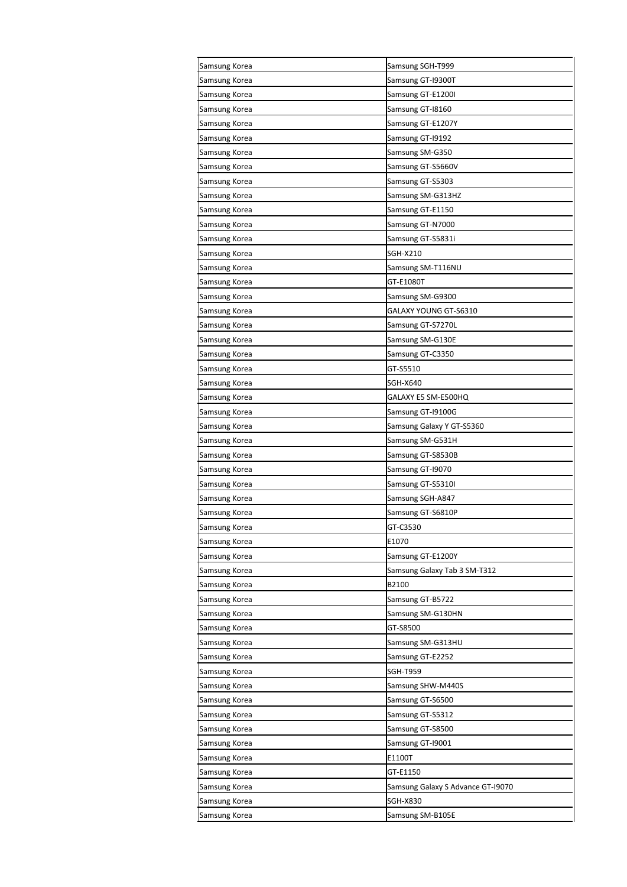| Samsung Korea | Samsung SGH-T999 |
|---|---|
| Samsung Korea | Samsung GT-I9300T |
| Samsung Korea | Samsung GT-E1200I |
| Samsung Korea | Samsung GT-I8160 |
| Samsung Korea | Samsung GT-E1207Y |
| Samsung Korea | Samsung GT-I9192 |
| Samsung Korea | Samsung SM-G350 |
| Samsung Korea | Samsung GT-S5660V |
| Samsung Korea | Samsung GT-S5303 |
| Samsung Korea | Samsung SM-G313HZ |
| Samsung Korea | Samsung GT-E1150 |
| Samsung Korea | Samsung GT-N7000 |
| Samsung Korea | Samsung GT-S5831i |
| Samsung Korea | SGH-X210 |
| Samsung Korea | Samsung SM-T116NU |
| Samsung Korea | GT-E1080T |
| Samsung Korea | Samsung SM-G9300 |
| Samsung Korea | GALAXY YOUNG GT-S6310 |
| Samsung Korea | Samsung GT-S7270L |
| Samsung Korea | Samsung SM-G130E |
| Samsung Korea | Samsung GT-C3350 |
| Samsung Korea | GT-S5510 |
| Samsung Korea | SGH-X640 |
| Samsung Korea | GALAXY E5 SM-E500HQ |
| Samsung Korea | Samsung GT-I9100G |
| Samsung Korea | Samsung Galaxy Y GT-S5360 |
| Samsung Korea | Samsung SM-G531H |
| Samsung Korea | Samsung GT-S8530B |
| Samsung Korea | Samsung GT-I9070 |
| Samsung Korea | Samsung GT-S5310I |
| Samsung Korea | Samsung SGH-A847 |
| Samsung Korea | Samsung GT-S6810P |
| Samsung Korea | GT-C3530 |
| Samsung Korea | E1070 |
| Samsung Korea | Samsung GT-E1200Y |
| Samsung Korea | Samsung Galaxy Tab 3 SM-T312 |
| Samsung Korea | B2100 |
| Samsung Korea | Samsung GT-B5722 |
| Samsung Korea | Samsung SM-G130HN |
| Samsung Korea | GT-S8500 |
| Samsung Korea | Samsung SM-G313HU |
| Samsung Korea | Samsung GT-E2252 |
| Samsung Korea | SGH-T959 |
| Samsung Korea | Samsung SHW-M440S |
| Samsung Korea | Samsung GT-S6500 |
| Samsung Korea | Samsung GT-S5312 |
| Samsung Korea | Samsung GT-S8500 |
| Samsung Korea | Samsung GT-I9001 |
| Samsung Korea | E1100T |
| Samsung Korea | GT-E1150 |
| Samsung Korea | Samsung Galaxy S Advance GT-I9070 |
| Samsung Korea | SGH-X830 |
| Samsung Korea | Samsung SM-B105E |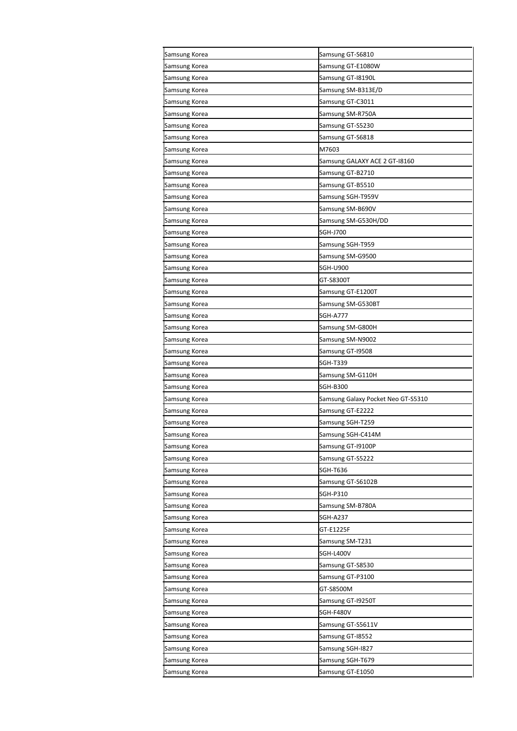| Samsung Korea | Samsung GT-S6810 |
|---|---|
| Samsung Korea | Samsung GT-E1080W |
| Samsung Korea | Samsung GT-I8190L |
| Samsung Korea | Samsung SM-B313E/D |
| Samsung Korea | Samsung GT-C3011 |
| Samsung Korea | Samsung SM-R750A |
| Samsung Korea | Samsung GT-S5230 |
| Samsung Korea | Samsung GT-S6818 |
| Samsung Korea | M7603 |
| Samsung Korea | Samsung GALAXY ACE 2 GT-I8160 |
| Samsung Korea | Samsung GT-B2710 |
| Samsung Korea | Samsung GT-B5510 |
| Samsung Korea | Samsung SGH-T959V |
| Samsung Korea | Samsung SM-B690V |
| Samsung Korea | Samsung SM-G530H/DD |
| Samsung Korea | SGH-J700 |
| Samsung Korea | Samsung SGH-T959 |
| Samsung Korea | Samsung SM-G9500 |
| Samsung Korea | SGH-U900 |
| Samsung Korea | GT-S8300T |
| Samsung Korea | Samsung GT-E1200T |
| Samsung Korea | Samsung SM-G530BT |
| Samsung Korea | SGH-A777 |
| Samsung Korea | Samsung SM-G800H |
| Samsung Korea | Samsung SM-N9002 |
| Samsung Korea | Samsung GT-I9508 |
| Samsung Korea | SGH-T339 |
| Samsung Korea | Samsung SM-G110H |
| Samsung Korea | SGH-B300 |
| Samsung Korea | Samsung Galaxy Pocket Neo GT-S5310 |
| Samsung Korea | Samsung GT-E2222 |
| Samsung Korea | Samsung SGH-T259 |
| Samsung Korea | Samsung SGH-C414M |
| Samsung Korea | Samsung GT-I9100P |
| Samsung Korea | Samsung GT-S5222 |
| Samsung Korea | SGH-T636 |
| Samsung Korea | Samsung GT-S6102B |
| Samsung Korea | SGH-P310 |
| Samsung Korea | Samsung SM-B780A |
| Samsung Korea | SGH-A237 |
| Samsung Korea | GT-E1225F |
| Samsung Korea | Samsung SM-T231 |
| Samsung Korea | SGH-L400V |
| Samsung Korea | Samsung GT-S8530 |
| Samsung Korea | Samsung GT-P3100 |
| Samsung Korea | GT-S8500M |
| Samsung Korea | Samsung GT-I9250T |
| Samsung Korea | SGH-F480V |
| Samsung Korea | Samsung GT-S5611V |
| Samsung Korea | Samsung GT-I8552 |
| Samsung Korea | Samsung SGH-I827 |
| Samsung Korea | Samsung SGH-T679 |
| Samsung Korea | Samsung GT-E1050 |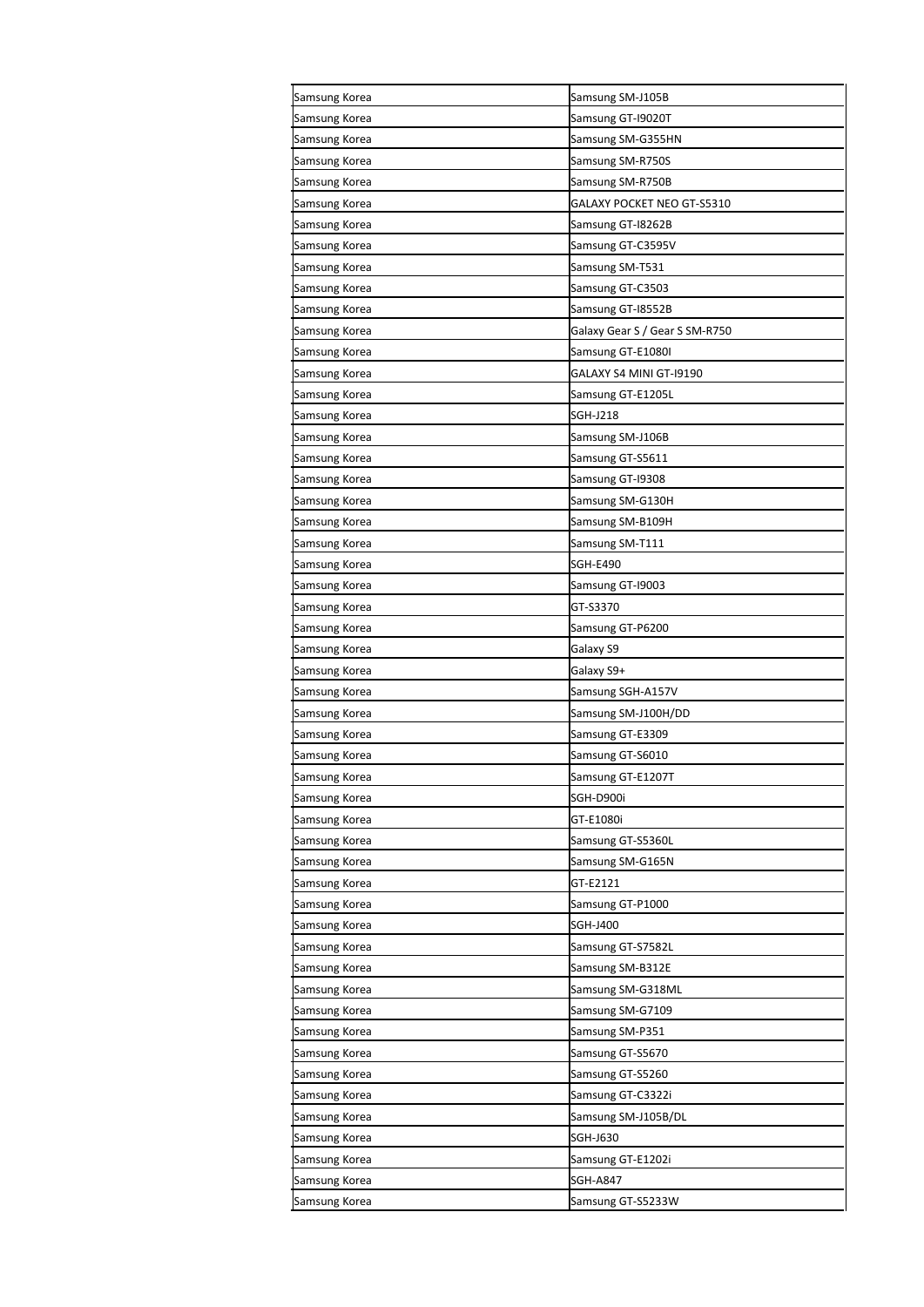| Samsung Korea | Samsung SM-J105B |
|---|---|
| Samsung Korea | Samsung GT-I9020T |
| Samsung Korea | Samsung SM-G355HN |
| Samsung Korea | Samsung SM-R750S |
| Samsung Korea | Samsung SM-R750B |
| Samsung Korea | GALAXY POCKET NEO GT-S5310 |
| Samsung Korea | Samsung GT-I8262B |
| Samsung Korea | Samsung GT-C3595V |
| Samsung Korea | Samsung SM-T531 |
| Samsung Korea | Samsung GT-C3503 |
| Samsung Korea | Samsung GT-I8552B |
| Samsung Korea | Galaxy Gear S / Gear S SM-R750 |
| Samsung Korea | Samsung GT-E1080I |
| Samsung Korea | GALAXY S4 MINI GT-I9190 |
| Samsung Korea | Samsung GT-E1205L |
| Samsung Korea | SGH-J218 |
| Samsung Korea | Samsung SM-J106B |
| Samsung Korea | Samsung GT-S5611 |
| Samsung Korea | Samsung GT-I9308 |
| Samsung Korea | Samsung SM-G130H |
| Samsung Korea | Samsung SM-B109H |
| Samsung Korea | Samsung SM-T111 |
| Samsung Korea | SGH-E490 |
| Samsung Korea | Samsung GT-I9003 |
| Samsung Korea | GT-S3370 |
| Samsung Korea | Samsung GT-P6200 |
| Samsung Korea | Galaxy S9 |
| Samsung Korea | Galaxy S9+ |
| Samsung Korea | Samsung SGH-A157V |
| Samsung Korea | Samsung SM-J100H/DD |
| Samsung Korea | Samsung GT-E3309 |
| Samsung Korea | Samsung GT-S6010 |
| Samsung Korea | Samsung GT-E1207T |
| Samsung Korea | SGH-D900i |
| Samsung Korea | GT-E1080i |
| Samsung Korea | Samsung GT-S5360L |
| Samsung Korea | Samsung SM-G165N |
| Samsung Korea | GT-E2121 |
| Samsung Korea | Samsung GT-P1000 |
| Samsung Korea | SGH-J400 |
| Samsung Korea | Samsung GT-S7582L |
| Samsung Korea | Samsung SM-B312E |
| Samsung Korea | Samsung SM-G318ML |
| Samsung Korea | Samsung SM-G7109 |
| Samsung Korea | Samsung SM-P351 |
| Samsung Korea | Samsung GT-S5670 |
| Samsung Korea | Samsung GT-S5260 |
| Samsung Korea | Samsung GT-C3322i |
| Samsung Korea | Samsung SM-J105B/DL |
| Samsung Korea | SGH-J630 |
| Samsung Korea | Samsung GT-E1202i |
| Samsung Korea | SGH-A847 |
| Samsung Korea | Samsung GT-S5233W |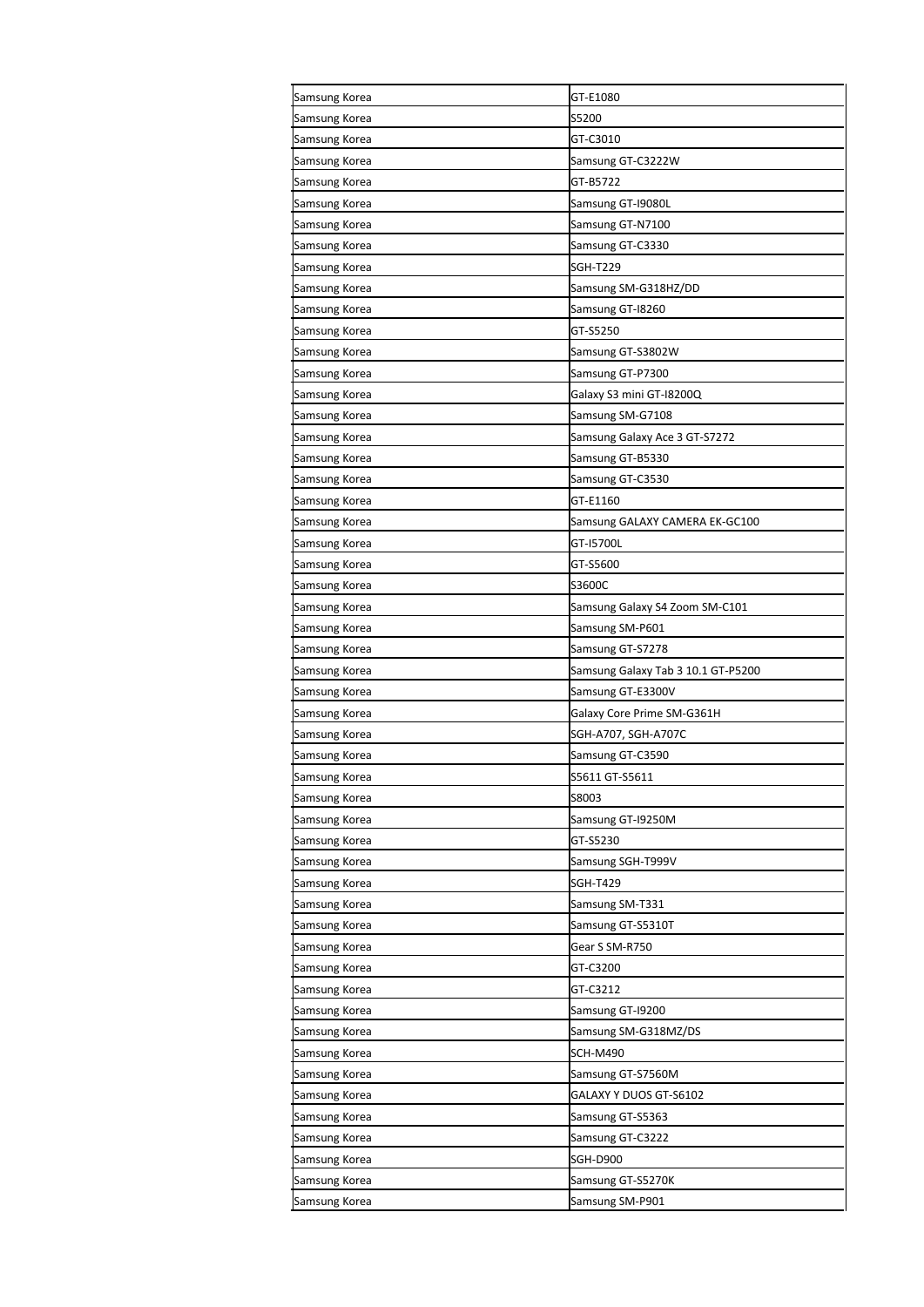| Samsung Korea | GT-E1080 |
|---|---|
| Samsung Korea | S5200 |
| Samsung Korea | GT-C3010 |
| Samsung Korea | Samsung GT-C3222W |
| Samsung Korea | GT-B5722 |
| Samsung Korea | Samsung GT-I9080L |
| Samsung Korea | Samsung GT-N7100 |
| Samsung Korea | Samsung GT-C3330 |
| Samsung Korea | SGH-T229 |
| Samsung Korea | Samsung SM-G318HZ/DD |
| Samsung Korea | Samsung GT-I8260 |
| Samsung Korea | GT-S5250 |
| Samsung Korea | Samsung GT-S3802W |
| Samsung Korea | Samsung GT-P7300 |
| Samsung Korea | Galaxy S3 mini GT-I8200Q |
| Samsung Korea | Samsung SM-G7108 |
| Samsung Korea | Samsung Galaxy Ace 3 GT-S7272 |
| Samsung Korea | Samsung GT-B5330 |
| Samsung Korea | Samsung GT-C3530 |
| Samsung Korea | GT-E1160 |
| Samsung Korea | Samsung GALAXY CAMERA EK-GC100 |
| Samsung Korea | GT-I5700L |
| Samsung Korea | GT-S5600 |
| Samsung Korea | S3600C |
| Samsung Korea | Samsung Galaxy S4 Zoom SM-C101 |
| Samsung Korea | Samsung SM-P601 |
| Samsung Korea | Samsung GT-S7278 |
| Samsung Korea | Samsung Galaxy Tab 3 10.1 GT-P5200 |
| Samsung Korea | Samsung GT-E3300V |
| Samsung Korea | Galaxy Core Prime SM-G361H |
| Samsung Korea | SGH-A707, SGH-A707C |
| Samsung Korea | Samsung GT-C3590 |
| Samsung Korea | S5611 GT-S5611 |
| Samsung Korea | S8003 |
| Samsung Korea | Samsung GT-I9250M |
| Samsung Korea | GT-S5230 |
| Samsung Korea | Samsung SGH-T999V |
| Samsung Korea | SGH-T429 |
| Samsung Korea | Samsung SM-T331 |
| Samsung Korea | Samsung GT-S5310T |
| Samsung Korea | Gear S SM-R750 |
| Samsung Korea | GT-C3200 |
| Samsung Korea | GT-C3212 |
| Samsung Korea | Samsung GT-I9200 |
| Samsung Korea | Samsung SM-G318MZ/DS |
| Samsung Korea | SCH-M490 |
| Samsung Korea | Samsung GT-S7560M |
| Samsung Korea | GALAXY Y DUOS GT-S6102 |
| Samsung Korea | Samsung GT-S5363 |
| Samsung Korea | Samsung GT-C3222 |
| Samsung Korea | SGH-D900 |
| Samsung Korea | Samsung GT-S5270K |
| Samsung Korea | Samsung SM-P901 |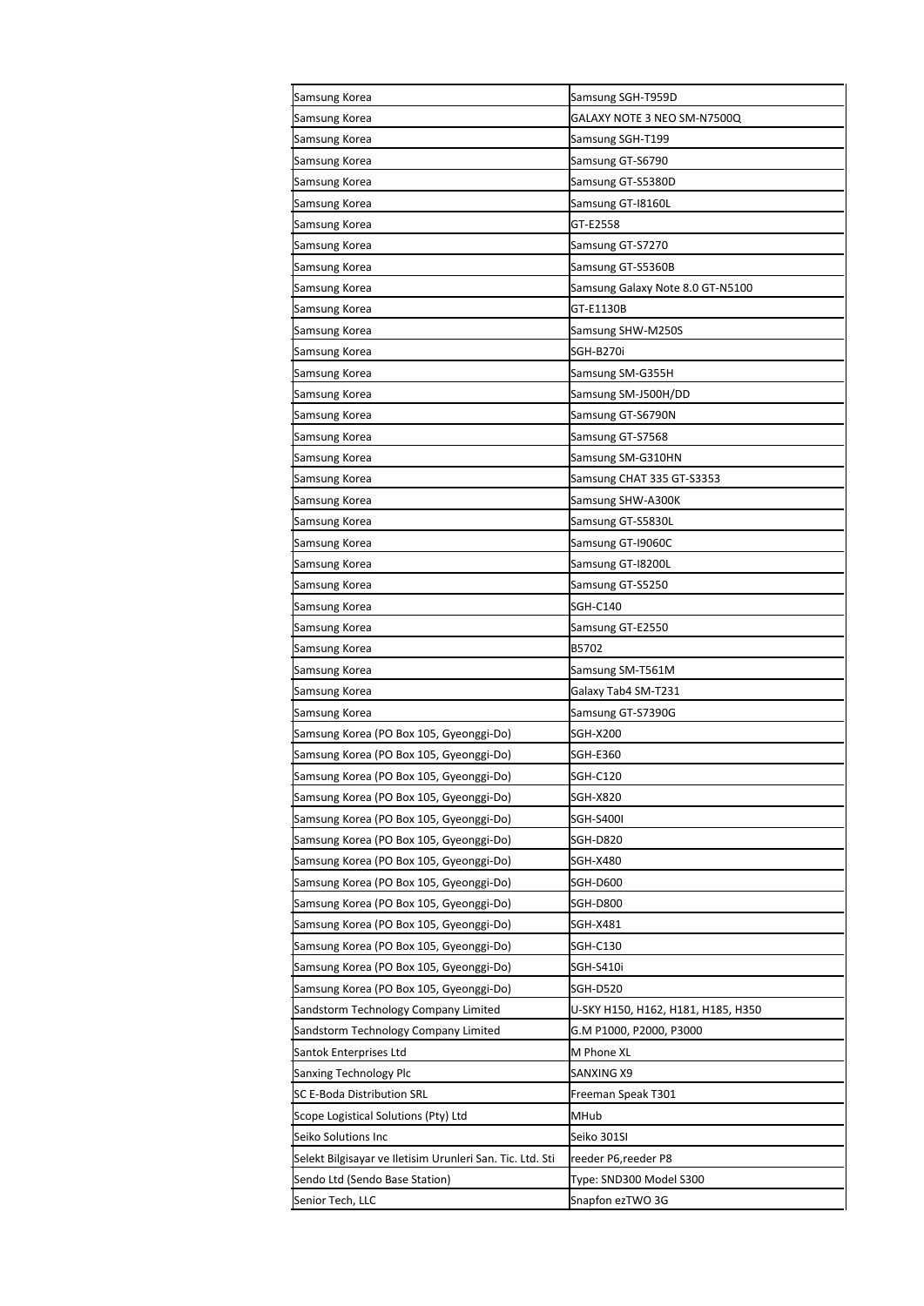| Samsung Korea | Samsung SGH-T959D |
|---|---|
| Samsung Korea | GALAXY NOTE 3 NEO SM-N7500Q |
| Samsung Korea | Samsung SGH-T199 |
| Samsung Korea | Samsung GT-S6790 |
| Samsung Korea | Samsung GT-S5380D |
| Samsung Korea | Samsung GT-I8160L |
| Samsung Korea | GT-E2558 |
| Samsung Korea | Samsung GT-S7270 |
| Samsung Korea | Samsung GT-S5360B |
| Samsung Korea | Samsung Galaxy Note 8.0 GT-N5100 |
| Samsung Korea | GT-E1130B |
| Samsung Korea | Samsung SHW-M250S |
| Samsung Korea | SGH-B270i |
| Samsung Korea | Samsung SM-G355H |
| Samsung Korea | Samsung SM-J500H/DD |
| Samsung Korea | Samsung GT-S6790N |
| Samsung Korea | Samsung GT-S7568 |
| Samsung Korea | Samsung SM-G310HN |
| Samsung Korea | Samsung CHAT 335 GT-S3353 |
| Samsung Korea | Samsung SHW-A300K |
| Samsung Korea | Samsung GT-S5830L |
| Samsung Korea | Samsung GT-I9060C |
| Samsung Korea | Samsung GT-I8200L |
| Samsung Korea | Samsung GT-S5250 |
| Samsung Korea | SGH-C140 |
| Samsung Korea | Samsung GT-E2550 |
| Samsung Korea | B5702 |
| Samsung Korea | Samsung SM-T561M |
| Samsung Korea | Galaxy Tab4 SM-T231 |
| Samsung Korea | Samsung GT-S7390G |
| Samsung Korea (PO Box 105, Gyeonggi-Do) | SGH-X200 |
| Samsung Korea (PO Box 105, Gyeonggi-Do) | SGH-E360 |
| Samsung Korea (PO Box 105, Gyeonggi-Do) | SGH-C120 |
| Samsung Korea (PO Box 105, Gyeonggi-Do) | SGH-X820 |
| Samsung Korea (PO Box 105, Gyeonggi-Do) | SGH-S400I |
| Samsung Korea (PO Box 105, Gyeonggi-Do) | SGH-D820 |
| Samsung Korea (PO Box 105, Gyeonggi-Do) | SGH-X480 |
| Samsung Korea (PO Box 105, Gyeonggi-Do) | SGH-D600 |
| Samsung Korea (PO Box 105, Gyeonggi-Do) | SGH-D800 |
| Samsung Korea (PO Box 105, Gyeonggi-Do) | SGH-X481 |
| Samsung Korea (PO Box 105, Gyeonggi-Do) | SGH-C130 |
| Samsung Korea (PO Box 105, Gyeonggi-Do) | SGH-S410i |
| Samsung Korea (PO Box 105, Gyeonggi-Do) | SGH-D520 |
| Sandstorm Technology Company Limited | U-SKY H150, H162, H181, H185, H350 |
| Sandstorm Technology Company Limited | G.M P1000, P2000, P3000 |
| Santok Enterprises Ltd | M Phone XL |
| Sanxing Technology Plc | SANXING X9 |
| SC E-Boda Distribution SRL | Freeman Speak T301 |
| Scope Logistical Solutions (Pty) Ltd | MHub |
| Seiko Solutions Inc | Seiko 301SI |
| Selekt Bilgisayar ve Iletisim Urunleri San. Tic. Ltd. Sti | reeder P6,reeder P8 |
| Sendo Ltd (Sendo Base Station) | Type: SND300 Model S300 |
| Senior Tech, LLC | Snapfon ezTWO 3G |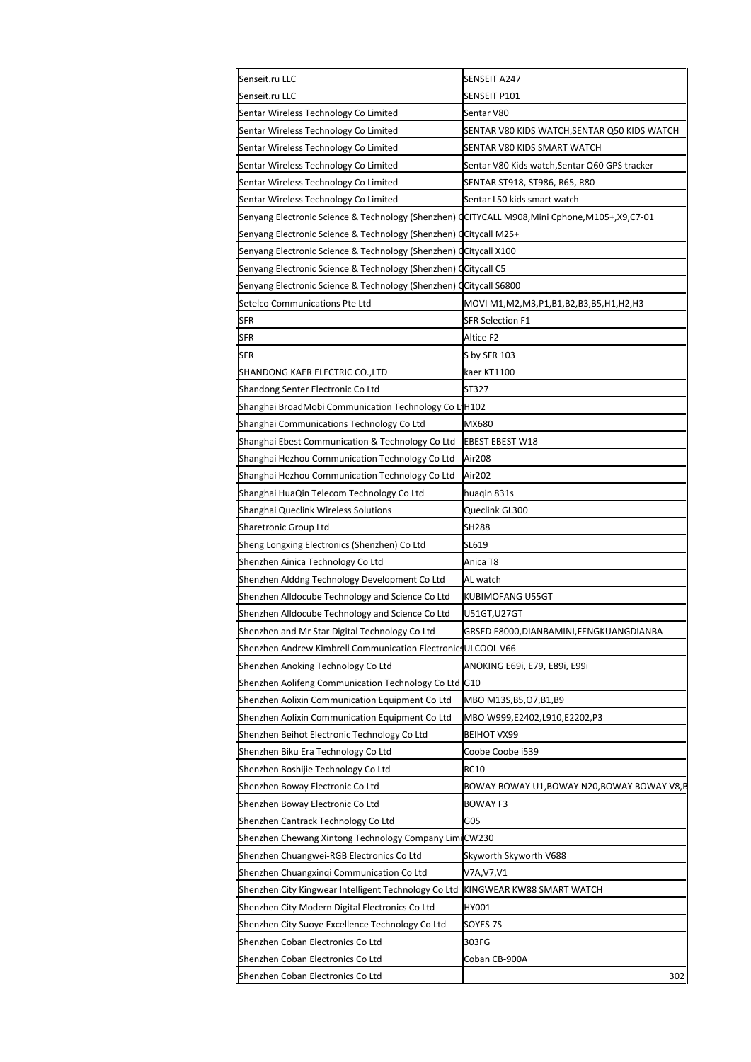| | |
|---|---|
| Senseit.ru LLC | SENSEIT A247 |
| Senseit.ru LLC | SENSEIT P101 |
| Sentar Wireless Technology Co Limited | Sentar V80 |
| Sentar Wireless Technology Co Limited | SENTAR V80 KIDS WATCH,SENTAR Q50 KIDS WATCH |
| Sentar Wireless Technology Co Limited | SENTAR V80 KIDS SMART WATCH |
| Sentar Wireless Technology Co Limited | Sentar V80 Kids watch,Sentar Q60 GPS tracker |
| Sentar Wireless Technology Co Limited | SENTAR ST918, ST986, R65, R80 |
| Sentar Wireless Technology Co Limited | Sentar L50 kids smart watch |
| Senyang Electronic Science & Technology (Shenzhen) C | CITYCALL M908,Mini Cphone,M105+,X9,C7-01 |
| Senyang Electronic Science & Technology (Shenzhen) C | Citycall M25+ |
| Senyang Electronic Science & Technology (Shenzhen) C | Citycall X100 |
| Senyang Electronic Science & Technology (Shenzhen) C | Citycall C5 |
| Senyang Electronic Science & Technology (Shenzhen) C | Citycall S6800 |
| Setelco Communications Pte Ltd | MOVI M1,M2,M3,P1,B1,B2,B3,B5,H1,H2,H3 |
| SFR | SFR Selection F1 |
| SFR | Altice F2 |
| SFR | S by SFR 103 |
| SHANDONG KAER ELECTRIC CO.,LTD | kaer KT1100 |
| Shandong Senter Electronic Co Ltd | ST327 |
| Shanghai BroadMobi Communication Technology Co L | H102 |
| Shanghai Communications Technology Co Ltd | MX680 |
| Shanghai Ebest Communication & Technology Co Ltd | EBEST EBEST W18 |
| Shanghai Hezhou Communication Technology Co Ltd | Air208 |
| Shanghai Hezhou Communication Technology Co Ltd | Air202 |
| Shanghai HuaQin Telecom Technology Co Ltd | huaqin 831s |
| Shanghai Queclink Wireless Solutions | Queclink GL300 |
| Sharetronic Group Ltd | SH288 |
| Sheng Longxing Electronics (Shenzhen) Co Ltd | SL619 |
| Shenzhen Ainica Technology Co Ltd | Anica T8 |
| Shenzhen Alddng Technology Development Co Ltd | AL watch |
| Shenzhen Alldocube Technology and Science Co Ltd | KUBIMOFANG U55GT |
| Shenzhen Alldocube Technology and Science Co Ltd | U51GT,U27GT |
| Shenzhen and Mr Star Digital Technology Co Ltd | GRSED E8000,DIANBAMINI,FENGKUANGDIANBA |
| Shenzhen Andrew Kimbrell Communication Electronics | ULCOOL V66 |
| Shenzhen Anoking Technology Co Ltd | ANOKING E69i, E79, E89i, E99i |
| Shenzhen Aolifeng Communication Technology Co Ltd | G10 |
| Shenzhen Aolixin Communication Equipment Co Ltd | MBO M13S,B5,O7,B1,B9 |
| Shenzhen Aolixin Communication Equipment Co Ltd | MBO W999,E2402,L910,E2202,P3 |
| Shenzhen Beihot Electronic Technology Co Ltd | BEIHOT VX99 |
| Shenzhen Biku Era Technology Co Ltd | Coobe Coobe i539 |
| Shenzhen Boshijie Technology Co Ltd | RC10 |
| Shenzhen Boway Electronic Co Ltd | BOWAY BOWAY U1,BOWAY N20,BOWAY BOWAY V8,B |
| Shenzhen Boway Electronic Co Ltd | BOWAY F3 |
| Shenzhen Cantrack Technology Co Ltd | G05 |
| Shenzhen Chewang Xintong Technology Company Limi | CW230 |
| Shenzhen Chuangwei-RGB Electronics Co Ltd | Skyworth Skyworth V688 |
| Shenzhen Chuangxinqi Communication Co Ltd | V7A,V7,V1 |
| Shenzhen City Kingwear Intelligent Technology Co Ltd | KINGWEAR KW88 SMART WATCH |
| Shenzhen City Modern Digital Electronics Co Ltd | HY001 |
| Shenzhen City Suoye Excellence Technology Co Ltd | SOYES 7S |
| Shenzhen Coban Electronics Co Ltd | 303FG |
| Shenzhen Coban Electronics Co Ltd | Coban CB-900A |
| Shenzhen Coban Electronics Co Ltd | 302 |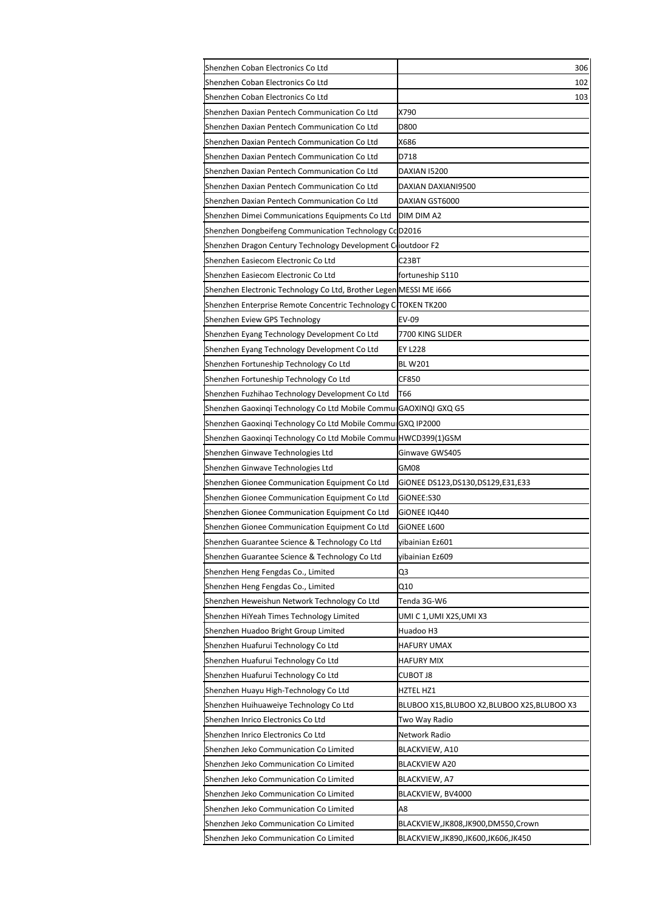| | |
|---|---|
| Shenzhen Coban Electronics Co Ltd | 306 |
| Shenzhen Coban Electronics Co Ltd | 102 |
| Shenzhen Coban Electronics Co Ltd | 103 |
| Shenzhen Daxian Pentech Communication Co Ltd | X790 |
| Shenzhen Daxian Pentech Communication Co Ltd | D800 |
| Shenzhen Daxian Pentech Communication Co Ltd | X686 |
| Shenzhen Daxian Pentech Communication Co Ltd | D718 |
| Shenzhen Daxian Pentech Communication Co Ltd | DAXIAN I5200 |
| Shenzhen Daxian Pentech Communication Co Ltd | DAXIAN DAXIANI9500 |
| Shenzhen Daxian Pentech Communication Co Ltd | DAXIAN GST6000 |
| Shenzhen Dimei Communications Equipments Co Ltd | DIM DIM A2 |
| Shenzhen Dongbeifeng Communication Technology Co | D2016 |
| Shenzhen Dragon Century Technology Development C | ioutdoor F2 |
| Shenzhen Easiecom Electronic Co Ltd | C23BT |
| Shenzhen Easiecom Electronic Co Ltd | fortuneship S110 |
| Shenzhen Electronic Technology Co Ltd, Brother Legen | MESSI ME i666 |
| Shenzhen Enterprise Remote Concentric Technology C | TOKEN TK200 |
| Shenzhen Eview GPS Technology | EV-09 |
| Shenzhen Eyang Technology Development Co Ltd | 7700 KING SLIDER |
| Shenzhen Eyang Technology Development Co Ltd | EY L228 |
| Shenzhen Fortuneship Technology Co Ltd | BL W201 |
| Shenzhen Fortuneship Technology Co Ltd | CF850 |
| Shenzhen Fuzhihao Technology Development Co Ltd | T66 |
| Shenzhen Gaoxinqi Technology Co Ltd Mobile Commu | GAOXINQI GXQ G5 |
| Shenzhen Gaoxinqi Technology Co Ltd Mobile Commu | GXQ IP2000 |
| Shenzhen Gaoxinqi Technology Co Ltd Mobile Commu | HWCD399(1)GSM |
| Shenzhen Ginwave Technologies Ltd | Ginwave GWS405 |
| Shenzhen Ginwave Technologies Ltd | GM08 |
| Shenzhen Gionee Communication Equipment Co Ltd | GiONEE DS123,DS130,DS129,E31,E33 |
| Shenzhen Gionee Communication Equipment Co Ltd | GiONEE:S30 |
| Shenzhen Gionee Communication Equipment Co Ltd | GiONEE IQ440 |
| Shenzhen Gionee Communication Equipment Co Ltd | GiONEE L600 |
| Shenzhen Guarantee Science & Technology Co Ltd | yibainian Ez601 |
| Shenzhen Guarantee Science & Technology Co Ltd | yibainian Ez609 |
| Shenzhen Heng Fengdas Co., Limited | Q3 |
| Shenzhen Heng Fengdas Co., Limited | Q10 |
| Shenzhen Heweishun Network Technology Co Ltd | Tenda 3G-W6 |
| Shenzhen HiYeah Times Technology Limited | UMI C 1,UMI X2S,UMI X3 |
| Shenzhen Huadoo Bright Group Limited | Huadoo H3 |
| Shenzhen Huafurui Technology Co Ltd | HAFURY UMAX |
| Shenzhen Huafurui Technology Co Ltd | HAFURY MIX |
| Shenzhen Huafurui Technology Co Ltd | CUBOT J8 |
| Shenzhen Huayu High-Technology Co Ltd | HZTEL HZ1 |
| Shenzhen Huihuaweiye Technology Co Ltd | BLUBOO X1S,BLUBOO X2,BLUBOO X2S,BLUBOO X3 |
| Shenzhen Inrico Electronics Co Ltd | Two Way Radio |
| Shenzhen Inrico Electronics Co Ltd | Network Radio |
| Shenzhen Jeko Communication Co Limited | BLACKVIEW, A10 |
| Shenzhen Jeko Communication Co Limited | BLACKVIEW A20 |
| Shenzhen Jeko Communication Co Limited | BLACKVIEW, A7 |
| Shenzhen Jeko Communication Co Limited | BLACKVIEW, BV4000 |
| Shenzhen Jeko Communication Co Limited | A8 |
| Shenzhen Jeko Communication Co Limited | BLACKVIEW,JK808,JK900,DM550,Crown |
| Shenzhen Jeko Communication Co Limited | BLACKVIEW,JK890,JK600,JK606,JK450 |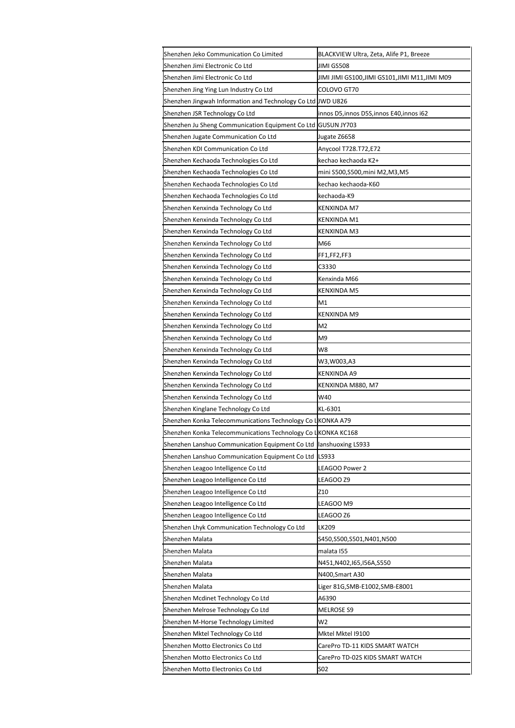| Shenzhen Jeko Communication Co Limited | BLACKVIEW Ultra, Zeta, Alife P1, Breeze |
|---|---|
| Shenzhen Jimi Electronic Co Ltd | JIMI GS508 |
| Shenzhen Jimi Electronic Co Ltd | JIMI JIMI GS100,JIMI GS101,JIMI M11,JIMI M09 |
| Shenzhen Jing Ying Lun Industry Co Ltd | COLOVO GT70 |
| Shenzhen Jingwah Information and Technology Co Ltd | JWD U826 |
| Shenzhen JSR Technology Co Ltd | innos D5,innos D5S,innos E40,innos i62 |
| Shenzhen Ju Sheng Communication Equipment Co Ltd | GUSUN JY703 |
| Shenzhen Jugate Communication Co Ltd | Jugate Z6658 |
| Shenzhen KDI Communication Co Ltd | Anycool T728.T72,E72 |
| Shenzhen Kechaoda Technologies Co Ltd | kechao kechaoda K2+ |
| Shenzhen Kechaoda Technologies Co Ltd | mini S500,S500,mini M2,M3,M5 |
| Shenzhen Kechaoda Technologies Co Ltd | kechao kechaoda-K60 |
| Shenzhen Kechaoda Technologies Co Ltd | kechaoda-K9 |
| Shenzhen Kenxinda Technology Co Ltd | KENXINDA M7 |
| Shenzhen Kenxinda Technology Co Ltd | KENXINDA M1 |
| Shenzhen Kenxinda Technology Co Ltd | KENXINDA M3 |
| Shenzhen Kenxinda Technology Co Ltd | M66 |
| Shenzhen Kenxinda Technology Co Ltd | FF1,FF2,FF3 |
| Shenzhen Kenxinda Technology Co Ltd | C3330 |
| Shenzhen Kenxinda Technology Co Ltd | Kenxinda M66 |
| Shenzhen Kenxinda Technology Co Ltd | KENXINDA M5 |
| Shenzhen Kenxinda Technology Co Ltd | M1 |
| Shenzhen Kenxinda Technology Co Ltd | KENXINDA M9 |
| Shenzhen Kenxinda Technology Co Ltd | M2 |
| Shenzhen Kenxinda Technology Co Ltd | M9 |
| Shenzhen Kenxinda Technology Co Ltd | W8 |
| Shenzhen Kenxinda Technology Co Ltd | W3,W003,A3 |
| Shenzhen Kenxinda Technology Co Ltd | KENXINDA A9 |
| Shenzhen Kenxinda Technology Co Ltd | KENXINDA M880, M7 |
| Shenzhen Kenxinda Technology Co Ltd | W40 |
| Shenzhen Kinglane Technology Co Ltd | KL-6301 |
| Shenzhen Konka Telecommunications Technology Co L | KONKA A79 |
| Shenzhen Konka Telecommunications Technology Co L | KONKA KC168 |
| Shenzhen Lanshuo Communication Equipment Co Ltd | lanshuoxing LS933 |
| Shenzhen Lanshuo Communication Equipment Co Ltd | LS933 |
| Shenzhen Leagoo Intelligence Co Ltd | LEAGOO Power 2 |
| Shenzhen Leagoo Intelligence Co Ltd | LEAGOO Z9 |
| Shenzhen Leagoo Intelligence Co Ltd | Z10 |
| Shenzhen Leagoo Intelligence Co Ltd | LEAGOO M9 |
| Shenzhen Leagoo Intelligence Co Ltd | LEAGOO Z6 |
| Shenzhen Lhyk Communication Technology Co Ltd | LK209 |
| Shenzhen Malata | S450,S500,S501,N401,N500 |
| Shenzhen Malata | malata I55 |
| Shenzhen Malata | N451,N402,I65,I56A,S550 |
| Shenzhen Malata | N400,Smart A30 |
| Shenzhen Malata | Liger 81G,SMB-E1002,SMB-E8001 |
| Shenzhen Mcdinet Technology Co Ltd | A6390 |
| Shenzhen Melrose Technology Co Ltd | MELROSE S9 |
| Shenzhen M-Horse Technology Limited | W2 |
| Shenzhen Mktel Technology Co Ltd | Mktel Mktel I9100 |
| Shenzhen Motto Electronics Co Ltd | CarePro TD-11 KIDS SMART WATCH |
| Shenzhen Motto Electronics Co Ltd | CarePro TD-02S KIDS SMART WATCH |
| Shenzhen Motto Electronics Co Ltd | S02 |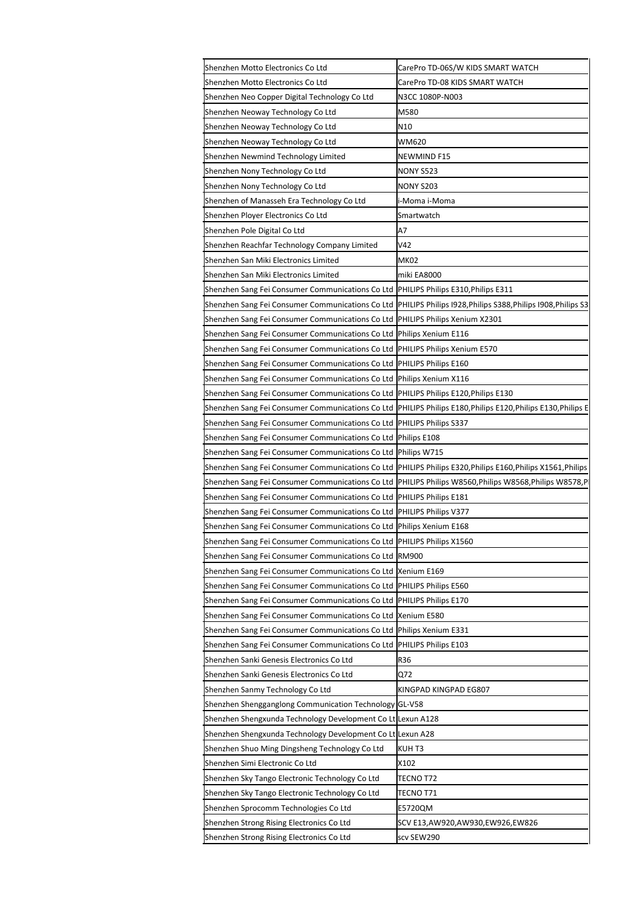| | |
|---|---|
| Shenzhen Motto Electronics Co Ltd | CarePro TD-06S/W KIDS SMART WATCH |
| Shenzhen Motto Electronics Co Ltd | CarePro TD-08 KIDS SMART WATCH |
| Shenzhen Neo Copper Digital Technology Co Ltd | N3CC 1080P-N003 |
| Shenzhen Neoway Technology Co Ltd | M580 |
| Shenzhen Neoway Technology Co Ltd | N10 |
| Shenzhen Neoway Technology Co Ltd | WM620 |
| Shenzhen Newmind Technology Limited | NEWMIND F15 |
| Shenzhen Nony Technology Co Ltd | NONY S523 |
| Shenzhen Nony Technology Co Ltd | NONY S203 |
| Shenzhen of Manasseh Era Technology Co Ltd | i-Moma i-Moma |
| Shenzhen Ployer Electronics Co Ltd | Smartwatch |
| Shenzhen Pole Digital Co Ltd | A7 |
| Shenzhen Reachfar Technology Company Limited | V42 |
| Shenzhen San Miki Electronics Limited | MK02 |
| Shenzhen San Miki Electronics Limited | miki EA8000 |
| Shenzhen Sang Fei Consumer Communications Co Ltd | PHILIPS Philips E310,Philips E311 |
| Shenzhen Sang Fei Consumer Communications Co Ltd | PHILIPS Philips I928,Philips S388,Philips I908,Philips S3 |
| Shenzhen Sang Fei Consumer Communications Co Ltd | PHILIPS Philips Xenium X2301 |
| Shenzhen Sang Fei Consumer Communications Co Ltd | Philips Xenium E116 |
| Shenzhen Sang Fei Consumer Communications Co Ltd | PHILIPS Philips Xenium E570 |
| Shenzhen Sang Fei Consumer Communications Co Ltd | PHILIPS Philips E160 |
| Shenzhen Sang Fei Consumer Communications Co Ltd | Philips Xenium X116 |
| Shenzhen Sang Fei Consumer Communications Co Ltd | PHILIPS Philips E120,Philips E130 |
| Shenzhen Sang Fei Consumer Communications Co Ltd | PHILIPS Philips E180,Philips E120,Philips E130,Philips E |
| Shenzhen Sang Fei Consumer Communications Co Ltd | PHILIPS Philips S337 |
| Shenzhen Sang Fei Consumer Communications Co Ltd | Philips E108 |
| Shenzhen Sang Fei Consumer Communications Co Ltd | Philips W715 |
| Shenzhen Sang Fei Consumer Communications Co Ltd | PHILIPS Philips E320,Philips E160,Philips X1561,Philips |
| Shenzhen Sang Fei Consumer Communications Co Ltd | PHILIPS Philips W8560,Philips W8568,Philips W8578,P |
| Shenzhen Sang Fei Consumer Communications Co Ltd | PHILIPS Philips E181 |
| Shenzhen Sang Fei Consumer Communications Co Ltd | PHILIPS Philips V377 |
| Shenzhen Sang Fei Consumer Communications Co Ltd | Philips Xenium E168 |
| Shenzhen Sang Fei Consumer Communications Co Ltd | PHILIPS Philips X1560 |
| Shenzhen Sang Fei Consumer Communications Co Ltd | RM900 |
| Shenzhen Sang Fei Consumer Communications Co Ltd | Xenium E169 |
| Shenzhen Sang Fei Consumer Communications Co Ltd | PHILIPS Philips E560 |
| Shenzhen Sang Fei Consumer Communications Co Ltd | PHILIPS Philips E170 |
| Shenzhen Sang Fei Consumer Communications Co Ltd | Xenium E580 |
| Shenzhen Sang Fei Consumer Communications Co Ltd | Philips Xenium E331 |
| Shenzhen Sang Fei Consumer Communications Co Ltd | PHILIPS Philips E103 |
| Shenzhen Sanki Genesis Electronics Co Ltd | R36 |
| Shenzhen Sanki Genesis Electronics Co Ltd | Q72 |
| Shenzhen Sanmy Technology Co Ltd | KINGPAD KINGPAD EG807 |
| Shenzhen Shengganglong Communication Technology | GL-V58 |
| Shenzhen Shengxunda Technology Development Co Lt | Lexun A128 |
| Shenzhen Shengxunda Technology Development Co Lt | Lexun A28 |
| Shenzhen Shuo Ming Dingsheng Technology Co Ltd | KUH T3 |
| Shenzhen Simi Electronic Co Ltd | X102 |
| Shenzhen Sky Tango Electronic Technology Co Ltd | TECNO T72 |
| Shenzhen Sky Tango Electronic Technology Co Ltd | TECNO T71 |
| Shenzhen Sprocomm Technologies Co Ltd | E5720QM |
| Shenzhen Strong Rising Electronics Co Ltd | SCV E13,AW920,AW930,EW926,EW826 |
| Shenzhen Strong Rising Electronics Co Ltd | scv SEW290 |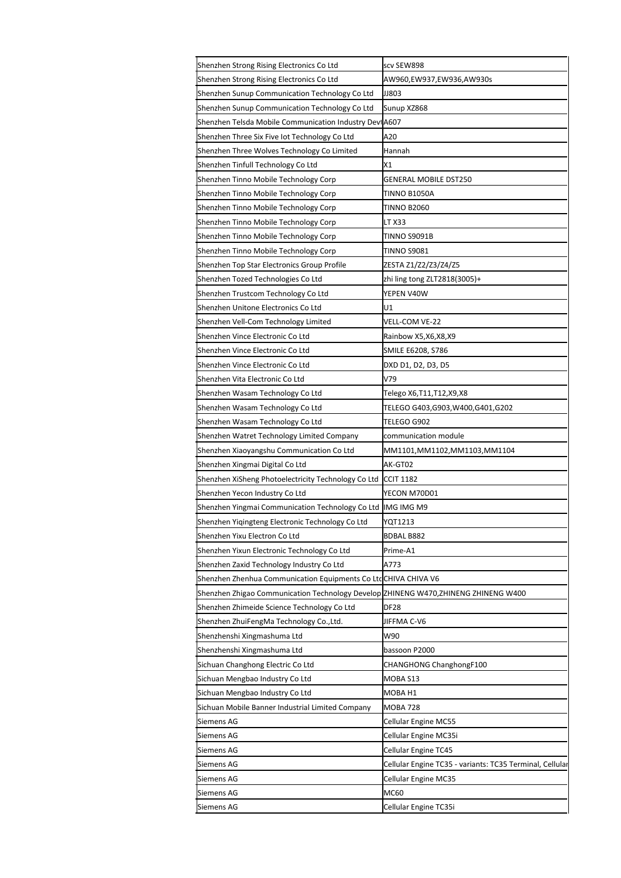| | |
|---|---|
| Shenzhen Strong Rising Electronics Co Ltd | scv SEW898 |
| Shenzhen Strong Rising Electronics Co Ltd | AW960,EW937,EW936,AW930s |
| Shenzhen Sunup Communication Technology Co Ltd | JJ803 |
| Shenzhen Sunup Communication Technology Co Ltd | Sunup XZ868 |
| Shenzhen Telsda Mobile Communication Industry Devt | A607 |
| Shenzhen Three Six Five Iot Technology Co Ltd | A20 |
| Shenzhen Three Wolves Technology Co Limited | Hannah |
| Shenzhen Tinfull Technology Co Ltd | X1 |
| Shenzhen Tinno Mobile Technology Corp | GENERAL MOBILE DST250 |
| Shenzhen Tinno Mobile Technology Corp | TINNO B1050A |
| Shenzhen Tinno Mobile Technology Corp | TINNO B2060 |
| Shenzhen Tinno Mobile Technology Corp | LT X33 |
| Shenzhen Tinno Mobile Technology Corp | TINNO S9091B |
| Shenzhen Tinno Mobile Technology Corp | TINNO S9081 |
| Shenzhen Top Star Electronics Group Profile | ZESTA Z1/Z2/Z3/Z4/Z5 |
| Shenzhen Tozed Technologies Co Ltd | zhi ling tong ZLT2818(3005)+ |
| Shenzhen Trustcom Technology Co Ltd | YEPEN V40W |
| Shenzhen Unitone Electronics Co Ltd | U1 |
| Shenzhen Vell-Com Technology Limited | VELL-COM VE-22 |
| Shenzhen Vince Electronic Co Ltd | Rainbow X5,X6,X8,X9 |
| Shenzhen Vince Electronic Co Ltd | SMILE E6208, S786 |
| Shenzhen Vince Electronic Co Ltd | DXD D1, D2, D3, D5 |
| Shenzhen Vita Electronic Co Ltd | V79 |
| Shenzhen Wasam Technology Co Ltd | Telego X6,T11,T12,X9,X8 |
| Shenzhen Wasam Technology Co Ltd | TELEGO G403,G903,W400,G401,G202 |
| Shenzhen Wasam Technology Co Ltd | TELEGO G902 |
| Shenzhen Watret Technology Limited Company | communication module |
| Shenzhen Xiaoyangshu Communication Co Ltd | MM1101,MM1102,MM1103,MM1104 |
| Shenzhen Xingmai Digital Co Ltd | AK-GT02 |
| Shenzhen XiSheng Photoelectricity Technology Co Ltd | CCIT 1182 |
| Shenzhen Yecon Industry Co Ltd | YECON M70D01 |
| Shenzhen Yingmai Communication Technology Co Ltd | IMG IMG M9 |
| Shenzhen Yiqingteng Electronic Technology Co Ltd | YQT1213 |
| Shenzhen Yixu Electron Co Ltd | BDBAL B882 |
| Shenzhen Yixun Electronic Technology Co Ltd | Prime-A1 |
| Shenzhen Zaxid Technology Industry Co Ltd | A773 |
| Shenzhen Zhenhua Communication Equipments Co Ltd | CHIVA CHIVA V6 |
| Shenzhen Zhigao Communication Technology Develop | ZHINENG W470,ZHINENG ZHINENG W400 |
| Shenzhen Zhimeide Science Technology Co Ltd | DF28 |
| Shenzhen ZhuiFengMa Technology Co.,Ltd. | JIFFMA C-V6 |
| Shenzhenshi Xingmashuma Ltd | W90 |
| Shenzhenshi Xingmashuma Ltd | bassoon P2000 |
| Sichuan Changhong Electric Co Ltd | CHANGHONG ChanghongF100 |
| Sichuan Mengbao Industry Co Ltd | MOBA S13 |
| Sichuan Mengbao Industry Co Ltd | MOBA H1 |
| Sichuan Mobile Banner Industrial Limited Company | MOBA 728 |
| Siemens AG | Cellular Engine MC55 |
| Siemens AG | Cellular Engine MC35i |
| Siemens AG | Cellular Engine TC45 |
| Siemens AG | Cellular Engine TC35 - variants: TC35 Terminal, Cellular |
| Siemens AG | Cellular Engine MC35 |
| Siemens AG | MC60 |
| Siemens AG | Cellular Engine TC35i |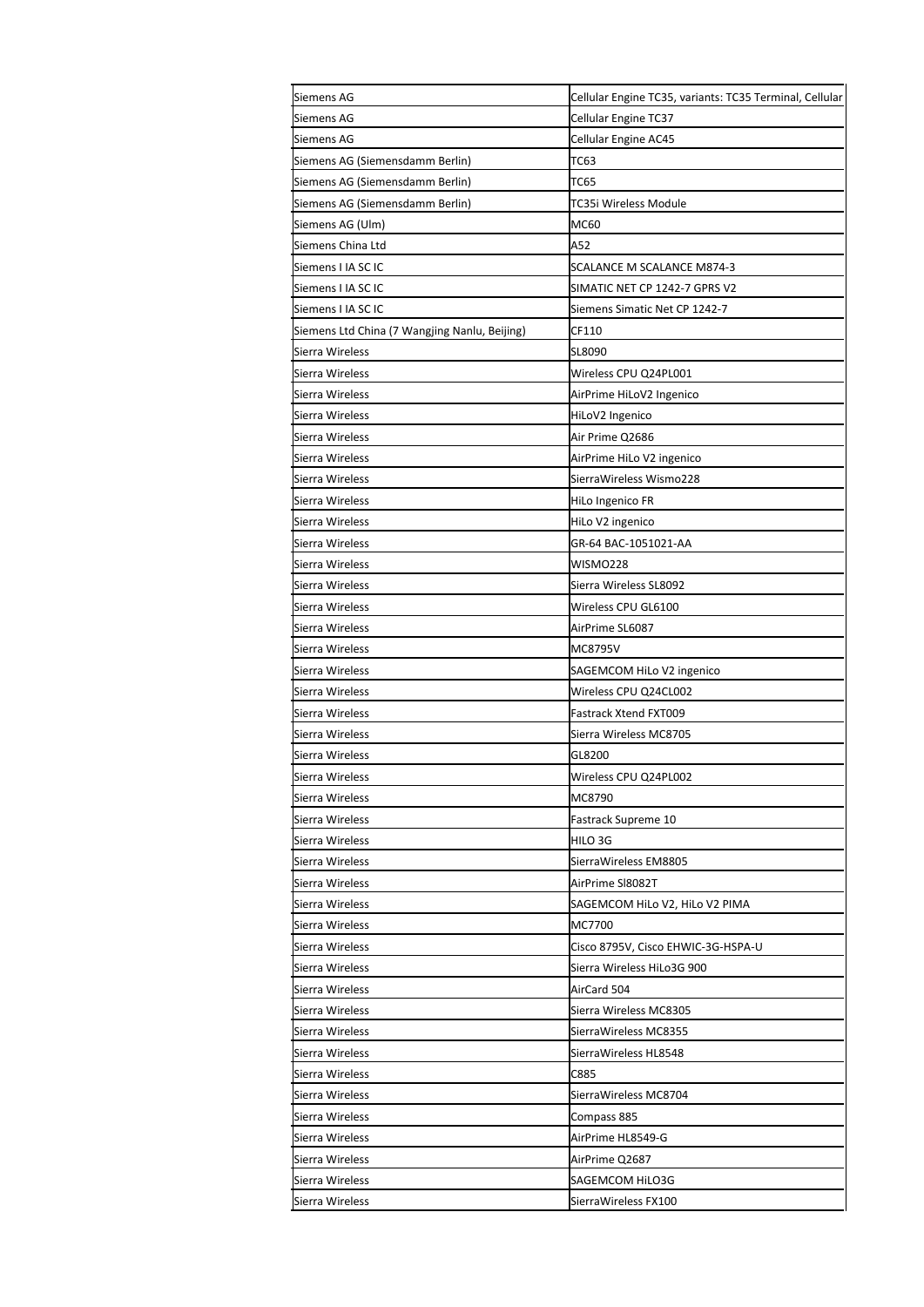| Siemens AG | Cellular Engine TC35, variants: TC35 Terminal, Cellular |
|---|---|
| Siemens AG | Cellular Engine TC37 |
| Siemens AG | Cellular Engine AC45 |
| Siemens AG (Siemensdamm Berlin) | TC63 |
| Siemens AG (Siemensdamm Berlin) | TC65 |
| Siemens AG (Siemensdamm Berlin) | TC35i Wireless Module |
| Siemens AG (Ulm) | MC60 |
| Siemens China Ltd | A52 |
| Siemens I IA SC IC | SCALANCE M SCALANCE M874-3 |
| Siemens I IA SC IC | SIMATIC NET CP 1242-7 GPRS V2 |
| Siemens I IA SC IC | Siemens Simatic Net CP 1242-7 |
| Siemens Ltd China (7 Wangjing Nanlu, Beijing) | CF110 |
| Sierra Wireless | SL8090 |
| Sierra Wireless | Wireless CPU Q24PL001 |
| Sierra Wireless | AirPrime HiLoV2 Ingenico |
| Sierra Wireless | HiLoV2 Ingenico |
| Sierra Wireless | Air Prime Q2686 |
| Sierra Wireless | AirPrime HiLo V2 ingenico |
| Sierra Wireless | SierraWireless Wismo228 |
| Sierra Wireless | HiLo Ingenico FR |
| Sierra Wireless | HiLo V2 ingenico |
| Sierra Wireless | GR-64 BAC-1051021-AA |
| Sierra Wireless | WISMO228 |
| Sierra Wireless | Sierra Wireless SL8092 |
| Sierra Wireless | Wireless CPU GL6100 |
| Sierra Wireless | AirPrime SL6087 |
| Sierra Wireless | MC8795V |
| Sierra Wireless | SAGEMCOM HiLo V2 ingenico |
| Sierra Wireless | Wireless CPU Q24CL002 |
| Sierra Wireless | Fastrack Xtend FXT009 |
| Sierra Wireless | Sierra Wireless MC8705 |
| Sierra Wireless | GL8200 |
| Sierra Wireless | Wireless CPU Q24PL002 |
| Sierra Wireless | MC8790 |
| Sierra Wireless | Fastrack Supreme 10 |
| Sierra Wireless | HILO 3G |
| Sierra Wireless | SierraWireless EM8805 |
| Sierra Wireless | AirPrime Sl8082T |
| Sierra Wireless | SAGEMCOM HiLo V2, HiLo V2 PIMA |
| Sierra Wireless | MC7700 |
| Sierra Wireless | Cisco 8795V, Cisco EHWIC-3G-HSPA-U |
| Sierra Wireless | Sierra Wireless HiLo3G 900 |
| Sierra Wireless | AirCard 504 |
| Sierra Wireless | Sierra Wireless MC8305 |
| Sierra Wireless | SierraWireless MC8355 |
| Sierra Wireless | SierraWireless HL8548 |
| Sierra Wireless | C885 |
| Sierra Wireless | SierraWireless MC8704 |
| Sierra Wireless | Compass 885 |
| Sierra Wireless | AirPrime HL8549-G |
| Sierra Wireless | AirPrime Q2687 |
| Sierra Wireless | SAGEMCOM HiLO3G |
| Sierra Wireless | SierraWireless FX100 |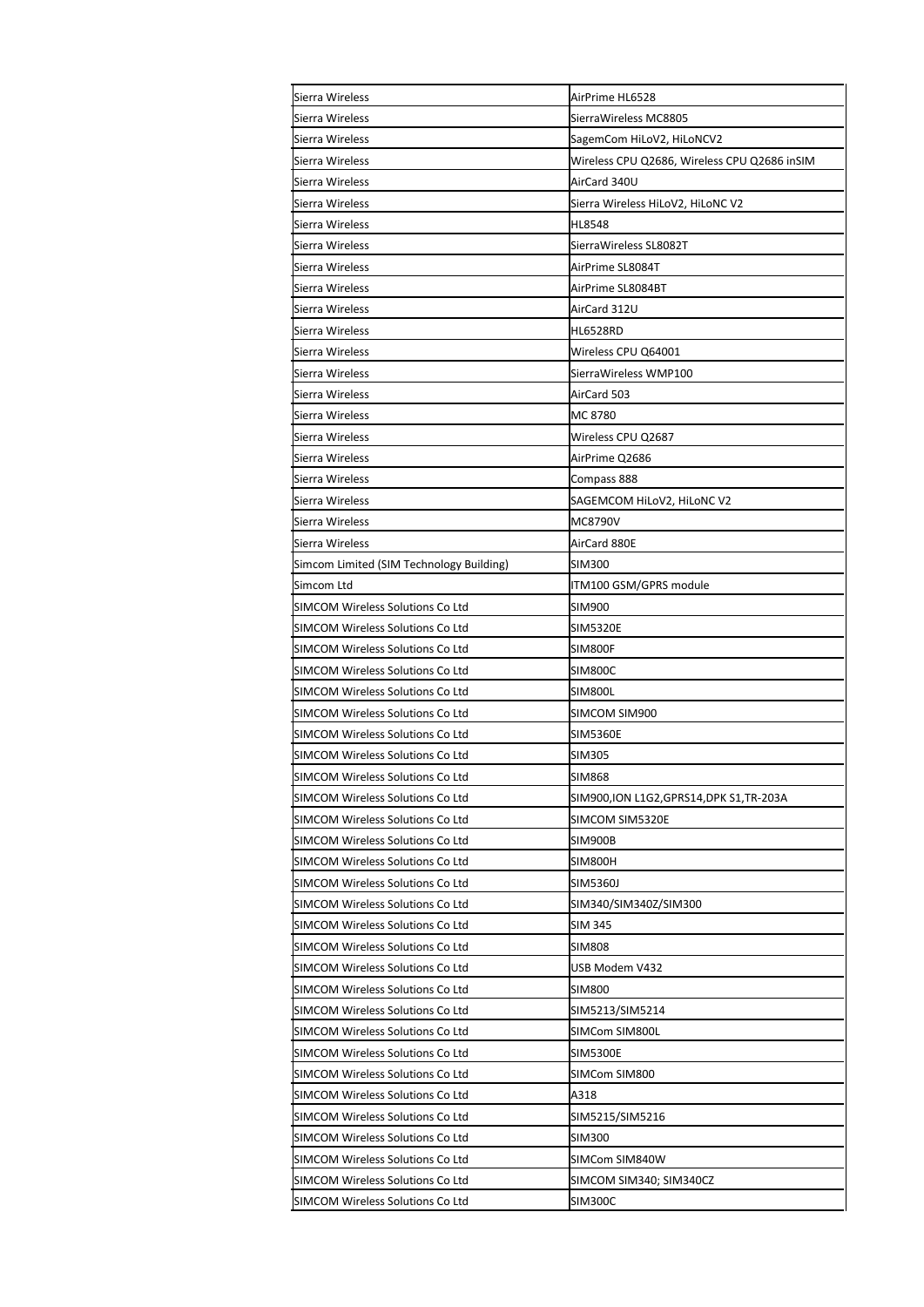| Sierra Wireless | AirPrime HL6528 |
|---|---|
| Sierra Wireless | SierraWireless MC8805 |
| Sierra Wireless | SagemCom HiLoV2, HiLoNCV2 |
| Sierra Wireless | Wireless CPU Q2686, Wireless CPU Q2686 inSIM |
| Sierra Wireless | AirCard 340U |
| Sierra Wireless | Sierra Wireless HiLoV2, HiLoNC V2 |
| Sierra Wireless | HL8548 |
| Sierra Wireless | SierraWireless SL8082T |
| Sierra Wireless | AirPrime SL8084T |
| Sierra Wireless | AirPrime SL8084BT |
| Sierra Wireless | AirCard 312U |
| Sierra Wireless | HL6528RD |
| Sierra Wireless | Wireless CPU Q64001 |
| Sierra Wireless | SierraWireless WMP100 |
| Sierra Wireless | AirCard 503 |
| Sierra Wireless | MC 8780 |
| Sierra Wireless | Wireless CPU Q2687 |
| Sierra Wireless | AirPrime Q2686 |
| Sierra Wireless | Compass 888 |
| Sierra Wireless | SAGEMCOM HiLoV2, HiLoNC V2 |
| Sierra Wireless | MC8790V |
| Sierra Wireless | AirCard 880E |
| Simcom Limited (SIM Technology Building) | SIM300 |
| Simcom Ltd | ITM100 GSM/GPRS module |
| SIMCOM Wireless Solutions Co Ltd | SIM900 |
| SIMCOM Wireless Solutions Co Ltd | SIM5320E |
| SIMCOM Wireless Solutions Co Ltd | SIM800F |
| SIMCOM Wireless Solutions Co Ltd | SIM800C |
| SIMCOM Wireless Solutions Co Ltd | SIM800L |
| SIMCOM Wireless Solutions Co Ltd | SIMCOM SIM900 |
| SIMCOM Wireless Solutions Co Ltd | SIM5360E |
| SIMCOM Wireless Solutions Co Ltd | SIM305 |
| SIMCOM Wireless Solutions Co Ltd | SIM868 |
| SIMCOM Wireless Solutions Co Ltd | SIM900,ION L1G2,GPRS14,DPK S1,TR-203A |
| SIMCOM Wireless Solutions Co Ltd | SIMCOM SIM5320E |
| SIMCOM Wireless Solutions Co Ltd | SIM900B |
| SIMCOM Wireless Solutions Co Ltd | SIM800H |
| SIMCOM Wireless Solutions Co Ltd | SIM5360J |
| SIMCOM Wireless Solutions Co Ltd | SIM340/SIM340Z/SIM300 |
| SIMCOM Wireless Solutions Co Ltd | SIM 345 |
| SIMCOM Wireless Solutions Co Ltd | SIM808 |
| SIMCOM Wireless Solutions Co Ltd | USB Modem V432 |
| SIMCOM Wireless Solutions Co Ltd | SIM800 |
| SIMCOM Wireless Solutions Co Ltd | SIM5213/SIM5214 |
| SIMCOM Wireless Solutions Co Ltd | SIMCom SIM800L |
| SIMCOM Wireless Solutions Co Ltd | SIM5300E |
| SIMCOM Wireless Solutions Co Ltd | SIMCom SIM800 |
| SIMCOM Wireless Solutions Co Ltd | A318 |
| SIMCOM Wireless Solutions Co Ltd | SIM5215/SIM5216 |
| SIMCOM Wireless Solutions Co Ltd | SIM300 |
| SIMCOM Wireless Solutions Co Ltd | SIMCom SIM840W |
| SIMCOM Wireless Solutions Co Ltd | SIMCOM SIM340; SIM340CZ |
| SIMCOM Wireless Solutions Co Ltd | SIM300C |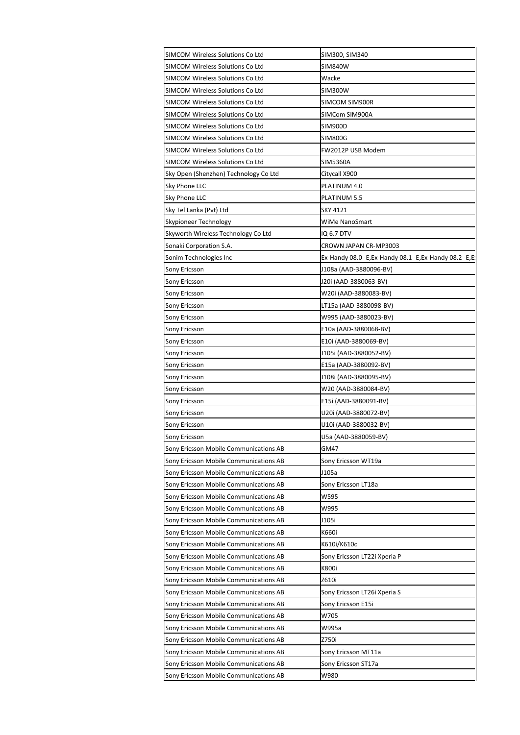| | |
|---|---|
| SIMCOM Wireless Solutions Co Ltd | SIM300, SIM340 |
| SIMCOM Wireless Solutions Co Ltd | SIM840W |
| SIMCOM Wireless Solutions Co Ltd | Wacke |
| SIMCOM Wireless Solutions Co Ltd | SIM300W |
| SIMCOM Wireless Solutions Co Ltd | SIMCOM SIM900R |
| SIMCOM Wireless Solutions Co Ltd | SIMCom SIM900A |
| SIMCOM Wireless Solutions Co Ltd | SIM900D |
| SIMCOM Wireless Solutions Co Ltd | SIM800G |
| SIMCOM Wireless Solutions Co Ltd | FW2012P USB Modem |
| SIMCOM Wireless Solutions Co Ltd | SIM5360A |
| Sky Open (Shenzhen) Technology Co Ltd | Citycall X900 |
| Sky Phone LLC | PLATINUM 4.0 |
| Sky Phone LLC | PLATINUM 5.5 |
| Sky Tel Lanka (Pvt) Ltd | SKY 4121 |
| Skypioneer Technology | WiMe NanoSmart |
| Skyworth Wireless Technology Co Ltd | IQ 6.7 DTV |
| Sonaki Corporation S.A. | CROWN JAPAN CR-MP3003 |
| Sonim Technologies Inc | Ex-Handy 08.0 -E,Ex-Handy 08.1 -E,Ex-Handy 08.2 -E,E |
| Sony Ericsson | J108a (AAD-3880096-BV) |
| Sony Ericsson | J20i (AAD-3880063-BV) |
| Sony Ericsson | W20i (AAD-3880083-BV) |
| Sony Ericsson | LT15a (AAD-3880098-BV) |
| Sony Ericsson | W995 (AAD-3880023-BV) |
| Sony Ericsson | E10a (AAD-3880068-BV) |
| Sony Ericsson | E10i (AAD-3880069-BV) |
| Sony Ericsson | J105i (AAD-3880052-BV) |
| Sony Ericsson | E15a (AAD-3880092-BV) |
| Sony Ericsson | J108i (AAD-3880095-BV) |
| Sony Ericsson | W20 (AAD-3880084-BV) |
| Sony Ericsson | E15i (AAD-3880091-BV) |
| Sony Ericsson | U20i (AAD-3880072-BV) |
| Sony Ericsson | U10i (AAD-3880032-BV) |
| Sony Ericsson | U5a (AAD-3880059-BV) |
| Sony Ericsson Mobile Communications AB | GM47 |
| Sony Ericsson Mobile Communications AB | Sony Ericsson WT19a |
| Sony Ericsson Mobile Communications AB | J105a |
| Sony Ericsson Mobile Communications AB | Sony Ericsson LT18a |
| Sony Ericsson Mobile Communications AB | W595 |
| Sony Ericsson Mobile Communications AB | W995 |
| Sony Ericsson Mobile Communications AB | J105i |
| Sony Ericsson Mobile Communications AB | K660i |
| Sony Ericsson Mobile Communications AB | K610i/K610c |
| Sony Ericsson Mobile Communications AB | Sony Ericsson LT22i Xperia P |
| Sony Ericsson Mobile Communications AB | K800i |
| Sony Ericsson Mobile Communications AB | Z610i |
| Sony Ericsson Mobile Communications AB | Sony Ericsson LT26i Xperia S |
| Sony Ericsson Mobile Communications AB | Sony Ericsson E15i |
| Sony Ericsson Mobile Communications AB | W705 |
| Sony Ericsson Mobile Communications AB | W995a |
| Sony Ericsson Mobile Communications AB | Z750i |
| Sony Ericsson Mobile Communications AB | Sony Ericsson MT11a |
| Sony Ericsson Mobile Communications AB | Sony Ericsson ST17a |
| Sony Ericsson Mobile Communications AB | W980 |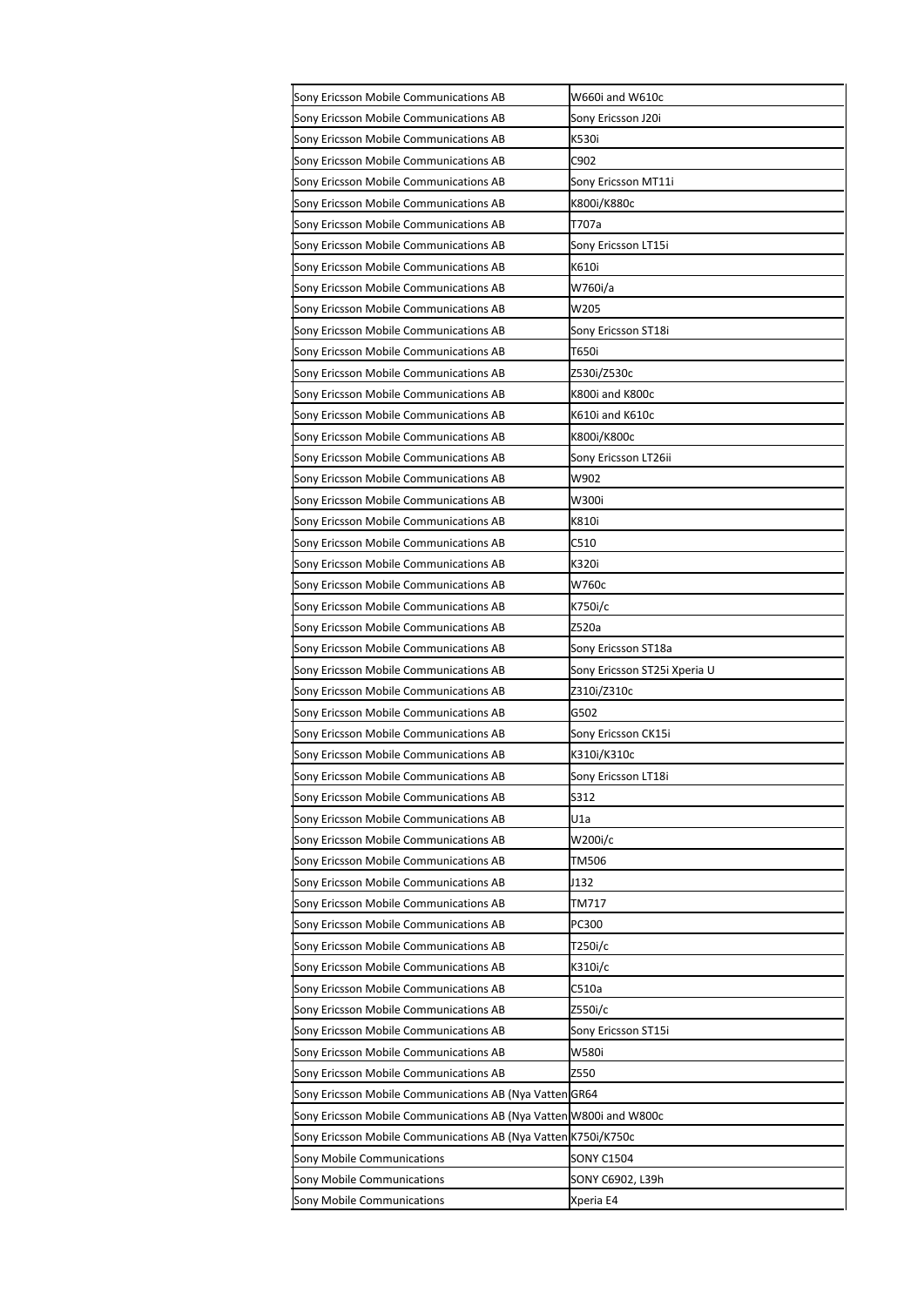| | |
|---|---|
| Sony Ericsson Mobile Communications AB | W660i and W610c |
| Sony Ericsson Mobile Communications AB | Sony Ericsson J20i |
| Sony Ericsson Mobile Communications AB | K530i |
| Sony Ericsson Mobile Communications AB | C902 |
| Sony Ericsson Mobile Communications AB | Sony Ericsson MT11i |
| Sony Ericsson Mobile Communications AB | K800i/K880c |
| Sony Ericsson Mobile Communications AB | T707a |
| Sony Ericsson Mobile Communications AB | Sony Ericsson LT15i |
| Sony Ericsson Mobile Communications AB | K610i |
| Sony Ericsson Mobile Communications AB | W760i/a |
| Sony Ericsson Mobile Communications AB | W205 |
| Sony Ericsson Mobile Communications AB | Sony Ericsson ST18i |
| Sony Ericsson Mobile Communications AB | T650i |
| Sony Ericsson Mobile Communications AB | Z530i/Z530c |
| Sony Ericsson Mobile Communications AB | K800i and K800c |
| Sony Ericsson Mobile Communications AB | K610i and K610c |
| Sony Ericsson Mobile Communications AB | K800i/K800c |
| Sony Ericsson Mobile Communications AB | Sony Ericsson LT26ii |
| Sony Ericsson Mobile Communications AB | W902 |
| Sony Ericsson Mobile Communications AB | W300i |
| Sony Ericsson Mobile Communications AB | K810i |
| Sony Ericsson Mobile Communications AB | C510 |
| Sony Ericsson Mobile Communications AB | K320i |
| Sony Ericsson Mobile Communications AB | W760c |
| Sony Ericsson Mobile Communications AB | K750i/c |
| Sony Ericsson Mobile Communications AB | Z520a |
| Sony Ericsson Mobile Communications AB | Sony Ericsson ST18a |
| Sony Ericsson Mobile Communications AB | Sony Ericsson ST25i Xperia U |
| Sony Ericsson Mobile Communications AB | Z310i/Z310c |
| Sony Ericsson Mobile Communications AB | G502 |
| Sony Ericsson Mobile Communications AB | Sony Ericsson CK15i |
| Sony Ericsson Mobile Communications AB | K310i/K310c |
| Sony Ericsson Mobile Communications AB | Sony Ericsson LT18i |
| Sony Ericsson Mobile Communications AB | S312 |
| Sony Ericsson Mobile Communications AB | U1a |
| Sony Ericsson Mobile Communications AB | W200i/c |
| Sony Ericsson Mobile Communications AB | TM506 |
| Sony Ericsson Mobile Communications AB | J132 |
| Sony Ericsson Mobile Communications AB | TM717 |
| Sony Ericsson Mobile Communications AB | PC300 |
| Sony Ericsson Mobile Communications AB | T250i/c |
| Sony Ericsson Mobile Communications AB | K310i/c |
| Sony Ericsson Mobile Communications AB | C510a |
| Sony Ericsson Mobile Communications AB | Z550i/c |
| Sony Ericsson Mobile Communications AB | Sony Ericsson ST15i |
| Sony Ericsson Mobile Communications AB | W580i |
| Sony Ericsson Mobile Communications AB | Z550 |
| Sony Ericsson Mobile Communications AB (Nya Vatten | GR64 |
| Sony Ericsson Mobile Communications AB (Nya Vatten | W800i and W800c |
| Sony Ericsson Mobile Communications AB (Nya Vatten | K750i/K750c |
| Sony Mobile Communications | SONY C1504 |
| Sony Mobile Communications | SONY C6902, L39h |
| Sony Mobile Communications | Xperia E4 |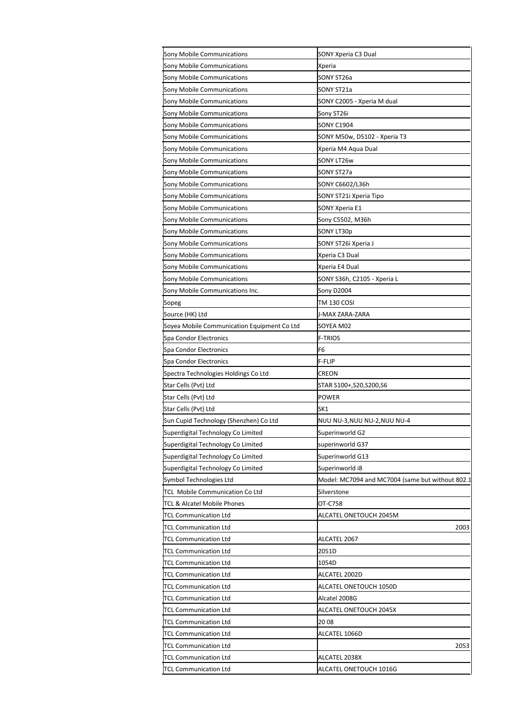| Sony Mobile Communications | SONY Xperia C3 Dual |
|---|---|
| Sony Mobile Communications | Xperia |
| Sony Mobile Communications | SONY ST26a |
| Sony Mobile Communications | SONY ST21a |
| Sony Mobile Communications | SONY C2005 - Xperia M dual |
| Sony Mobile Communications | Sony ST26i |
| Sony Mobile Communications | SONY C1904 |
| Sony Mobile Communications | SONY M50w, D5102 - Xperia T3 |
| Sony Mobile Communications | Xperia M4 Aqua Dual |
| Sony Mobile Communications | SONY LT26w |
| Sony Mobile Communications | SONY ST27a |
| Sony Mobile Communications | SONY C6602/L36h |
| Sony Mobile Communications | SONY ST21i Xperia Tipo |
| Sony Mobile Communications | SONY Xperia E1 |
| Sony Mobile Communications | Sony C5502, M36h |
| Sony Mobile Communications | SONY LT30p |
| Sony Mobile Communications | SONY ST26i Xperia J |
| Sony Mobile Communications | Xperia C3 Dual |
| Sony Mobile Communications | Xperia E4 Dual |
| Sony Mobile Communications | SONY S36h, C2105 - Xperia L |
| Sony Mobile Communications Inc. | Sony D2004 |
| Sopeg | TM 130 COSI |
| Source (HK) Ltd | J-MAX ZARA-ZARA |
| Soyea Mobile Communication Equipment Co Ltd | SOYEA M02 |
| Spa Condor Electronics | F-TRIOS |
| Spa Condor Electronics | F6 |
| Spa Condor Electronics | F-FLIP |
| Spectra Technologies Holdings Co Ltd | CREON |
| Star Cells (Pvt) Ltd | STAR S100+,S20,S200,S6 |
| Star Cells (Pvt) Ltd | POWER |
| Star Cells (Pvt) Ltd | SK1 |
| Sun Cupid Technology (Shenzhen) Co Ltd | NUU NU-3,NUU NU-2,NUU NU-4 |
| Superdigital Technology Co Limited | Superinworld G2 |
| Superdigital Technology Co Limited | superinworld G37 |
| Superdigital Technology Co Limited | Superinworld G13 |
| Superdigital Technology Co Limited | Superinworld i8 |
| Symbol Technologies Ltd | Model: MC7094 and MC7004 (same but without 802.1 |
| TCL Mobile Communication Co Ltd | Silverstone |
| TCL & Alcatel Mobile Phones | OT-C758 |
| TCL Communication Ltd | ALCATEL ONETOUCH 2045M |
| TCL Communication Ltd | 2003 |
| TCL Communication Ltd | ALCATEL 2067 |
| TCL Communication Ltd | 2051D |
| TCL Communication Ltd | 1054D |
| TCL Communication Ltd | ALCATEL 2002D |
| TCL Communication Ltd | ALCATEL ONETOUCH 1050D |
| TCL Communication Ltd | Alcatel 2008G |
| TCL Communication Ltd | ALCATEL ONETOUCH 2045X |
| TCL Communication Ltd | 20 08 |
| TCL Communication Ltd | ALCATEL 1066D |
| TCL Communication Ltd | 2053 |
| TCL Communication Ltd | ALCATEL 2038X |
| TCL Communication Ltd | ALCATEL ONETOUCH 1016G |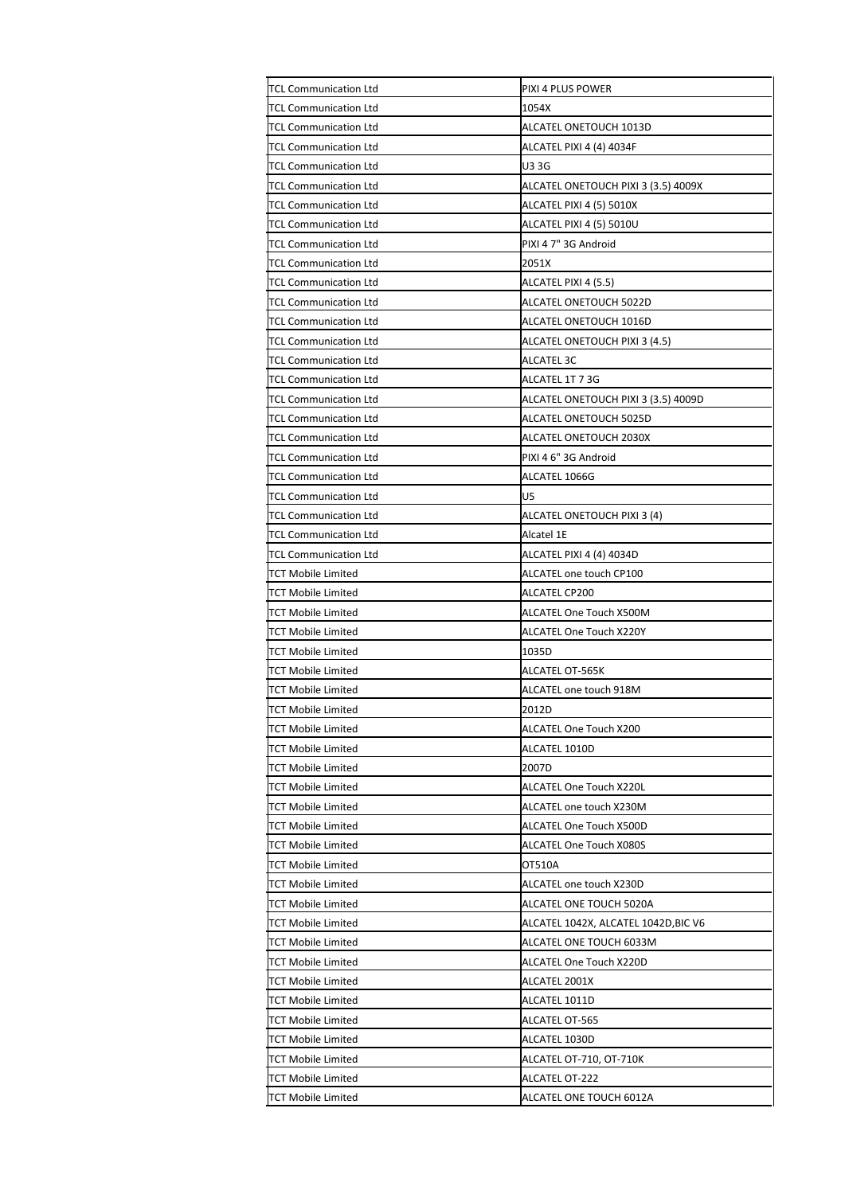| | |
|---|---|
| TCL Communication Ltd | PIXI 4 PLUS POWER |
| TCL Communication Ltd | 1054X |
| TCL Communication Ltd | ALCATEL ONETOUCH 1013D |
| TCL Communication Ltd | ALCATEL PIXI 4 (4) 4034F |
| TCL Communication Ltd | U3 3G |
| TCL Communication Ltd | ALCATEL ONETOUCH PIXI 3 (3.5) 4009X |
| TCL Communication Ltd | ALCATEL PIXI 4 (5) 5010X |
| TCL Communication Ltd | ALCATEL PIXI 4 (5) 5010U |
| TCL Communication Ltd | PIXI 4 7" 3G Android |
| TCL Communication Ltd | 2051X |
| TCL Communication Ltd | ALCATEL PIXI 4 (5.5) |
| TCL Communication Ltd | ALCATEL ONETOUCH 5022D |
| TCL Communication Ltd | ALCATEL ONETOUCH 1016D |
| TCL Communication Ltd | ALCATEL ONETOUCH PIXI 3 (4.5) |
| TCL Communication Ltd | ALCATEL 3C |
| TCL Communication Ltd | ALCATEL 1T 7 3G |
| TCL Communication Ltd | ALCATEL ONETOUCH PIXI 3 (3.5) 4009D |
| TCL Communication Ltd | ALCATEL ONETOUCH 5025D |
| TCL Communication Ltd | ALCATEL ONETOUCH 2030X |
| TCL Communication Ltd | PIXI 4 6" 3G Android |
| TCL Communication Ltd | ALCATEL 1066G |
| TCL Communication Ltd | U5 |
| TCL Communication Ltd | ALCATEL ONETOUCH PIXI 3 (4) |
| TCL Communication Ltd | Alcatel 1E |
| TCL Communication Ltd | ALCATEL PIXI 4 (4) 4034D |
| TCT Mobile Limited | ALCATEL one touch CP100 |
| TCT Mobile Limited | ALCATEL CP200 |
| TCT Mobile Limited | ALCATEL One Touch X500M |
| TCT Mobile Limited | ALCATEL One Touch X220Y |
| TCT Mobile Limited | 1035D |
| TCT Mobile Limited | ALCATEL OT-565K |
| TCT Mobile Limited | ALCATEL one touch 918M |
| TCT Mobile Limited | 2012D |
| TCT Mobile Limited | ALCATEL One Touch X200 |
| TCT Mobile Limited | ALCATEL 1010D |
| TCT Mobile Limited | 2007D |
| TCT Mobile Limited | ALCATEL One Touch X220L |
| TCT Mobile Limited | ALCATEL one touch X230M |
| TCT Mobile Limited | ALCATEL One Touch X500D |
| TCT Mobile Limited | ALCATEL One Touch X080S |
| TCT Mobile Limited | OT510A |
| TCT Mobile Limited | ALCATEL one touch X230D |
| TCT Mobile Limited | ALCATEL ONE TOUCH 5020A |
| TCT Mobile Limited | ALCATEL 1042X, ALCATEL 1042D,BIC V6 |
| TCT Mobile Limited | ALCATEL ONE TOUCH 6033M |
| TCT Mobile Limited | ALCATEL One Touch X220D |
| TCT Mobile Limited | ALCATEL 2001X |
| TCT Mobile Limited | ALCATEL 1011D |
| TCT Mobile Limited | ALCATEL OT-565 |
| TCT Mobile Limited | ALCATEL 1030D |
| TCT Mobile Limited | ALCATEL OT-710, OT-710K |
| TCT Mobile Limited | ALCATEL OT-222 |
| TCT Mobile Limited | ALCATEL ONE TOUCH 6012A |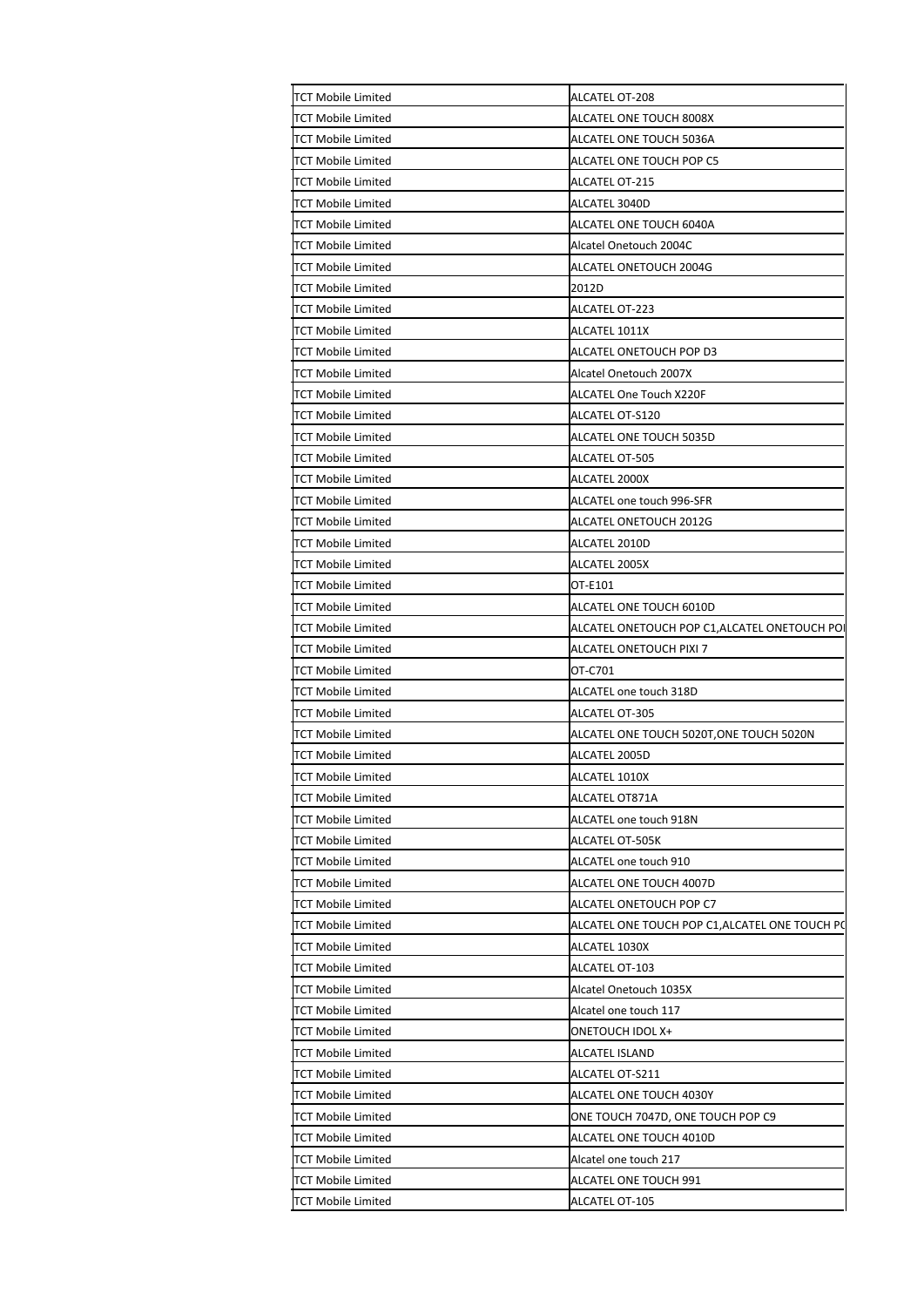| | |
|---|---|
| TCT Mobile Limited | ALCATEL OT-208 |
| TCT Mobile Limited | ALCATEL ONE TOUCH 8008X |
| TCT Mobile Limited | ALCATEL ONE TOUCH 5036A |
| TCT Mobile Limited | ALCATEL ONE TOUCH POP C5 |
| TCT Mobile Limited | ALCATEL OT-215 |
| TCT Mobile Limited | ALCATEL 3040D |
| TCT Mobile Limited | ALCATEL ONE TOUCH 6040A |
| TCT Mobile Limited | Alcatel Onetouch 2004C |
| TCT Mobile Limited | ALCATEL ONETOUCH 2004G |
| TCT Mobile Limited | 2012D |
| TCT Mobile Limited | ALCATEL OT-223 |
| TCT Mobile Limited | ALCATEL 1011X |
| TCT Mobile Limited | ALCATEL ONETOUCH POP D3 |
| TCT Mobile Limited | Alcatel Onetouch 2007X |
| TCT Mobile Limited | ALCATEL One Touch X220F |
| TCT Mobile Limited | ALCATEL OT-S120 |
| TCT Mobile Limited | ALCATEL ONE TOUCH 5035D |
| TCT Mobile Limited | ALCATEL OT-505 |
| TCT Mobile Limited | ALCATEL 2000X |
| TCT Mobile Limited | ALCATEL one touch 996-SFR |
| TCT Mobile Limited | ALCATEL ONETOUCH 2012G |
| TCT Mobile Limited | ALCATEL 2010D |
| TCT Mobile Limited | ALCATEL 2005X |
| TCT Mobile Limited | OT-E101 |
| TCT Mobile Limited | ALCATEL ONE TOUCH 6010D |
| TCT Mobile Limited | ALCATEL ONETOUCH POP C1,ALCATEL ONETOUCH POI |
| TCT Mobile Limited | ALCATEL ONETOUCH PIXI 7 |
| TCT Mobile Limited | OT-C701 |
| TCT Mobile Limited | ALCATEL one touch 318D |
| TCT Mobile Limited | ALCATEL OT-305 |
| TCT Mobile Limited | ALCATEL ONE TOUCH 5020T,ONE TOUCH 5020N |
| TCT Mobile Limited | ALCATEL 2005D |
| TCT Mobile Limited | ALCATEL 1010X |
| TCT Mobile Limited | ALCATEL OT871A |
| TCT Mobile Limited | ALCATEL one touch 918N |
| TCT Mobile Limited | ALCATEL OT-505K |
| TCT Mobile Limited | ALCATEL one touch 910 |
| TCT Mobile Limited | ALCATEL ONE TOUCH 4007D |
| TCT Mobile Limited | ALCATEL ONETOUCH POP C7 |
| TCT Mobile Limited | ALCATEL ONE TOUCH POP C1,ALCATEL ONE TOUCH PC |
| TCT Mobile Limited | ALCATEL 1030X |
| TCT Mobile Limited | ALCATEL OT-103 |
| TCT Mobile Limited | Alcatel Onetouch 1035X |
| TCT Mobile Limited | Alcatel one touch 117 |
| TCT Mobile Limited | ONETOUCH IDOL X+ |
| TCT Mobile Limited | ALCATEL ISLAND |
| TCT Mobile Limited | ALCATEL OT-S211 |
| TCT Mobile Limited | ALCATEL ONE TOUCH 4030Y |
| TCT Mobile Limited | ONE TOUCH 7047D, ONE TOUCH POP C9 |
| TCT Mobile Limited | ALCATEL ONE TOUCH 4010D |
| TCT Mobile Limited | Alcatel one touch 217 |
| TCT Mobile Limited | ALCATEL ONE TOUCH 991 |
| TCT Mobile Limited | ALCATEL OT-105 |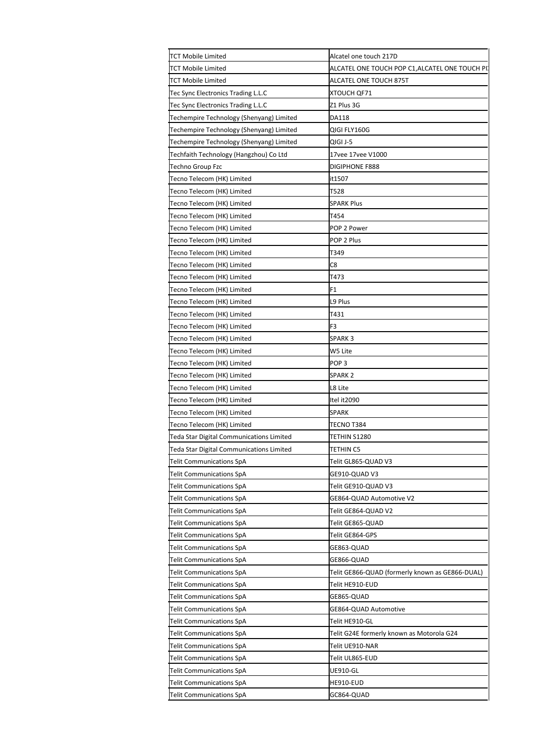| | |
|---|---|
| TCT Mobile Limited | Alcatel one touch 217D |
| TCT Mobile Limited | ALCATEL ONE TOUCH POP C1,ALCATEL ONE TOUCH PI |
| TCT Mobile Limited | ALCATEL ONE TOUCH 875T |
| Tec Sync Electronics Trading L.L.C | XTOUCH QF71 |
| Tec Sync Electronics Trading L.L.C | Z1 Plus 3G |
| Techempire Technology (Shenyang) Limited | DA118 |
| Techempire Technology (Shenyang) Limited | QIGI FLY160G |
| Techempire Technology (Shenyang) Limited | QIGI J-5 |
| Techfaith Technology (Hangzhou) Co Ltd | 17vee 17vee V1000 |
| Techno Group Fzc | DIGIPHONE F888 |
| Tecno Telecom (HK) Limited | it1507 |
| Tecno Telecom (HK) Limited | T528 |
| Tecno Telecom (HK) Limited | SPARK Plus |
| Tecno Telecom (HK) Limited | T454 |
| Tecno Telecom (HK) Limited | POP 2 Power |
| Tecno Telecom (HK) Limited | POP 2 Plus |
| Tecno Telecom (HK) Limited | T349 |
| Tecno Telecom (HK) Limited | C8 |
| Tecno Telecom (HK) Limited | T473 |
| Tecno Telecom (HK) Limited | F1 |
| Tecno Telecom (HK) Limited | L9 Plus |
| Tecno Telecom (HK) Limited | T431 |
| Tecno Telecom (HK) Limited | F3 |
| Tecno Telecom (HK) Limited | SPARK 3 |
| Tecno Telecom (HK) Limited | W5 Lite |
| Tecno Telecom (HK) Limited | POP 3 |
| Tecno Telecom (HK) Limited | SPARK 2 |
| Tecno Telecom (HK) Limited | L8 Lite |
| Tecno Telecom (HK) Limited | Itel it2090 |
| Tecno Telecom (HK) Limited | SPARK |
| Tecno Telecom (HK) Limited | TECNO T384 |
| Teda Star Digital Communications Limited | TETHIN S1280 |
| Teda Star Digital Communications Limited | TETHIN C5 |
| Telit Communications SpA | Telit GL865-QUAD V3 |
| Telit Communications SpA | GE910-QUAD V3 |
| Telit Communications SpA | Telit GE910-QUAD V3 |
| Telit Communications SpA | GE864-QUAD Automotive V2 |
| Telit Communications SpA | Telit GE864-QUAD V2 |
| Telit Communications SpA | Telit GE865-QUAD |
| Telit Communications SpA | Telit GE864-GPS |
| Telit Communications SpA | GE863-QUAD |
| Telit Communications SpA | GE866-QUAD |
| Telit Communications SpA | Telit GE866-QUAD (formerly known as GE866-DUAL) |
| Telit Communications SpA | Telit HE910-EUD |
| Telit Communications SpA | GE865-QUAD |
| Telit Communications SpA | GE864-QUAD Automotive |
| Telit Communications SpA | Telit HE910-GL |
| Telit Communications SpA | Telit G24E formerly known as Motorola G24 |
| Telit Communications SpA | Telit UE910-NAR |
| Telit Communications SpA | Telit UL865-EUD |
| Telit Communications SpA | UE910-GL |
| Telit Communications SpA | HE910-EUD |
| Telit Communications SpA | GC864-QUAD |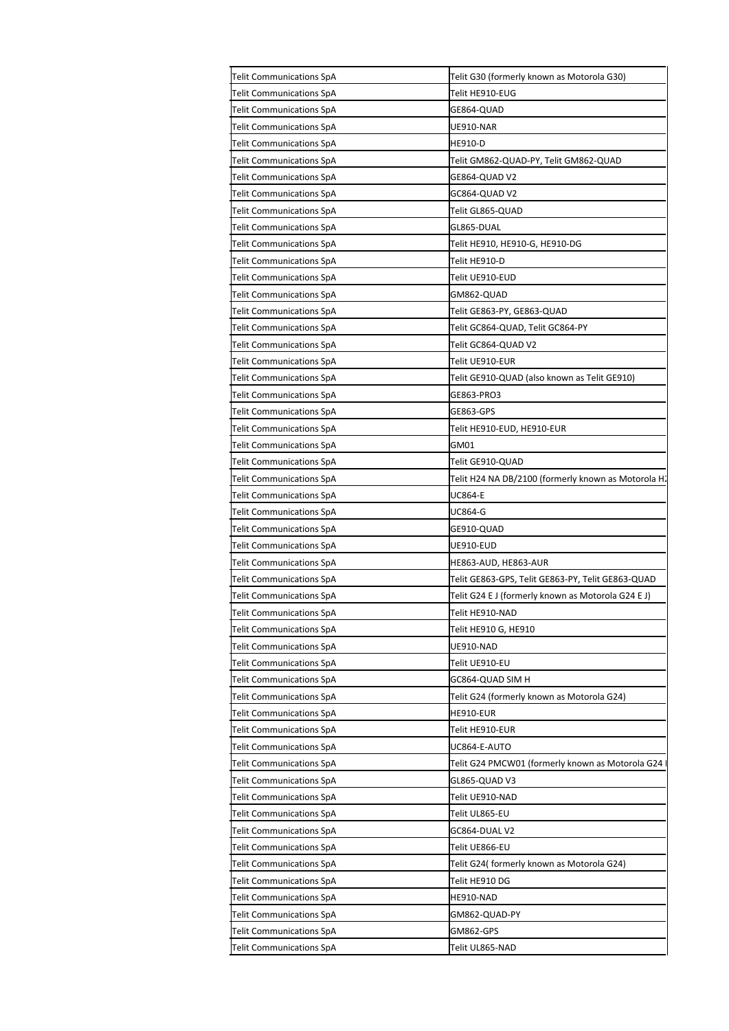| | |
|---|---|
| Telit Communications SpA | Telit G30 (formerly known as Motorola G30) |
| Telit Communications SpA | Telit HE910-EUG |
| Telit Communications SpA | GE864-QUAD |
| Telit Communications SpA | UE910-NAR |
| Telit Communications SpA | HE910-D |
| Telit Communications SpA | Telit GM862-QUAD-PY, Telit GM862-QUAD |
| Telit Communications SpA | GE864-QUAD V2 |
| Telit Communications SpA | GC864-QUAD V2 |
| Telit Communications SpA | Telit GL865-QUAD |
| Telit Communications SpA | GL865-DUAL |
| Telit Communications SpA | Telit HE910, HE910-G, HE910-DG |
| Telit Communications SpA | Telit HE910-D |
| Telit Communications SpA | Telit UE910-EUD |
| Telit Communications SpA | GM862-QUAD |
| Telit Communications SpA | Telit GE863-PY, GE863-QUAD |
| Telit Communications SpA | Telit GC864-QUAD, Telit GC864-PY |
| Telit Communications SpA | Telit GC864-QUAD V2 |
| Telit Communications SpA | Telit UE910-EUR |
| Telit Communications SpA | Telit GE910-QUAD (also known as Telit GE910) |
| Telit Communications SpA | GE863-PRO3 |
| Telit Communications SpA | GE863-GPS |
| Telit Communications SpA | Telit HE910-EUD, HE910-EUR |
| Telit Communications SpA | GM01 |
| Telit Communications SpA | Telit GE910-QUAD |
| Telit Communications SpA | Telit H24 NA DB/2100 (formerly known as Motorola H2 |
| Telit Communications SpA | UC864-E |
| Telit Communications SpA | UC864-G |
| Telit Communications SpA | GE910-QUAD |
| Telit Communications SpA | UE910-EUD |
| Telit Communications SpA | HE863-AUD, HE863-AUR |
| Telit Communications SpA | Telit GE863-GPS, Telit GE863-PY, Telit GE863-QUAD |
| Telit Communications SpA | Telit G24 E J (formerly known as Motorola G24 E J) |
| Telit Communications SpA | Telit HE910-NAD |
| Telit Communications SpA | Telit HE910 G, HE910 |
| Telit Communications SpA | UE910-NAD |
| Telit Communications SpA | Telit UE910-EU |
| Telit Communications SpA | GC864-QUAD SIM H |
| Telit Communications SpA | Telit G24 (formerly known as Motorola G24) |
| Telit Communications SpA | HE910-EUR |
| Telit Communications SpA | Telit HE910-EUR |
| Telit Communications SpA | UC864-E-AUTO |
| Telit Communications SpA | Telit G24 PMCW01 (formerly known as Motorola G24 |
| Telit Communications SpA | GL865-QUAD V3 |
| Telit Communications SpA | Telit UE910-NAD |
| Telit Communications SpA | Telit UL865-EU |
| Telit Communications SpA | GC864-DUAL V2 |
| Telit Communications SpA | Telit UE866-EU |
| Telit Communications SpA | Telit G24( formerly known as Motorola G24) |
| Telit Communications SpA | Telit HE910 DG |
| Telit Communications SpA | HE910-NAD |
| Telit Communications SpA | GM862-QUAD-PY |
| Telit Communications SpA | GM862-GPS |
| Telit Communications SpA | Telit UL865-NAD |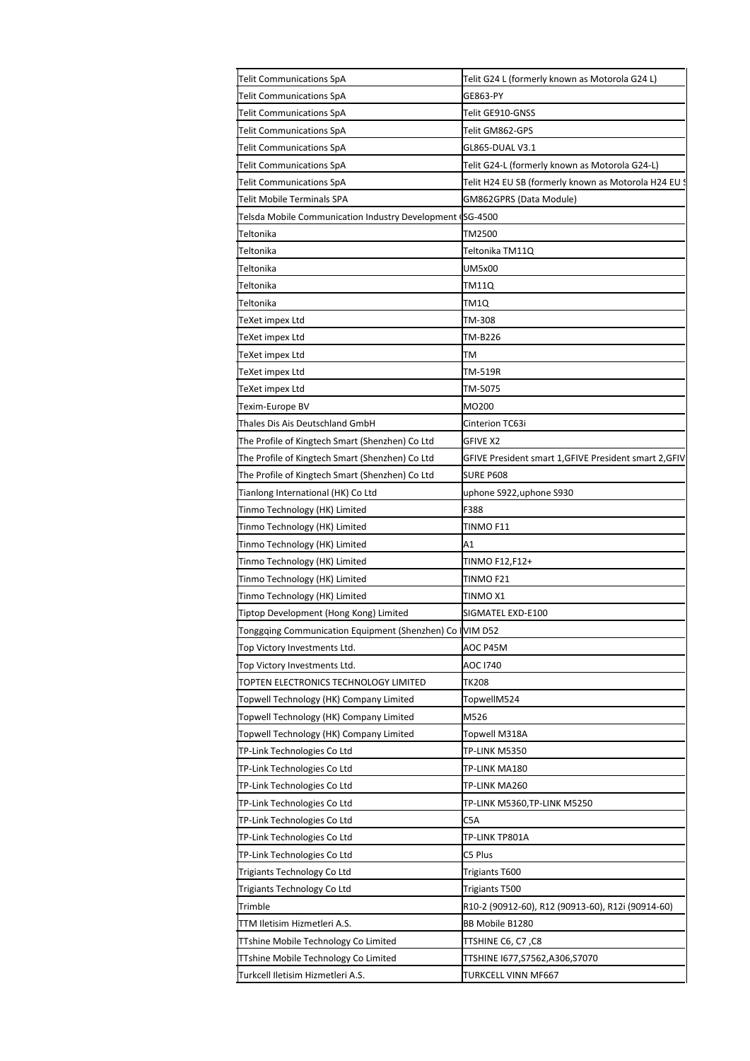| | |
|---|---|
| Telit Communications SpA | Telit G24 L (formerly known as Motorola G24 L) |
| Telit Communications SpA | GE863-PY |
| Telit Communications SpA | Telit GE910-GNSS |
| Telit Communications SpA | Telit GM862-GPS |
| Telit Communications SpA | GL865-DUAL V3.1 |
| Telit Communications SpA | Telit G24-L (formerly known as Motorola G24-L) |
| Telit Communications SpA | Telit H24 EU SB (formerly known as Motorola H24 EU S |
| Telit Mobile Terminals SPA | GM862GPRS (Data Module) |
| Telsda Mobile Communication Industry Development ( | SG-4500 |
| Teltonika | TM2500 |
| Teltonika | Teltonika TM11Q |
| Teltonika | UM5x00 |
| Teltonika | TM11Q |
| Teltonika | TM1Q |
| TeXet impex Ltd | TM-308 |
| TeXet impex Ltd | TM-B226 |
| TeXet impex Ltd | TM |
| TeXet impex Ltd | TM-519R |
| TeXet impex Ltd | TM-5075 |
| Texim-Europe BV | MO200 |
| Thales Dis Ais Deutschland GmbH | Cinterion TC63i |
| The Profile of Kingtech Smart (Shenzhen) Co Ltd | GFIVE X2 |
| The Profile of Kingtech Smart (Shenzhen) Co Ltd | GFIVE President smart 1,GFIVE President smart 2,GFIV |
| The Profile of Kingtech Smart (Shenzhen) Co Ltd | SURE P608 |
| Tianlong International (HK) Co Ltd | uphone S922,uphone S930 |
| Tinmo Technology (HK) Limited | F388 |
| Tinmo Technology (HK) Limited | TINMO F11 |
| Tinmo Technology (HK) Limited | A1 |
| Tinmo Technology (HK) Limited | TINMO F12,F12+ |
| Tinmo Technology (HK) Limited | TINMO F21 |
| Tinmo Technology (HK) Limited | TINMO X1 |
| Tiptop Development (Hong Kong) Limited | SIGMATEL EXD-E100 |
| Tonggqing Communication Equipment (Shenzhen) Co I | VIM D52 |
| Top Victory Investments Ltd. | AOC P45M |
| Top Victory Investments Ltd. | AOC I740 |
| TOPTEN ELECTRONICS TECHNOLOGY LIMITED | TK208 |
| Topwell Technology (HK) Company Limited | TopwellM524 |
| Topwell Technology (HK) Company Limited | M526 |
| Topwell Technology (HK) Company Limited | Topwell M318A |
| TP-Link Technologies Co Ltd | TP-LINK M5350 |
| TP-Link Technologies Co Ltd | TP-LINK MA180 |
| TP-Link Technologies Co Ltd | TP-LINK MA260 |
| TP-Link Technologies Co Ltd | TP-LINK M5360,TP-LINK M5250 |
| TP-Link Technologies Co Ltd | C5A |
| TP-Link Technologies Co Ltd | TP-LINK TP801A |
| TP-Link Technologies Co Ltd | C5 Plus |
| Trigiants Technology Co Ltd | Trigiants T600 |
| Trigiants Technology Co Ltd | Trigiants T500 |
| Trimble | R10-2 (90912-60), R12 (90913-60), R12i (90914-60) |
| TTM Iletisim Hizmetleri A.S. | BB Mobile B1280 |
| TTshine Mobile Technology Co Limited | TTSHINE C6, C7 ,C8 |
| TTshine Mobile Technology Co Limited | TTSHINE I677,S7562,A306,S7070 |
| Turkcell Iletisim Hizmetleri A.S. | TURKCELL VINN MF667 |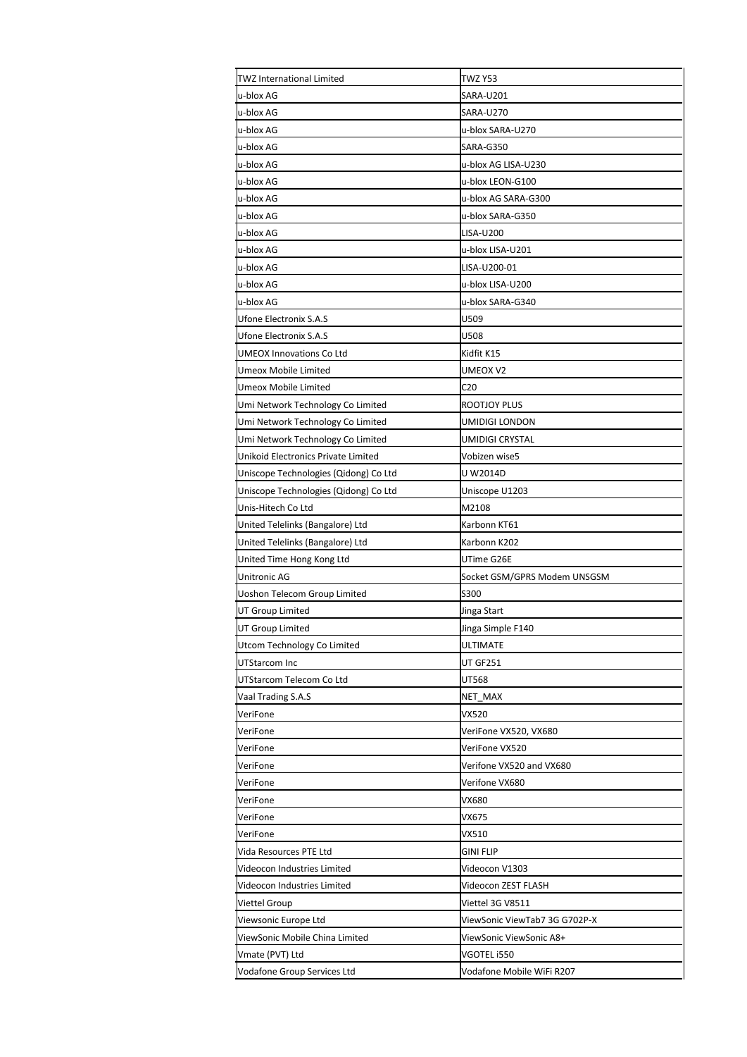| TWZ International Limited | TWZ Y53 |
|---|---|
| u-blox AG | SARA-U201 |
| u-blox AG | SARA-U270 |
| u-blox AG | u-blox SARA-U270 |
| u-blox AG | SARA-G350 |
| u-blox AG | u-blox AG LISA-U230 |
| u-blox AG | u-blox LEON-G100 |
| u-blox AG | u-blox AG SARA-G300 |
| u-blox AG | u-blox SARA-G350 |
| u-blox AG | LISA-U200 |
| u-blox AG | u-blox LISA-U201 |
| u-blox AG | LISA-U200-01 |
| u-blox AG | u-blox LISA-U200 |
| u-blox AG | u-blox SARA-G340 |
| Ufone Electronix S.A.S | U509 |
| Ufone Electronix S.A.S | U508 |
| UMEOX Innovations Co Ltd | Kidfit K15 |
| Umeox Mobile Limited | UMEOX V2 |
| Umeox Mobile Limited | C20 |
| Umi Network Technology Co Limited | ROOTJOY PLUS |
| Umi Network Technology Co Limited | UMIDIGI LONDON |
| Umi Network Technology Co Limited | UMIDIGI CRYSTAL |
| Unikoid Electronics Private Limited | Vobizen wise5 |
| Uniscope Technologies (Qidong) Co Ltd | U W2014D |
| Uniscope Technologies (Qidong) Co Ltd | Uniscope U1203 |
| Unis-Hitech Co Ltd | M2108 |
| United Telelinks (Bangalore) Ltd | Karbonn KT61 |
| United Telelinks (Bangalore) Ltd | Karbonn K202 |
| United Time Hong Kong Ltd | UTime G26E |
| Unitronic AG | Socket GSM/GPRS Modem UNSGSM |
| Uoshon Telecom Group Limited | S300 |
| UT Group Limited | Jinga Start |
| UT Group Limited | Jinga Simple F140 |
| Utcom Technology Co Limited | ULTIMATE |
| UTStarcom Inc | UT GF251 |
| UTStarcom Telecom Co Ltd | UT568 |
| Vaal Trading S.A.S | NET_MAX |
| VeriFone | VX520 |
| VeriFone | VeriFone VX520, VX680 |
| VeriFone | VeriFone VX520 |
| VeriFone | Verifone VX520 and VX680 |
| VeriFone | Verifone VX680 |
| VeriFone | VX680 |
| VeriFone | VX675 |
| VeriFone | VX510 |
| Vida Resources PTE Ltd | GINI FLIP |
| Videocon Industries Limited | Videocon V1303 |
| Videocon Industries Limited | Videocon ZEST FLASH |
| Viettel Group | Viettel 3G V8511 |
| Viewsonic Europe Ltd | ViewSonic ViewTab7 3G G702P-X |
| ViewSonic Mobile China Limited | ViewSonic ViewSonic A8+ |
| Vmate (PVT) Ltd | VGOTEL i550 |
| Vodafone Group Services Ltd | Vodafone Mobile WiFi R207 |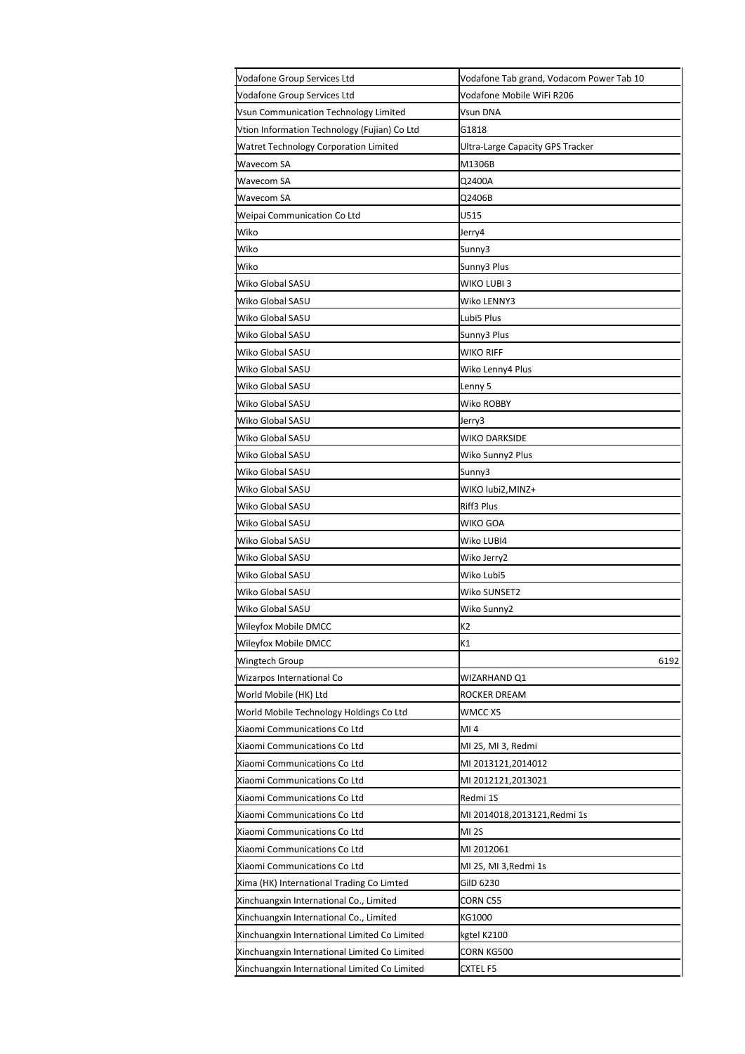| | |
|---|---|
| Vodafone Group Services Ltd | Vodafone Tab grand, Vodacom Power Tab 10 |
| Vodafone Group Services Ltd | Vodafone Mobile WiFi R206 |
| Vsun Communication Technology Limited | Vsun DNA |
| Vtion Information Technology (Fujian) Co Ltd | G1818 |
| Watret Technology Corporation Limited | Ultra-Large Capacity GPS Tracker |
| Wavecom SA | M1306B |
| Wavecom SA | Q2400A |
| Wavecom SA | Q2406B |
| Weipai Communication Co Ltd | U515 |
| Wiko | Jerry4 |
| Wiko | Sunny3 |
| Wiko | Sunny3 Plus |
| Wiko Global SASU | WIKO LUBI 3 |
| Wiko Global SASU | Wiko LENNY3 |
| Wiko Global SASU | Lubi5 Plus |
| Wiko Global SASU | Sunny3 Plus |
| Wiko Global SASU | WIKO RIFF |
| Wiko Global SASU | Wiko Lenny4 Plus |
| Wiko Global SASU | Lenny 5 |
| Wiko Global SASU | Wiko ROBBY |
| Wiko Global SASU | Jerry3 |
| Wiko Global SASU | WIKO DARKSIDE |
| Wiko Global SASU | Wiko Sunny2 Plus |
| Wiko Global SASU | Sunny3 |
| Wiko Global SASU | WIKO lubi2,MINZ+ |
| Wiko Global SASU | Riff3 Plus |
| Wiko Global SASU | WIKO GOA |
| Wiko Global SASU | Wiko LUBI4 |
| Wiko Global SASU | Wiko Jerry2 |
| Wiko Global SASU | Wiko Lubi5 |
| Wiko Global SASU | Wiko SUNSET2 |
| Wiko Global SASU | Wiko Sunny2 |
| Wileyfox Mobile DMCC | K2 |
| Wileyfox Mobile DMCC | K1 |
| Wingtech Group | 6192 |
| Wizarpos International Co | WIZARHAND Q1 |
| World Mobile (HK) Ltd | ROCKER DREAM |
| World Mobile Technology Holdings Co Ltd | WMCC X5 |
| Xiaomi Communications Co Ltd | MI 4 |
| Xiaomi Communications Co Ltd | MI 2S, MI 3, Redmi |
| Xiaomi Communications Co Ltd | MI 2013121,2014012 |
| Xiaomi Communications Co Ltd | MI 2012121,2013021 |
| Xiaomi Communications Co Ltd | Redmi 1S |
| Xiaomi Communications Co Ltd | MI 2014018,2013121,Redmi 1s |
| Xiaomi Communications Co Ltd | MI 2S |
| Xiaomi Communications Co Ltd | MI 2012061 |
| Xiaomi Communications Co Ltd | MI 2S, MI 3,Redmi 1s |
| Xima (HK) International Trading Co Limted | GilD 6230 |
| Xinchuangxin International Co., Limited | CORN C55 |
| Xinchuangxin International Co., Limited | KG1000 |
| Xinchuangxin International Limited Co Limited | kgtel K2100 |
| Xinchuangxin International Limited Co Limited | CORN KG500 |
| Xinchuangxin International Limited Co Limited | CXTEL F5 |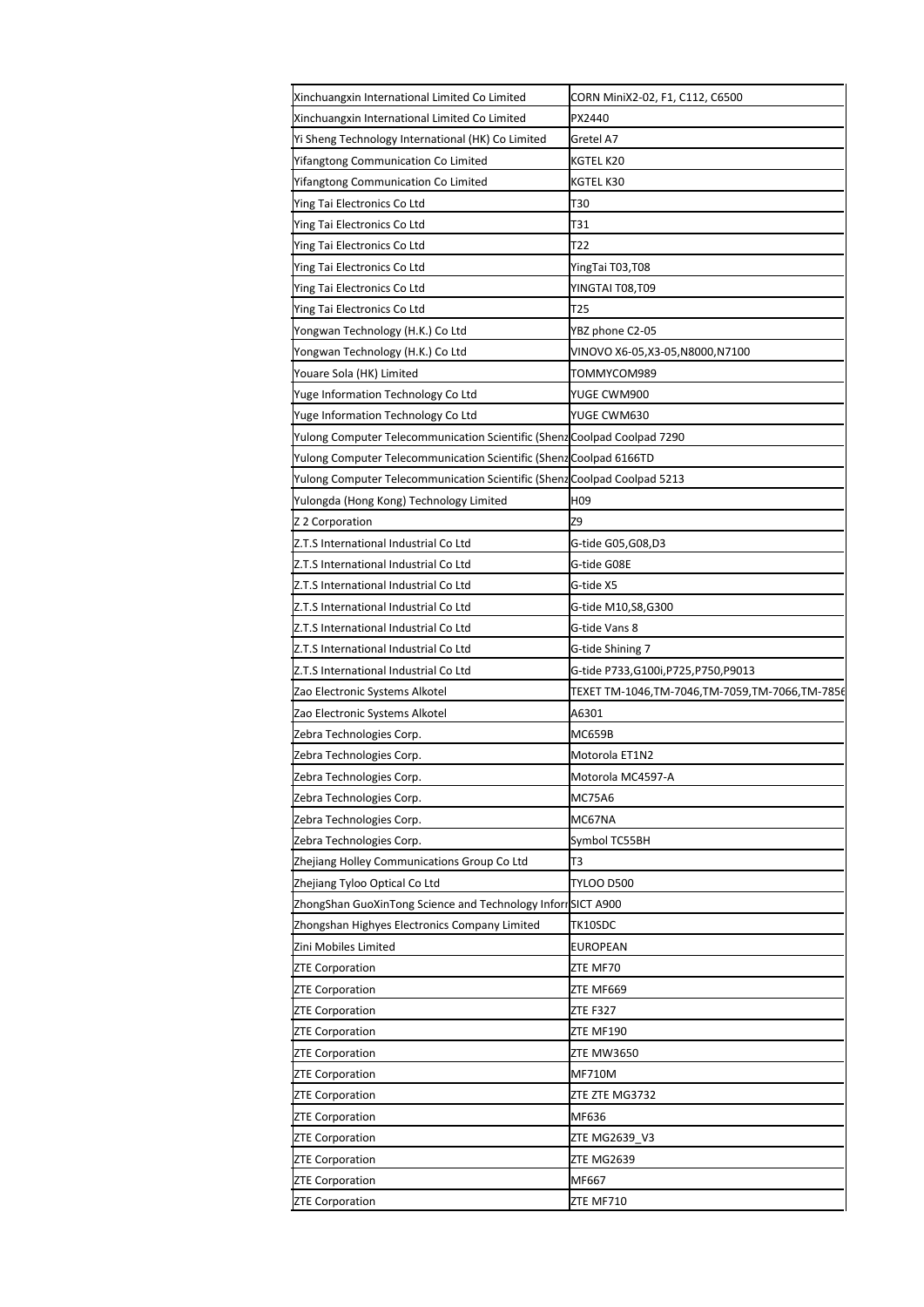| | |
|---|---|
| Xinchuangxin International Limited Co Limited | CORN MiniX2-02, F1, C112, C6500 |
| Xinchuangxin International Limited Co Limited | PX2440 |
| Yi Sheng Technology International (HK) Co Limited | Gretel A7 |
| Yifangtong Communication Co Limited | KGTEL K20 |
| Yifangtong Communication Co Limited | KGTEL K30 |
| Ying Tai Electronics Co Ltd | T30 |
| Ying Tai Electronics Co Ltd | T31 |
| Ying Tai Electronics Co Ltd | T22 |
| Ying Tai Electronics Co Ltd | YingTai T03,T08 |
| Ying Tai Electronics Co Ltd | YINGTAI T08,T09 |
| Ying Tai Electronics Co Ltd | T25 |
| Yongwan Technology (H.K.) Co Ltd | YBZ phone C2-05 |
| Yongwan Technology (H.K.) Co Ltd | VINOVO X6-05,X3-05,N8000,N7100 |
| Youare Sola (HK) Limited | TOMMYCOM989 |
| Yuge Information Technology Co Ltd | YUGE CWM900 |
| Yuge Information Technology Co Ltd | YUGE CWM630 |
| Yulong Computer Telecommunication Scientific (Shenz | Coolpad Coolpad 7290 |
| Yulong Computer Telecommunication Scientific (Shenz | Coolpad 6166TD |
| Yulong Computer Telecommunication Scientific (Shenz | Coolpad Coolpad 5213 |
| Yulongda (Hong Kong) Technology Limited | H09 |
| Z 2 Corporation | Z9 |
| Z.T.S International Industrial Co Ltd | G-tide G05,G08,D3 |
| Z.T.S International Industrial Co Ltd | G-tide G08E |
| Z.T.S International Industrial Co Ltd | G-tide X5 |
| Z.T.S International Industrial Co Ltd | G-tide M10,S8,G300 |
| Z.T.S International Industrial Co Ltd | G-tide Vans 8 |
| Z.T.S International Industrial Co Ltd | G-tide Shining 7 |
| Z.T.S International Industrial Co Ltd | G-tide P733,G100i,P725,P750,P9013 |
| Zao Electronic Systems Alkotel | TEXET TM-1046,TM-7046,TM-7059,TM-7066,TM-785 |
| Zao Electronic Systems Alkotel | A6301 |
| Zebra Technologies Corp. | MC659B |
| Zebra Technologies Corp. | Motorola ET1N2 |
| Zebra Technologies Corp. | Motorola MC4597-A |
| Zebra Technologies Corp. | MC75A6 |
| Zebra Technologies Corp. | MC67NA |
| Zebra Technologies Corp. | Symbol TC55BH |
| Zhejiang Holley Communications Group Co Ltd | T3 |
| Zhejiang Tyloo Optical Co Ltd | TYLOO D500 |
| ZhongShan GuoXinTong Science and Technology Infor | SICT A900 |
| Zhongshan Highyes Electronics Company Limited | TK10SDC |
| Zini Mobiles Limited | EUROPEAN |
| ZTE Corporation | ZTE MF70 |
| ZTE Corporation | ZTE MF669 |
| ZTE Corporation | ZTE F327 |
| ZTE Corporation | ZTE MF190 |
| ZTE Corporation | ZTE MW3650 |
| ZTE Corporation | MF710M |
| ZTE Corporation | ZTE ZTE MG3732 |
| ZTE Corporation | MF636 |
| ZTE Corporation | ZTE MG2639_V3 |
| ZTE Corporation | ZTE MG2639 |
| ZTE Corporation | MF667 |
| ZTE Corporation | ZTE MF710 |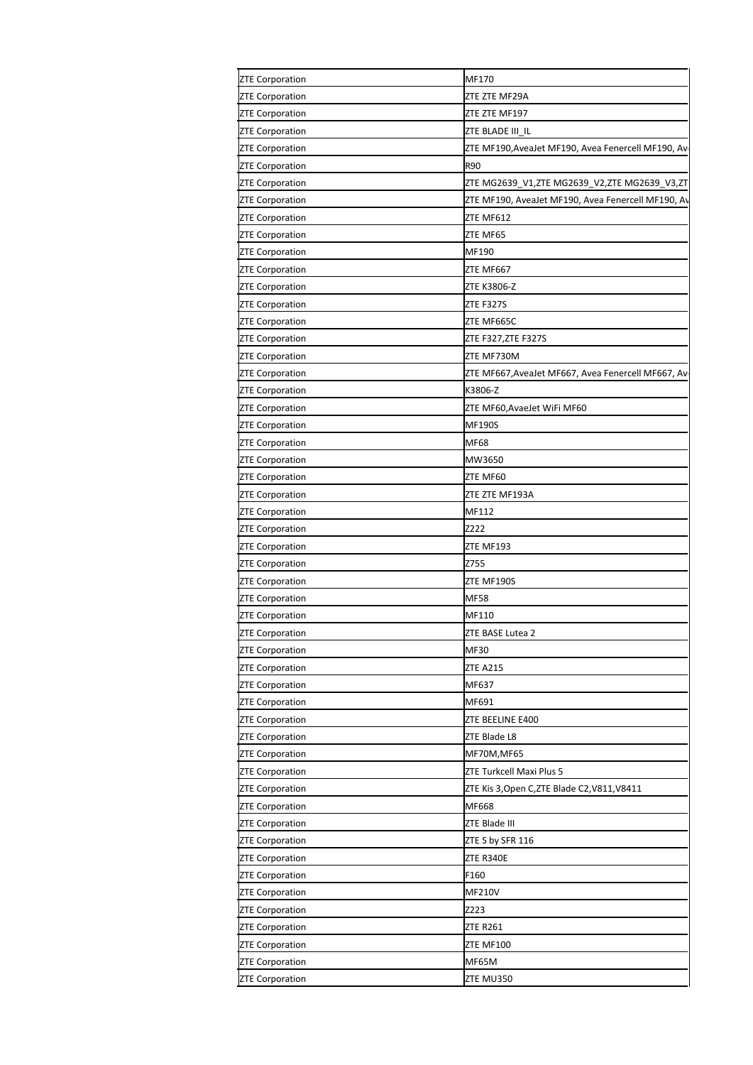| ZTE Corporation | MF170 |
|---|---|
| ZTE Corporation | ZTE ZTE MF29A |
| ZTE Corporation | ZTE ZTE MF197 |
| ZTE Corporation | ZTE BLADE III_IL |
| ZTE Corporation | ZTE MF190,AveaJet MF190, Avea Fenercell MF190, Av |
| ZTE Corporation | R90 |
| ZTE Corporation | ZTE MG2639_V1,ZTE MG2639_V2,ZTE MG2639_V3,ZT |
| ZTE Corporation | ZTE MF190, AveaJet MF190, Avea Fenercell MF190, Av |
| ZTE Corporation | ZTE MF612 |
| ZTE Corporation | ZTE MF65 |
| ZTE Corporation | MF190 |
| ZTE Corporation | ZTE MF667 |
| ZTE Corporation | ZTE K3806-Z |
| ZTE Corporation | ZTE F327S |
| ZTE Corporation | ZTE MF665C |
| ZTE Corporation | ZTE F327,ZTE F327S |
| ZTE Corporation | ZTE MF730M |
| ZTE Corporation | ZTE MF667,AveaJet MF667, Avea Fenercell MF667, Av |
| ZTE Corporation | K3806-Z |
| ZTE Corporation | ZTE MF60,AvaeJet WiFi MF60 |
| ZTE Corporation | MF190S |
| ZTE Corporation | MF68 |
| ZTE Corporation | MW3650 |
| ZTE Corporation | ZTE MF60 |
| ZTE Corporation | ZTE ZTE MF193A |
| ZTE Corporation | MF112 |
| ZTE Corporation | Z222 |
| ZTE Corporation | ZTE MF193 |
| ZTE Corporation | Z755 |
| ZTE Corporation | ZTE MF190S |
| ZTE Corporation | MF58 |
| ZTE Corporation | MF110 |
| ZTE Corporation | ZTE BASE Lutea 2 |
| ZTE Corporation | MF30 |
| ZTE Corporation | ZTE A215 |
| ZTE Corporation | MF637 |
| ZTE Corporation | MF691 |
| ZTE Corporation | ZTE BEELINE E400 |
| ZTE Corporation | ZTE Blade L8 |
| ZTE Corporation | MF70M,MF65 |
| ZTE Corporation | ZTE Turkcell Maxi Plus 5 |
| ZTE Corporation | ZTE Kis 3,Open C,ZTE Blade C2,V811,V8411 |
| ZTE Corporation | MF668 |
| ZTE Corporation | ZTE Blade III |
| ZTE Corporation | ZTE S by SFR 116 |
| ZTE Corporation | ZTE R340E |
| ZTE Corporation | F160 |
| ZTE Corporation | MF210V |
| ZTE Corporation | Z223 |
| ZTE Corporation | ZTE R261 |
| ZTE Corporation | ZTE MF100 |
| ZTE Corporation | MF65M |
| ZTE Corporation | ZTE MU350 |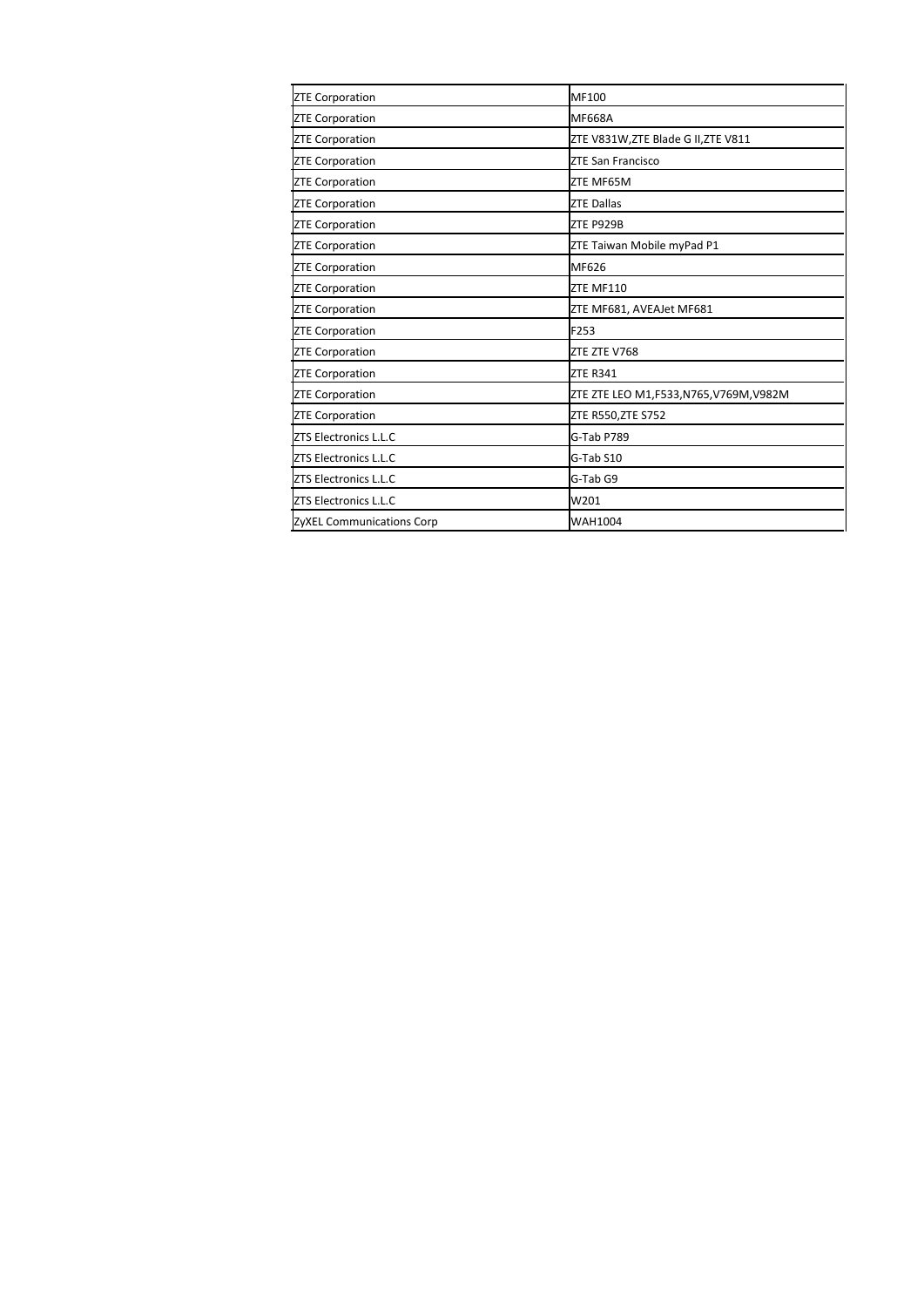| ZTE Corporation | MF100 |
|---|---|
| ZTE Corporation | MF668A |
| ZTE Corporation | ZTE V831W,ZTE Blade G II,ZTE V811 |
| ZTE Corporation | ZTE San Francisco |
| ZTE Corporation | ZTE MF65M |
| ZTE Corporation | ZTE Dallas |
| ZTE Corporation | ZTE P929B |
| ZTE Corporation | ZTE Taiwan Mobile myPad P1 |
| ZTE Corporation | MF626 |
| ZTE Corporation | ZTE MF110 |
| ZTE Corporation | ZTE MF681, AVEAJet MF681 |
| ZTE Corporation | F253 |
| ZTE Corporation | ZTE ZTE V768 |
| ZTE Corporation | ZTE R341 |
| ZTE Corporation | ZTE ZTE LEO M1,F533,N765,V769M,V982M |
| ZTE Corporation | ZTE R550,ZTE S752 |
| ZTS Electronics L.L.C | G-Tab P789 |
| ZTS Electronics L.L.C | G-Tab S10 |
| ZTS Electronics L.L.C | G-Tab G9 |
| ZTS Electronics L.L.C | W201 |
| ZyXEL Communications Corp | WAH1004 |